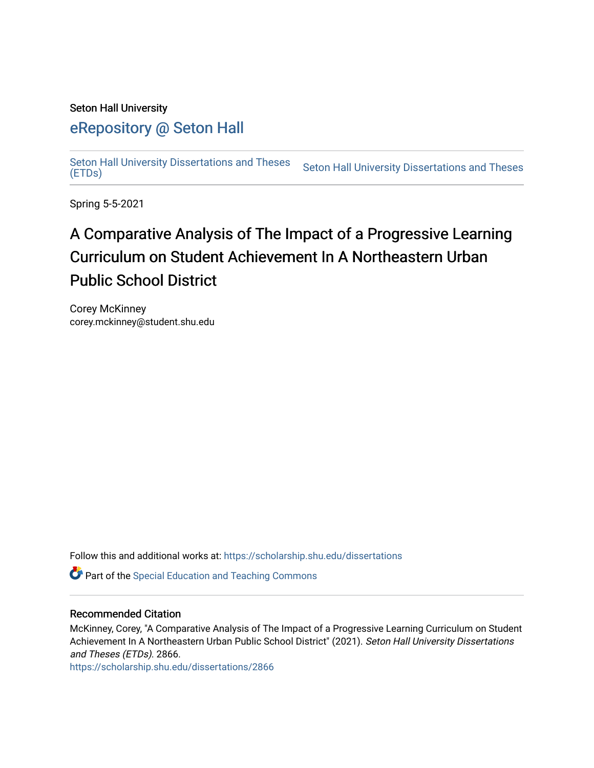Seton Hall University

## eRepository @ Seton Hall

Seton Hall University Dissertations and Theses (ETDs) | Seton Hall University Dissertations and Theses

Spring 5-5-2021

# A Comparative Analysis of The Impact of a Progressive Learning Curriculum on Student Achievement In A Northeastern Urban Public School District

Corey McKinney
corey.mckinney@student.shu.edu

Follow this and additional works at: https://scholarship.shu.edu/dissertations

Part of the Special Education and Teaching Commons

### Recommended Citation

McKinney, Corey, "A Comparative Analysis of The Impact of a Progressive Learning Curriculum on Student Achievement In A Northeastern Urban Public School District" (2021). *Seton Hall University Dissertations and Theses (ETDs)*. 2866.
https://scholarship.shu.edu/dissertations/2866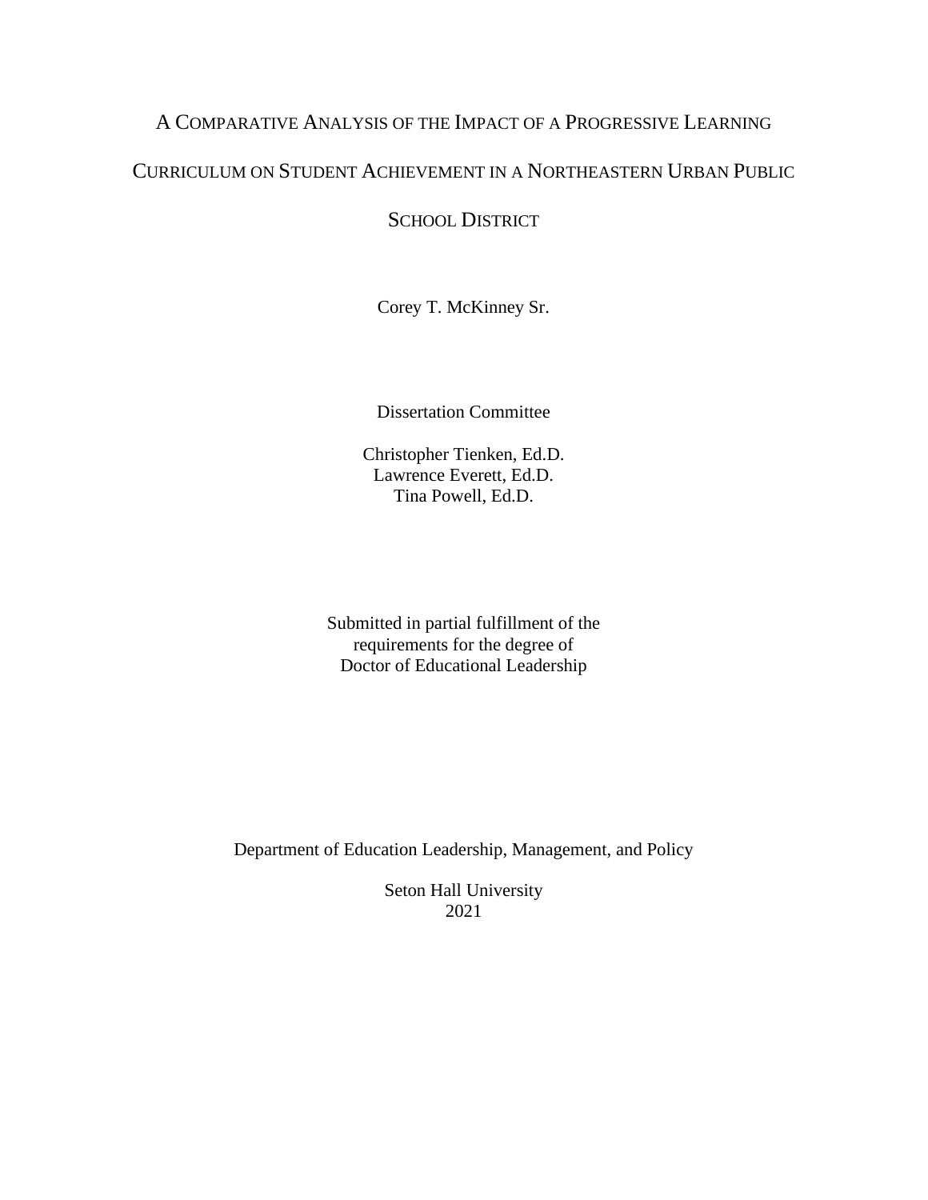# A Comparative Analysis of the Impact of a Progressive Learning Curriculum on Student Achievement in a Northeastern Urban Public School District

Corey T. McKinney Sr.

Dissertation Committee

Christopher Tienken, Ed.D.
Lawrence Everett, Ed.D.
Tina Powell, Ed.D.

Submitted in partial fulfillment of the
requirements for the degree of
Doctor of Educational Leadership

Department of Education Leadership, Management, and Policy

Seton Hall University
2021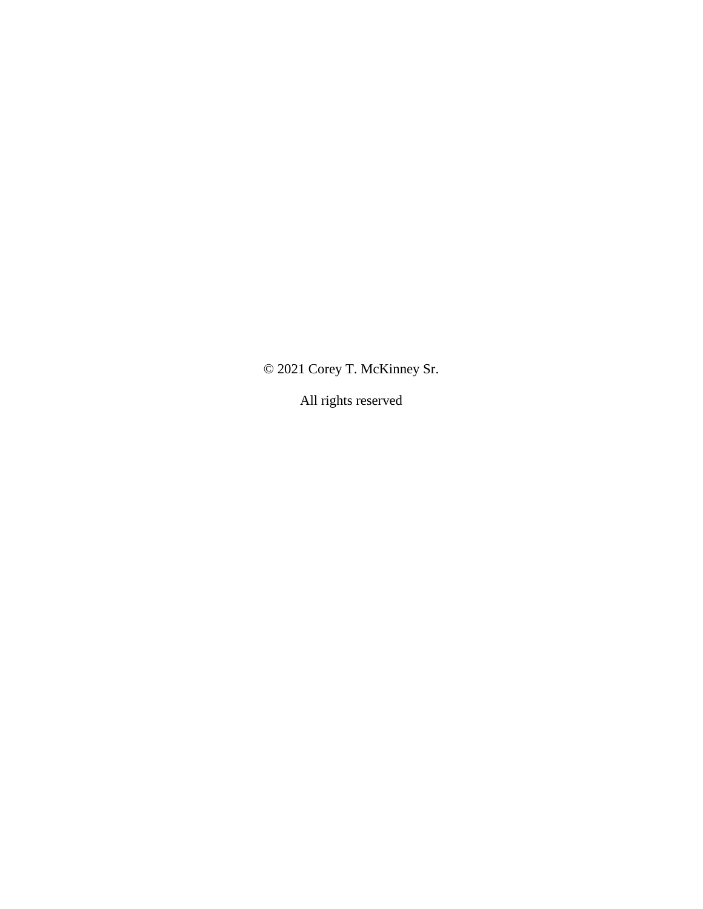© 2021 Corey T. McKinney Sr.

All rights reserved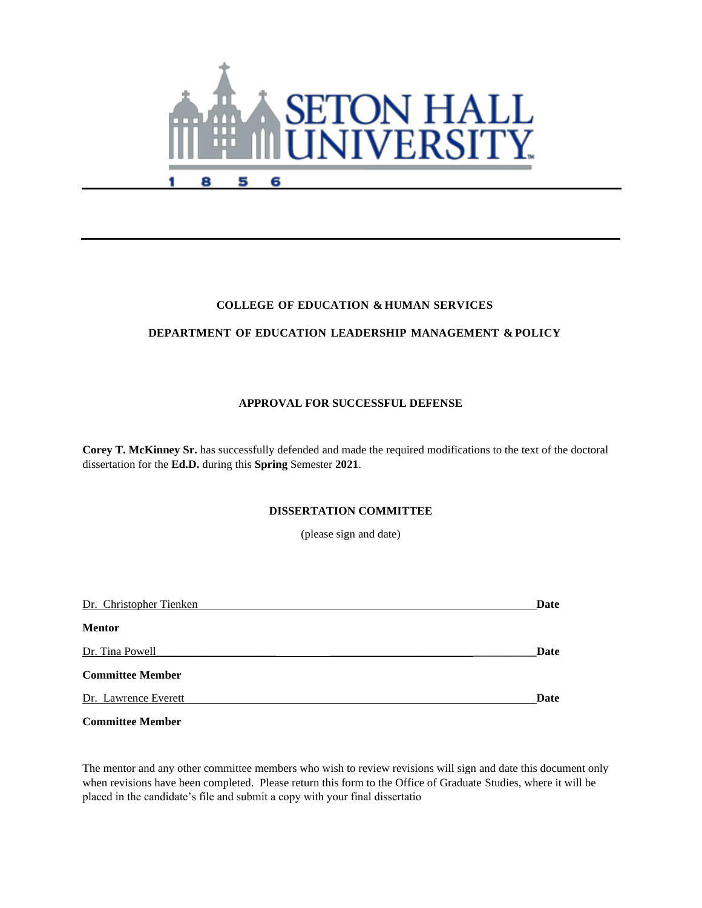SETON HALL UNIVERSITY

1856

**COLLEGE OF EDUCATION & HUMAN SERVICES**

**DEPARTMENT OF EDUCATION LEADERSHIP MANAGEMENT & POLICY**

**APPROVAL FOR SUCCESSFUL DEFENSE**

**Corey T. McKinney Sr.** has successfully defended and made the required modifications to the text of the doctoral dissertation for the **Ed.D.** during this **Spring** Semester **2021**.

**DISSERTATION COMMITTEE**

(please sign and date)

Dr. Christopher Tienken ______________________________ **Date**

**Mentor**

Dr. Tina Powell ______________________________ **Date**

**Committee Member**

Dr. Lawrence Everett ______________________________ **Date**

**Committee Member**

The mentor and any other committee members who wish to review revisions will sign and date this document only when revisions have been completed. Please return this form to the Office of Graduate Studies, where it will be placed in the candidate's file and submit a copy with your final dissertatio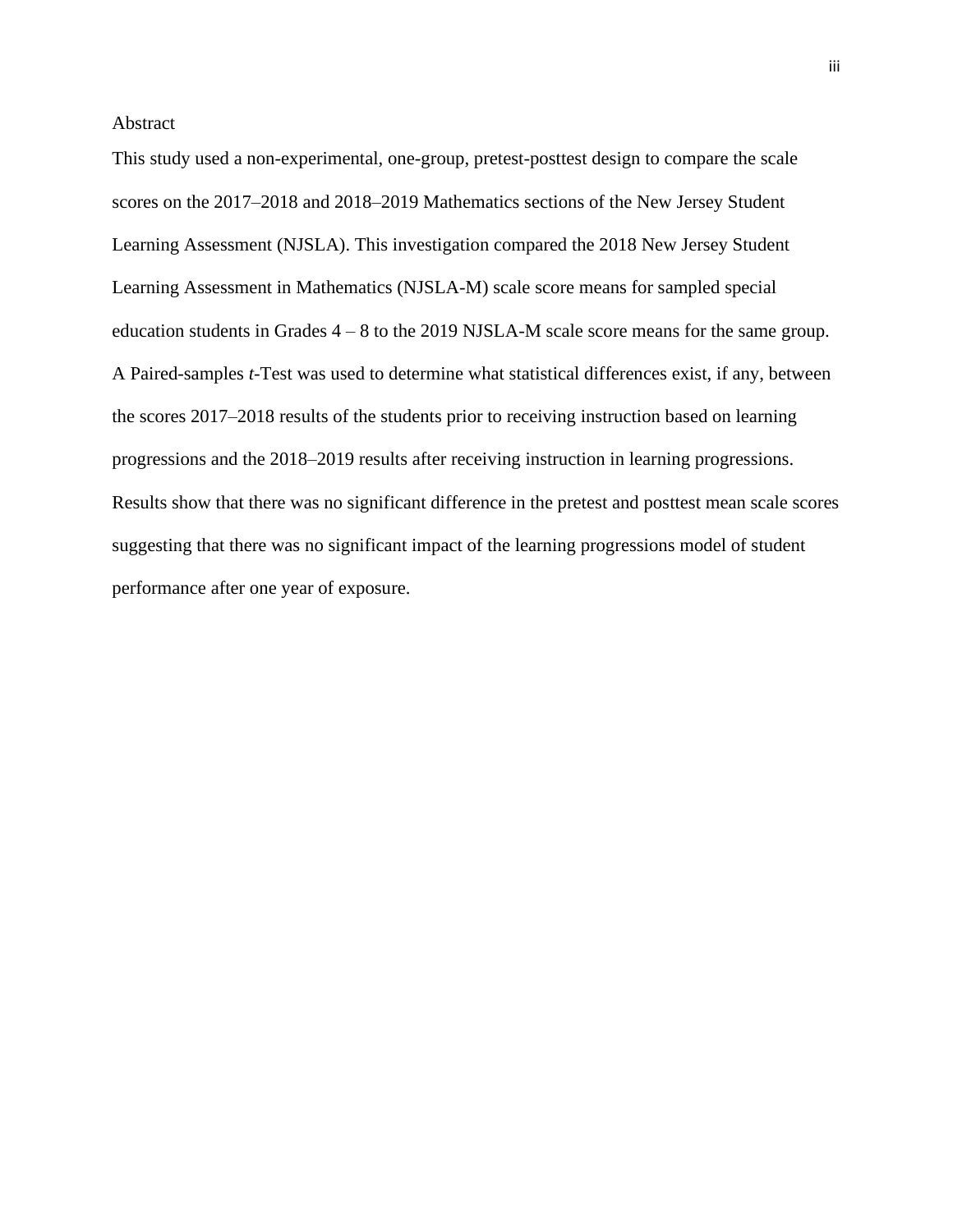## Abstract

This study used a non-experimental, one-group, pretest-posttest design to compare the scale scores on the 2017–2018 and 2018–2019 Mathematics sections of the New Jersey Student Learning Assessment (NJSLA). This investigation compared the 2018 New Jersey Student Learning Assessment in Mathematics (NJSLA-M) scale score means for sampled special education students in Grades 4 – 8 to the 2019 NJSLA-M scale score means for the same group. A Paired-samples *t*-Test was used to determine what statistical differences exist, if any, between the scores 2017–2018 results of the students prior to receiving instruction based on learning progressions and the 2018–2019 results after receiving instruction in learning progressions. Results show that there was no significant difference in the pretest and posttest mean scale scores suggesting that there was no significant impact of the learning progressions model of student performance after one year of exposure.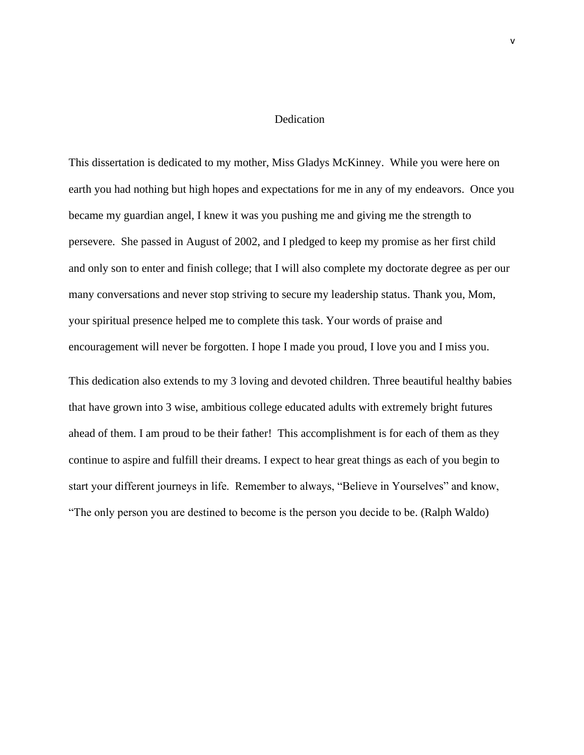# Dedication

This dissertation is dedicated to my mother, Miss Gladys McKinney. While you were here on earth you had nothing but high hopes and expectations for me in any of my endeavors. Once you became my guardian angel, I knew it was you pushing me and giving me the strength to persevere. She passed in August of 2002, and I pledged to keep my promise as her first child and only son to enter and finish college; that I will also complete my doctorate degree as per our many conversations and never stop striving to secure my leadership status. Thank you, Mom, your spiritual presence helped me to complete this task. Your words of praise and encouragement will never be forgotten. I hope I made you proud, I love you and I miss you.

This dedication also extends to my 3 loving and devoted children. Three beautiful healthy babies that have grown into 3 wise, ambitious college educated adults with extremely bright futures ahead of them. I am proud to be their father! This accomplishment is for each of them as they continue to aspire and fulfill their dreams. I expect to hear great things as each of you begin to start your different journeys in life. Remember to always, "Believe in Yourselves" and know, "The only person you are destined to become is the person you decide to be. (Ralph Waldo)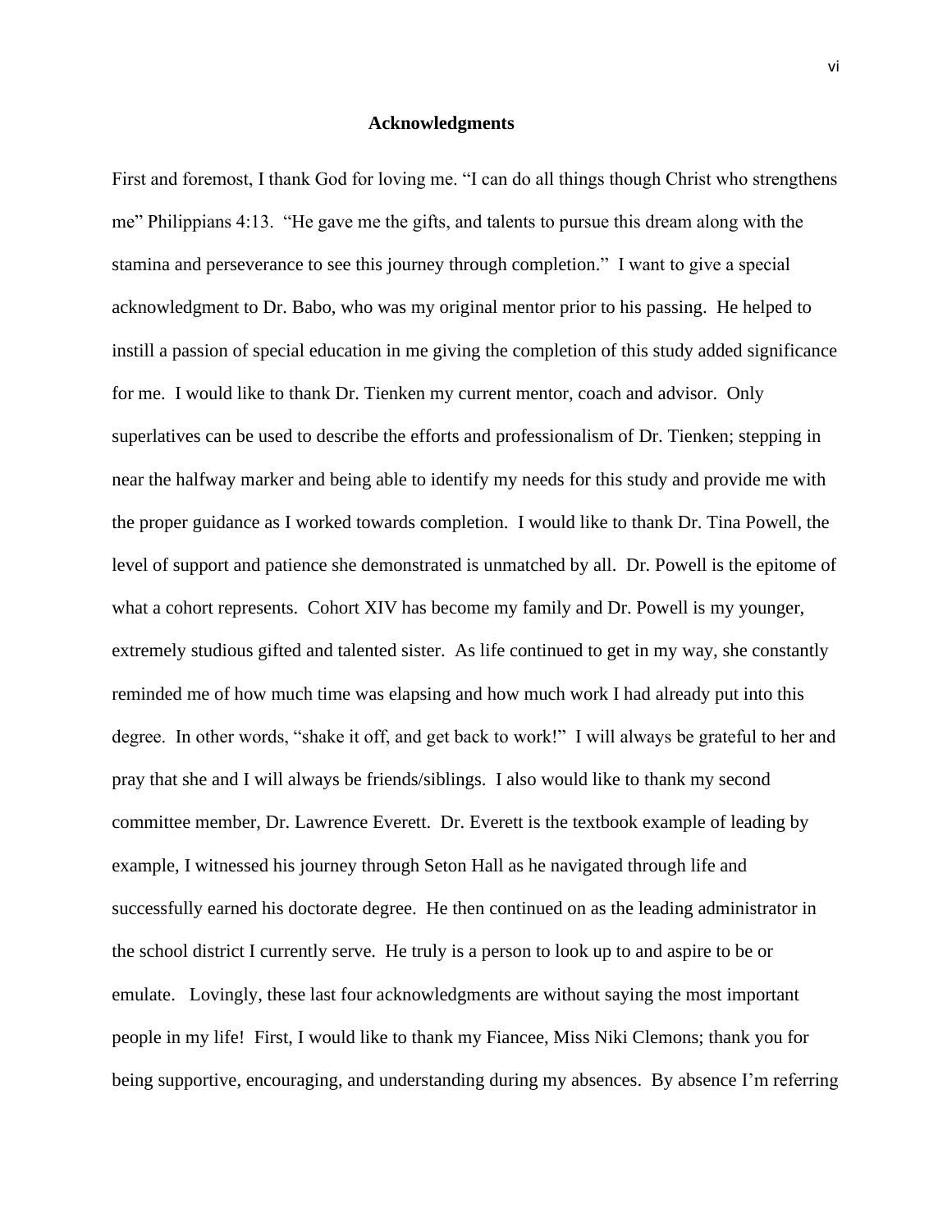## Acknowledgments

First and foremost, I thank God for loving me. "I can do all things though Christ who strengthens me" Philippians 4:13. "He gave me the gifts, and talents to pursue this dream along with the stamina and perseverance to see this journey through completion." I want to give a special acknowledgment to Dr. Babo, who was my original mentor prior to his passing. He helped to instill a passion of special education in me giving the completion of this study added significance for me. I would like to thank Dr. Tienken my current mentor, coach and advisor. Only superlatives can be used to describe the efforts and professionalism of Dr. Tienken; stepping in near the halfway marker and being able to identify my needs for this study and provide me with the proper guidance as I worked towards completion. I would like to thank Dr. Tina Powell, the level of support and patience she demonstrated is unmatched by all. Dr. Powell is the epitome of what a cohort represents. Cohort XIV has become my family and Dr. Powell is my younger, extremely studious gifted and talented sister. As life continued to get in my way, she constantly reminded me of how much time was elapsing and how much work I had already put into this degree. In other words, "shake it off, and get back to work!" I will always be grateful to her and pray that she and I will always be friends/siblings. I also would like to thank my second committee member, Dr. Lawrence Everett. Dr. Everett is the textbook example of leading by example, I witnessed his journey through Seton Hall as he navigated through life and successfully earned his doctorate degree. He then continued on as the leading administrator in the school district I currently serve. He truly is a person to look up to and aspire to be or emulate. Lovingly, these last four acknowledgments are without saying the most important people in my life! First, I would like to thank my Fiancee, Miss Niki Clemons; thank you for being supportive, encouraging, and understanding during my absences. By absence I'm referring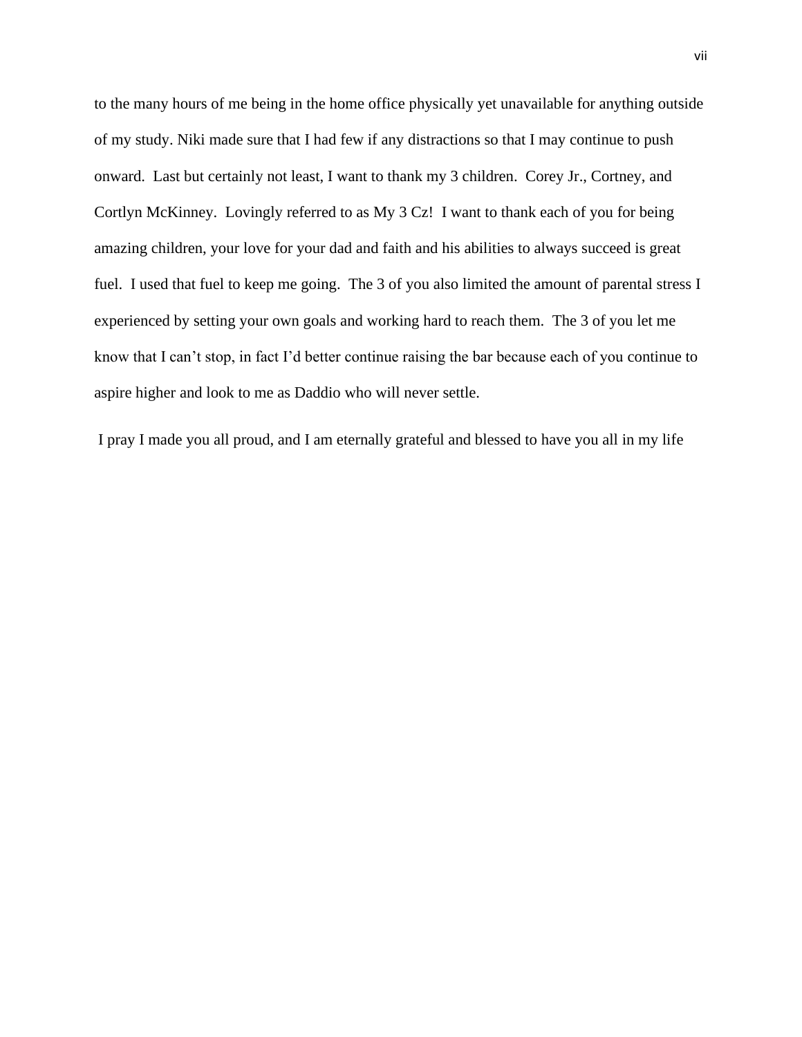to the many hours of me being in the home office physically yet unavailable for anything outside of my study. Niki made sure that I had few if any distractions so that I may continue to push onward. Last but certainly not least, I want to thank my 3 children. Corey Jr., Cortney, and Cortlyn McKinney. Lovingly referred to as My 3 Cz! I want to thank each of you for being amazing children, your love for your dad and faith and his abilities to always succeed is great fuel. I used that fuel to keep me going. The 3 of you also limited the amount of parental stress I experienced by setting your own goals and working hard to reach them. The 3 of you let me know that I can't stop, in fact I'd better continue raising the bar because each of you continue to aspire higher and look to me as Daddio who will never settle.

I pray I made you all proud, and I am eternally grateful and blessed to have you all in my life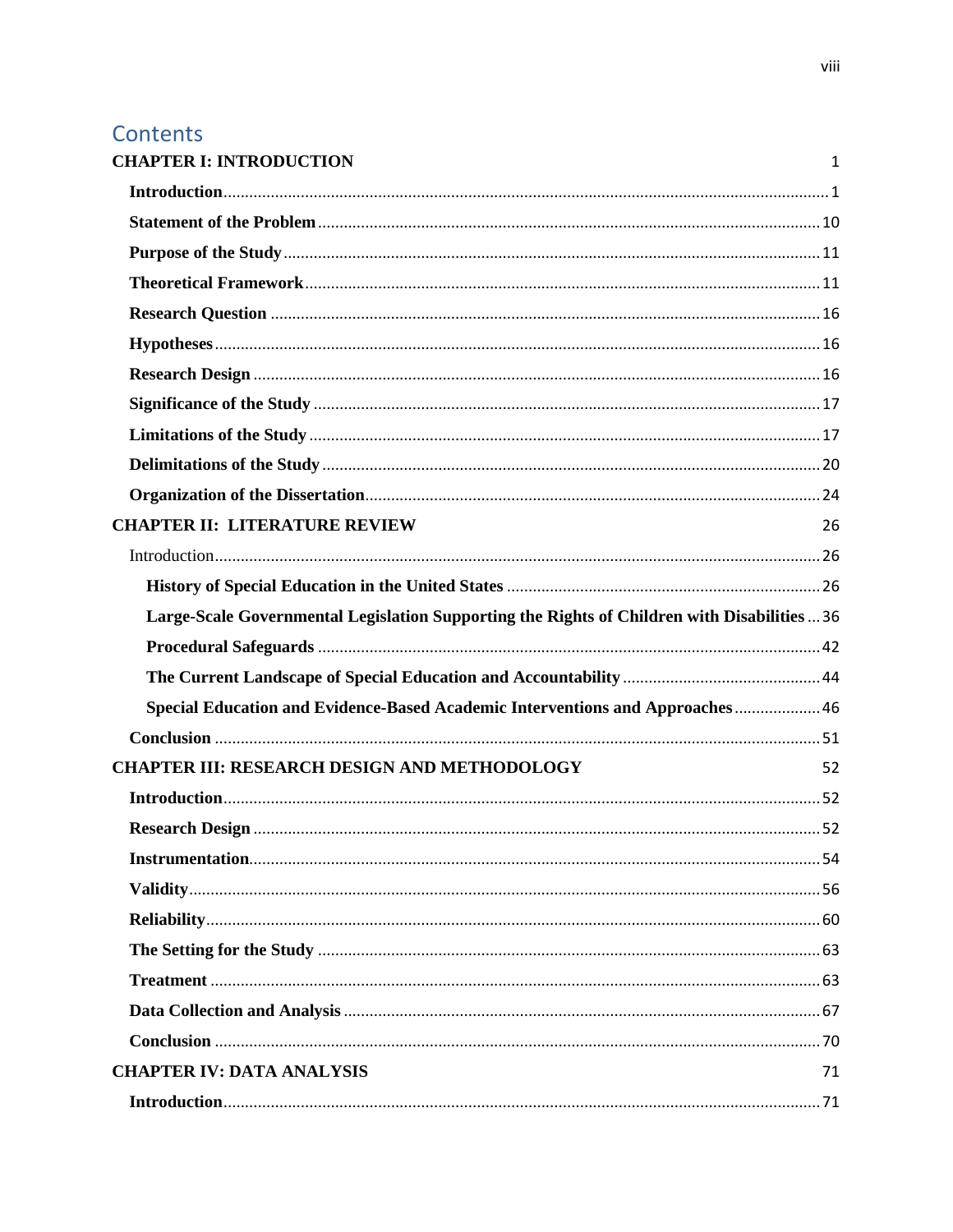# Contents

**CHAPTER I: INTRODUCTION** 1

- **Introduction** 1
- **Statement of the Problem** 10
- **Purpose of the Study** 11
- **Theoretical Framework** 11
- **Research Question** 16
- **Hypotheses** 16
- **Research Design** 16
- **Significance of the Study** 17
- **Limitations of the Study** 17
- **Delimitations of the Study** 20
- **Organization of the Dissertation** 24

**CHAPTER II: LITERATURE REVIEW** 26

- Introduction 26
  - **History of Special Education in the United States** 26
  - **Large-Scale Governmental Legislation Supporting the Rights of Children with Disabilities** 36
  - **Procedural Safeguards** 42
  - **The Current Landscape of Special Education and Accountability** 44
  - **Special Education and Evidence-Based Academic Interventions and Approaches** 46
- **Conclusion** 51

**CHAPTER III: RESEARCH DESIGN AND METHODOLOGY** 52

- **Introduction** 52
- **Research Design** 52
- **Instrumentation** 54
- **Validity** 56
- **Reliability** 60
- **The Setting for the Study** 63
- **Treatment** 63
- **Data Collection and Analysis** 67
- **Conclusion** 70

**CHAPTER IV: DATA ANALYSIS** 71

- **Introduction** 71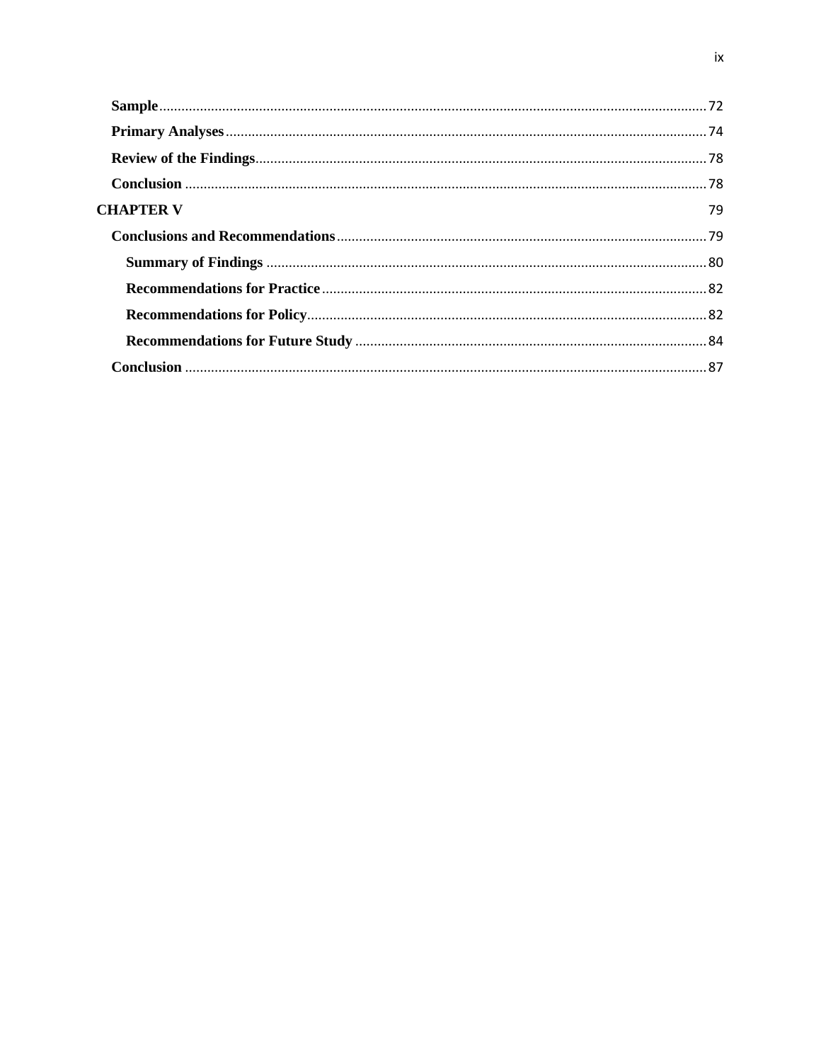**Sample** ........ 72

**Primary Analyses** ........ 74

**Review of the Findings** ........ 78

**Conclusion** ........ 78

**CHAPTER V** 79

**Conclusions and Recommendations** ........ 79

**Summary of Findings** ........ 80

**Recommendations for Practice** ........ 82

**Recommendations for Policy** ........ 82

**Recommendations for Future Study** ........ 84

**Conclusion** ........ 87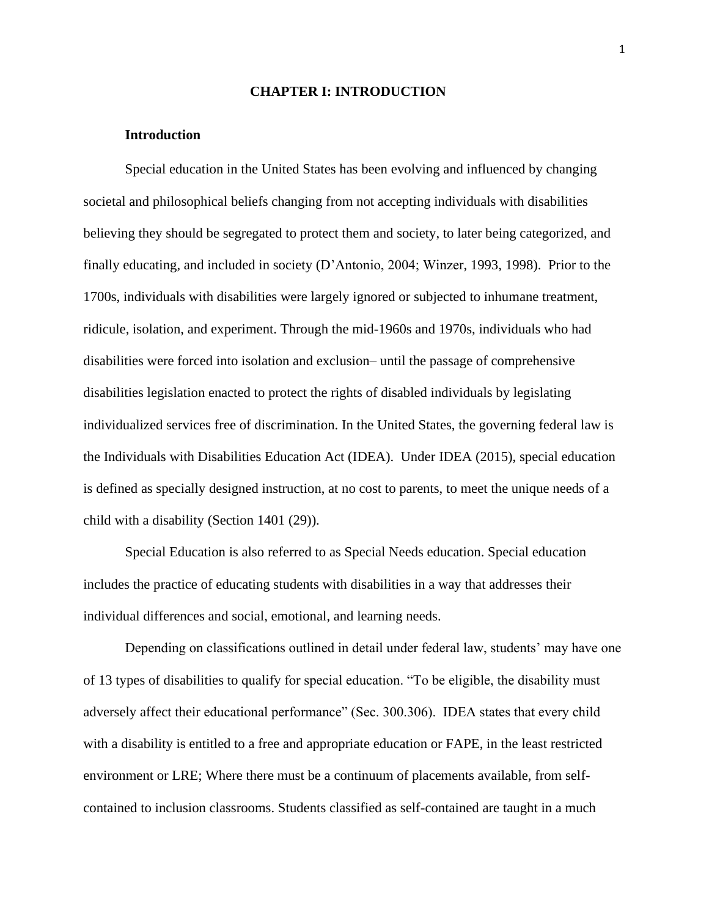# CHAPTER I: INTRODUCTION

## Introduction

Special education in the United States has been evolving and influenced by changing societal and philosophical beliefs changing from not accepting individuals with disabilities believing they should be segregated to protect them and society, to later being categorized, and finally educating, and included in society (D'Antonio, 2004; Winzer, 1993, 1998). Prior to the 1700s, individuals with disabilities were largely ignored or subjected to inhumane treatment, ridicule, isolation, and experiment. Through the mid-1960s and 1970s, individuals who had disabilities were forced into isolation and exclusion– until the passage of comprehensive disabilities legislation enacted to protect the rights of disabled individuals by legislating individualized services free of discrimination. In the United States, the governing federal law is the Individuals with Disabilities Education Act (IDEA). Under IDEA (2015), special education is defined as specially designed instruction, at no cost to parents, to meet the unique needs of a child with a disability (Section 1401 (29)).

Special Education is also referred to as Special Needs education. Special education includes the practice of educating students with disabilities in a way that addresses their individual differences and social, emotional, and learning needs.

Depending on classifications outlined in detail under federal law, students' may have one of 13 types of disabilities to qualify for special education. "To be eligible, the disability must adversely affect their educational performance" (Sec. 300.306). IDEA states that every child with a disability is entitled to a free and appropriate education or FAPE, in the least restricted environment or LRE; Where there must be a continuum of placements available, from self-contained to inclusion classrooms. Students classified as self-contained are taught in a much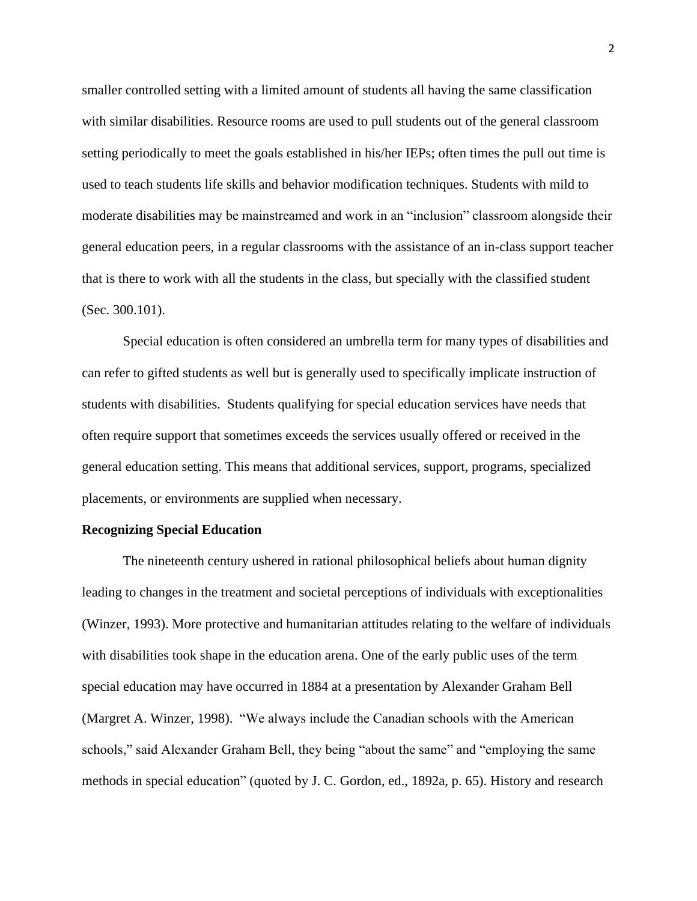smaller controlled setting with a limited amount of students all having the same classification with similar disabilities. Resource rooms are used to pull students out of the general classroom setting periodically to meet the goals established in his/her IEPs; often times the pull out time is used to teach students life skills and behavior modification techniques. Students with mild to moderate disabilities may be mainstreamed and work in an "inclusion" classroom alongside their general education peers, in a regular classrooms with the assistance of an in-class support teacher that is there to work with all the students in the class, but specially with the classified student (Sec. 300.101).

Special education is often considered an umbrella term for many types of disabilities and can refer to gifted students as well but is generally used to specifically implicate instruction of students with disabilities. Students qualifying for special education services have needs that often require support that sometimes exceeds the services usually offered or received in the general education setting. This means that additional services, support, programs, specialized placements, or environments are supplied when necessary.

**Recognizing Special Education**

The nineteenth century ushered in rational philosophical beliefs about human dignity leading to changes in the treatment and societal perceptions of individuals with exceptionalities (Winzer, 1993). More protective and humanitarian attitudes relating to the welfare of individuals with disabilities took shape in the education arena. One of the early public uses of the term special education may have occurred in 1884 at a presentation by Alexander Graham Bell (Margret A. Winzer, 1998). "We always include the Canadian schools with the American schools," said Alexander Graham Bell, they being "about the same" and "employing the same methods in special education" (quoted by J. C. Gordon, ed., 1892a, p. 65). History and research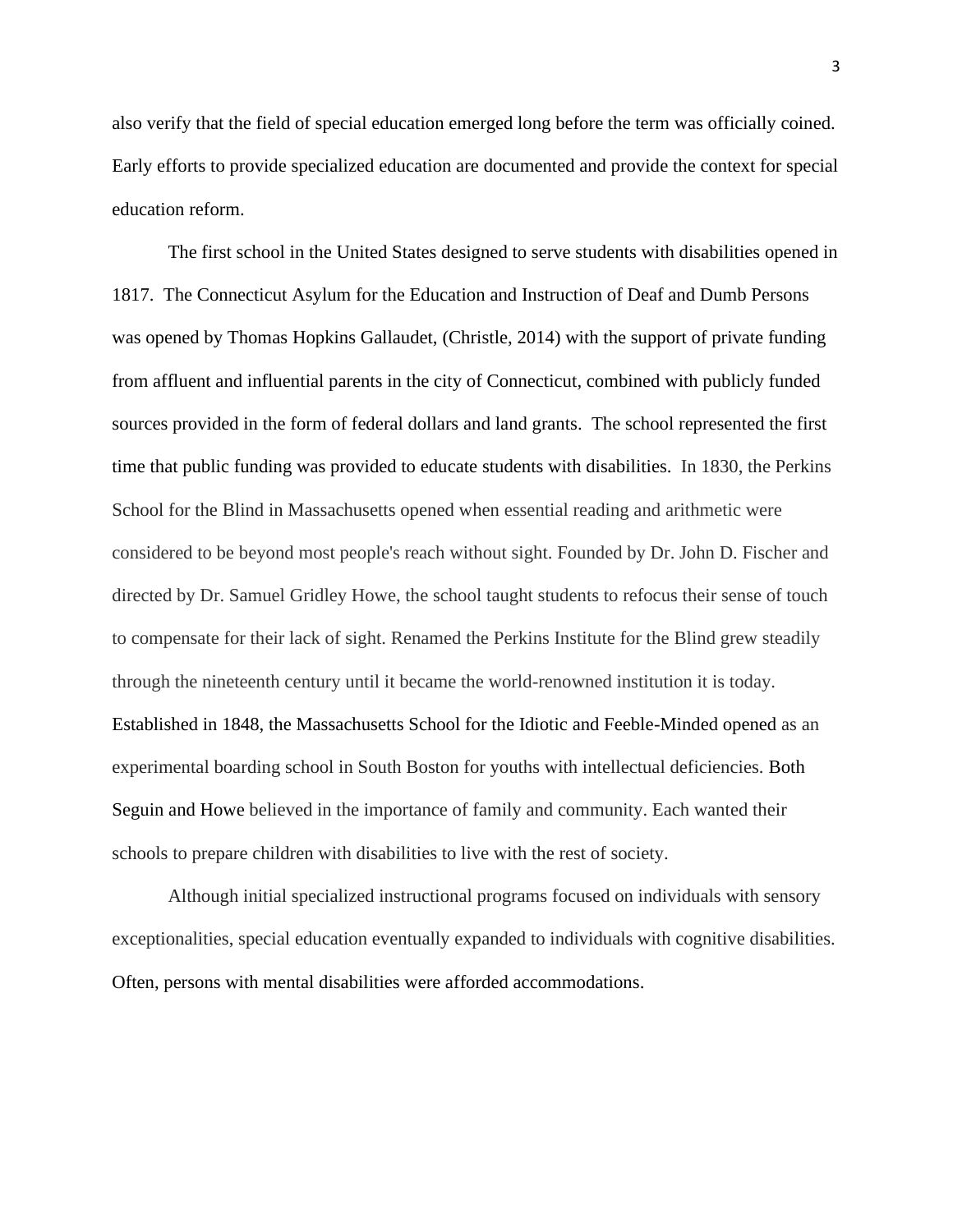also verify that the field of special education emerged long before the term was officially coined. Early efforts to provide specialized education are documented and provide the context for special education reform.

The first school in the United States designed to serve students with disabilities opened in 1817. The Connecticut Asylum for the Education and Instruction of Deaf and Dumb Persons was opened by Thomas Hopkins Gallaudet, (Christle, 2014) with the support of private funding from affluent and influential parents in the city of Connecticut, combined with publicly funded sources provided in the form of federal dollars and land grants. The school represented the first time that public funding was provided to educate students with disabilities. In 1830, the Perkins School for the Blind in Massachusetts opened when essential reading and arithmetic were considered to be beyond most people's reach without sight. Founded by Dr. John D. Fischer and directed by Dr. Samuel Gridley Howe, the school taught students to refocus their sense of touch to compensate for their lack of sight. Renamed the Perkins Institute for the Blind grew steadily through the nineteenth century until it became the world-renowned institution it is today. Established in 1848, the Massachusetts School for the Idiotic and Feeble-Minded opened as an experimental boarding school in South Boston for youths with intellectual deficiencies. Both Seguin and Howe believed in the importance of family and community. Each wanted their schools to prepare children with disabilities to live with the rest of society.

Although initial specialized instructional programs focused on individuals with sensory exceptionalities, special education eventually expanded to individuals with cognitive disabilities. Often, persons with mental disabilities were afforded accommodations.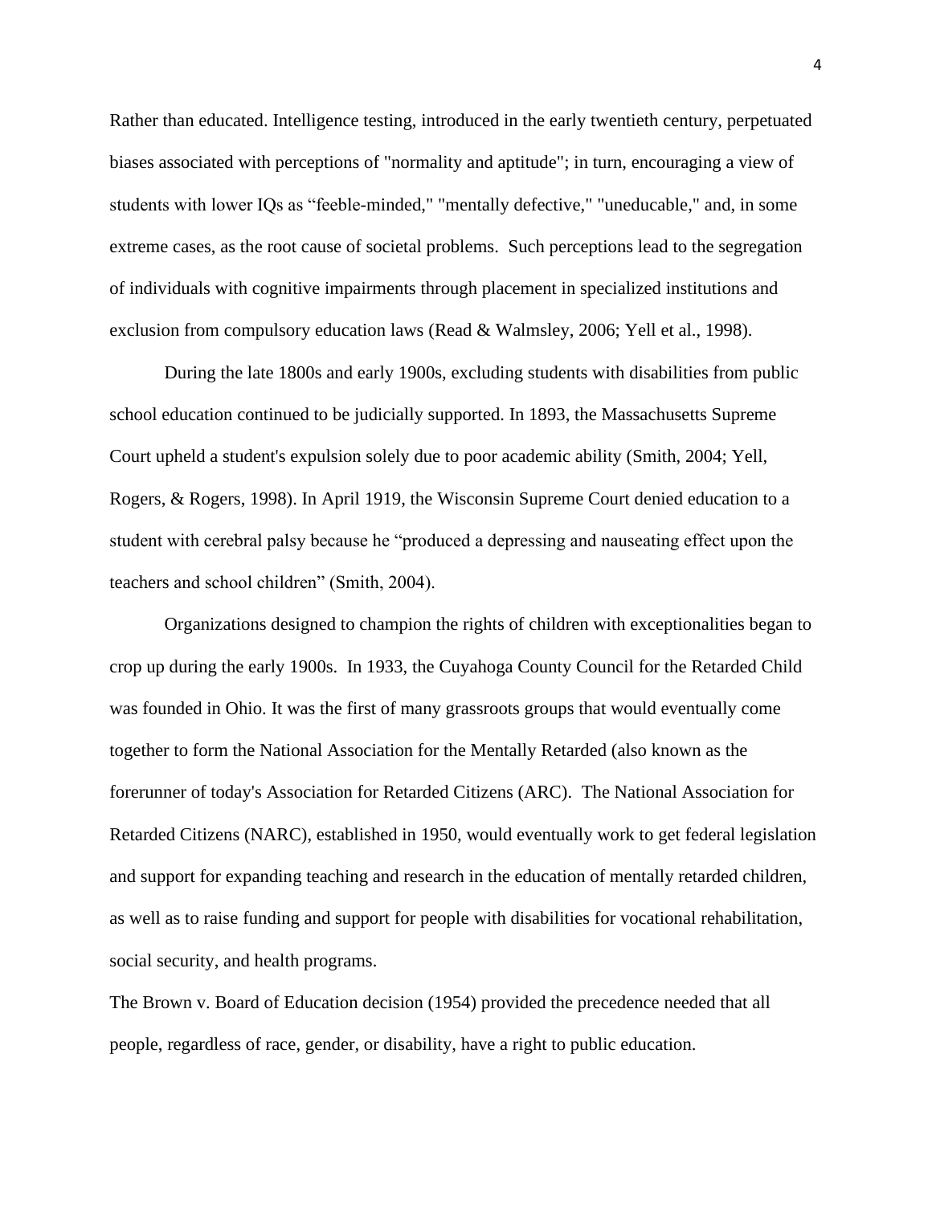Rather than educated. Intelligence testing, introduced in the early twentieth century, perpetuated biases associated with perceptions of "normality and aptitude"; in turn, encouraging a view of students with lower IQs as "feeble-minded," "mentally defective," "uneducable," and, in some extreme cases, as the root cause of societal problems. Such perceptions lead to the segregation of individuals with cognitive impairments through placement in specialized institutions and exclusion from compulsory education laws (Read & Walmsley, 2006; Yell et al., 1998).

During the late 1800s and early 1900s, excluding students with disabilities from public school education continued to be judicially supported. In 1893, the Massachusetts Supreme Court upheld a student's expulsion solely due to poor academic ability (Smith, 2004; Yell, Rogers, & Rogers, 1998). In April 1919, the Wisconsin Supreme Court denied education to a student with cerebral palsy because he "produced a depressing and nauseating effect upon the teachers and school children" (Smith, 2004).

Organizations designed to champion the rights of children with exceptionalities began to crop up during the early 1900s. In 1933, the Cuyahoga County Council for the Retarded Child was founded in Ohio. It was the first of many grassroots groups that would eventually come together to form the National Association for the Mentally Retarded (also known as the forerunner of today's Association for Retarded Citizens (ARC). The National Association for Retarded Citizens (NARC), established in 1950, would eventually work to get federal legislation and support for expanding teaching and research in the education of mentally retarded children, as well as to raise funding and support for people with disabilities for vocational rehabilitation, social security, and health programs.

The Brown v. Board of Education decision (1954) provided the precedence needed that all people, regardless of race, gender, or disability, have a right to public education.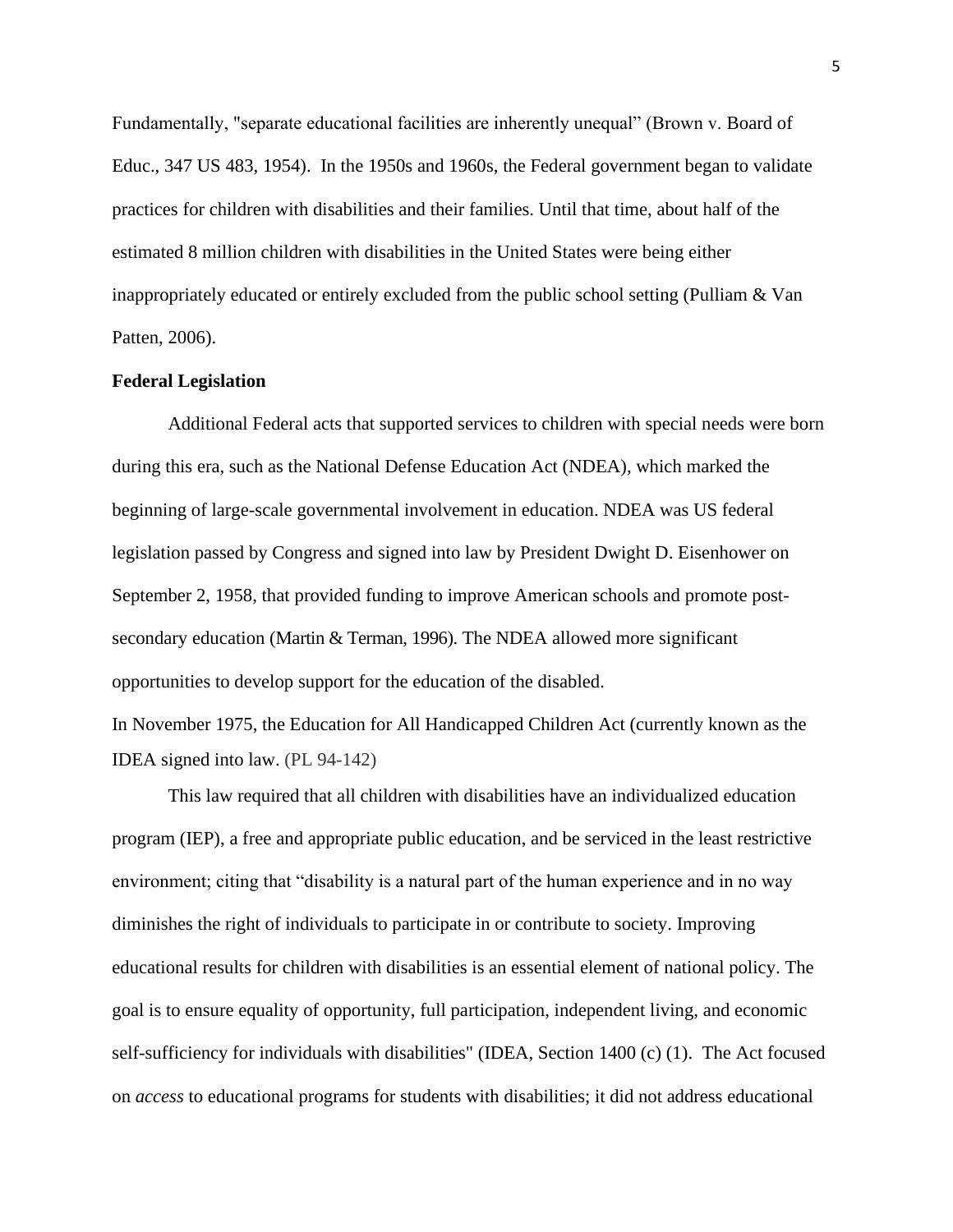Fundamentally, "separate educational facilities are inherently unequal" (Brown v. Board of Educ., 347 US 483, 1954). In the 1950s and 1960s, the Federal government began to validate practices for children with disabilities and their families. Until that time, about half of the estimated 8 million children with disabilities in the United States were being either inappropriately educated or entirely excluded from the public school setting (Pulliam & Van Patten, 2006).

**Federal Legislation**

Additional Federal acts that supported services to children with special needs were born during this era, such as the National Defense Education Act (NDEA), which marked the beginning of large-scale governmental involvement in education. NDEA was US federal legislation passed by Congress and signed into law by President Dwight D. Eisenhower on September 2, 1958, that provided funding to improve American schools and promote post-secondary education (Martin & Terman, 1996). The NDEA allowed more significant opportunities to develop support for the education of the disabled.

In November 1975, the Education for All Handicapped Children Act (currently known as the IDEA signed into law. (PL 94-142)

This law required that all children with disabilities have an individualized education program (IEP), a free and appropriate public education, and be serviced in the least restrictive environment; citing that "disability is a natural part of the human experience and in no way diminishes the right of individuals to participate in or contribute to society. Improving educational results for children with disabilities is an essential element of national policy. The goal is to ensure equality of opportunity, full participation, independent living, and economic self-sufficiency for individuals with disabilities" (IDEA, Section 1400 (c) (1). The Act focused on *access* to educational programs for students with disabilities; it did not address educational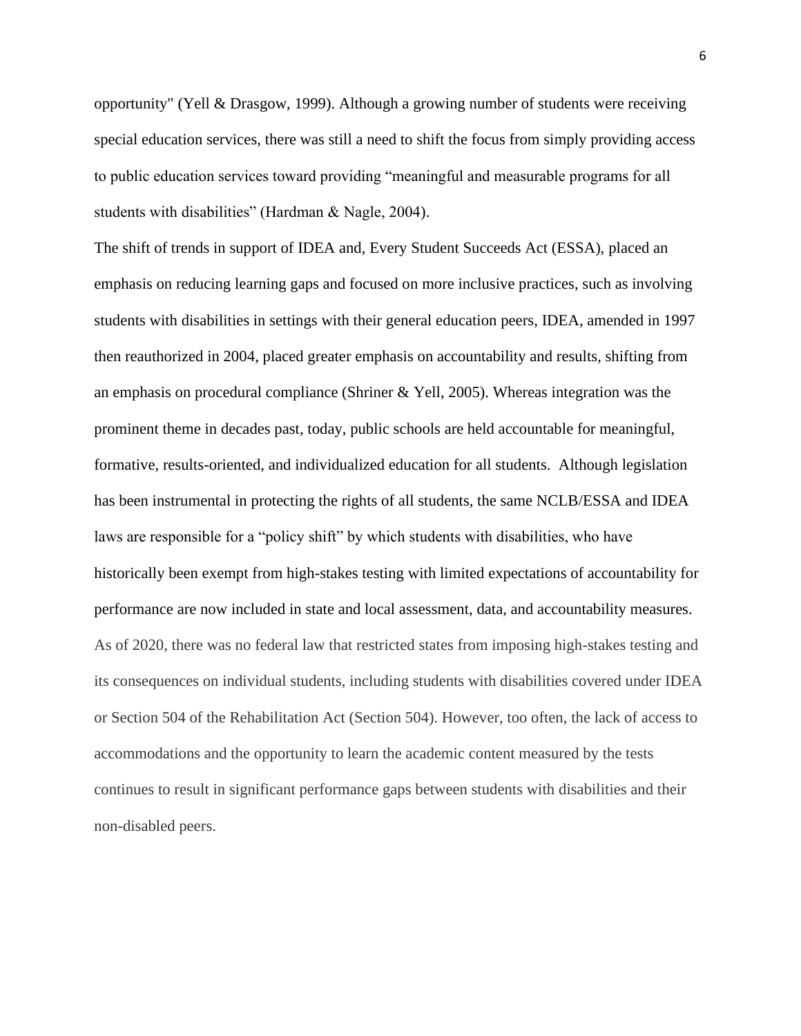opportunity" (Yell & Drasgow, 1999). Although a growing number of students were receiving special education services, there was still a need to shift the focus from simply providing access to public education services toward providing "meaningful and measurable programs for all students with disabilities" (Hardman & Nagle, 2004).

The shift of trends in support of IDEA and, Every Student Succeeds Act (ESSA), placed an emphasis on reducing learning gaps and focused on more inclusive practices, such as involving students with disabilities in settings with their general education peers, IDEA, amended in 1997 then reauthorized in 2004, placed greater emphasis on accountability and results, shifting from an emphasis on procedural compliance (Shriner & Yell, 2005). Whereas integration was the prominent theme in decades past, today, public schools are held accountable for meaningful, formative, results-oriented, and individualized education for all students. Although legislation has been instrumental in protecting the rights of all students, the same NCLB/ESSA and IDEA laws are responsible for a "policy shift" by which students with disabilities, who have historically been exempt from high-stakes testing with limited expectations of accountability for performance are now included in state and local assessment, data, and accountability measures. As of 2020, there was no federal law that restricted states from imposing high-stakes testing and its consequences on individual students, including students with disabilities covered under IDEA or Section 504 of the Rehabilitation Act (Section 504). However, too often, the lack of access to accommodations and the opportunity to learn the academic content measured by the tests continues to result in significant performance gaps between students with disabilities and their non-disabled peers.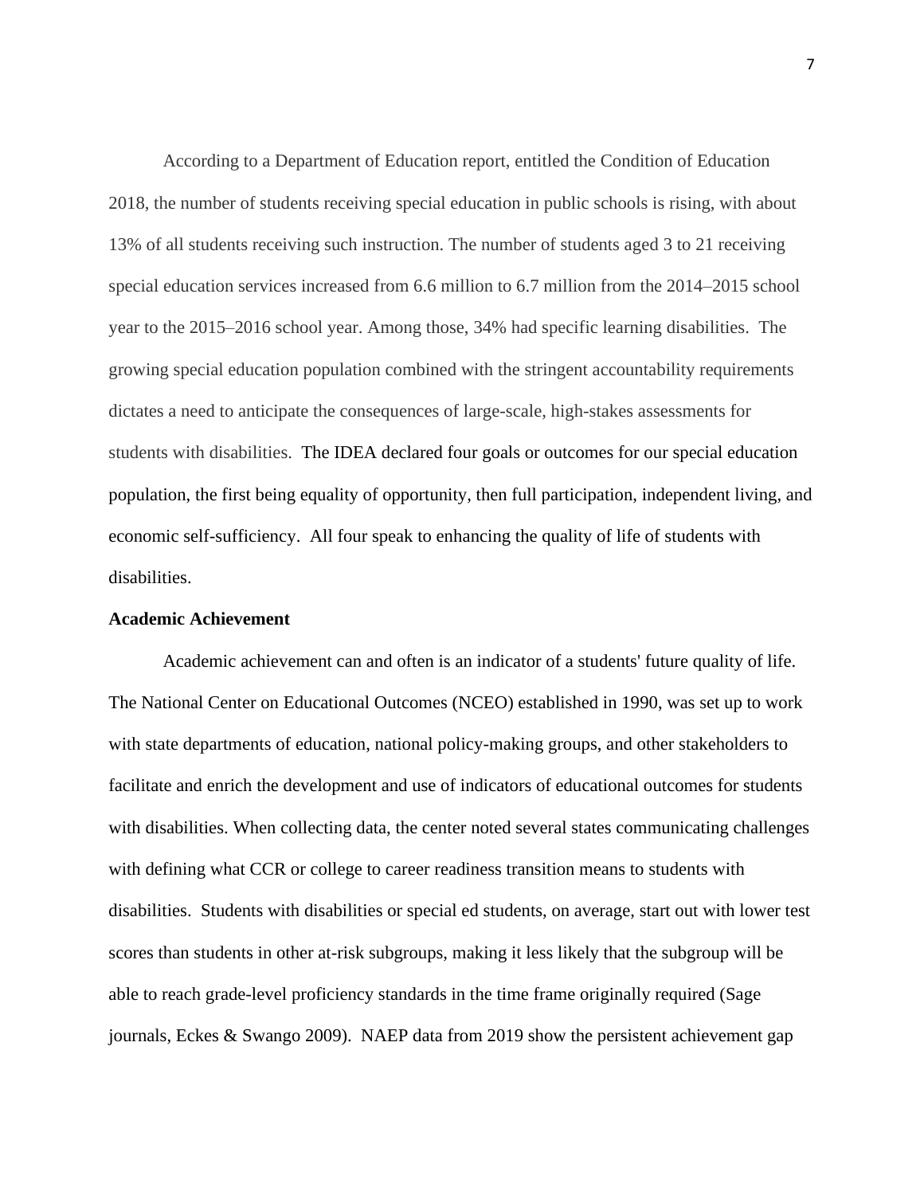According to a Department of Education report, entitled the Condition of Education 2018, the number of students receiving special education in public schools is rising, with about 13% of all students receiving such instruction. The number of students aged 3 to 21 receiving special education services increased from 6.6 million to 6.7 million from the 2014–2015 school year to the 2015–2016 school year. Among those, 34% had specific learning disabilities. The growing special education population combined with the stringent accountability requirements dictates a need to anticipate the consequences of large-scale, high-stakes assessments for students with disabilities. The IDEA declared four goals or outcomes for our special education population, the first being equality of opportunity, then full participation, independent living, and economic self-sufficiency. All four speak to enhancing the quality of life of students with disabilities.

**Academic Achievement**

Academic achievement can and often is an indicator of a students' future quality of life. The National Center on Educational Outcomes (NCEO) established in 1990, was set up to work with state departments of education, national policy-making groups, and other stakeholders to facilitate and enrich the development and use of indicators of educational outcomes for students with disabilities. When collecting data, the center noted several states communicating challenges with defining what CCR or college to career readiness transition means to students with disabilities. Students with disabilities or special ed students, on average, start out with lower test scores than students in other at-risk subgroups, making it less likely that the subgroup will be able to reach grade-level proficiency standards in the time frame originally required (Sage journals, Eckes & Swango 2009). NAEP data from 2019 show the persistent achievement gap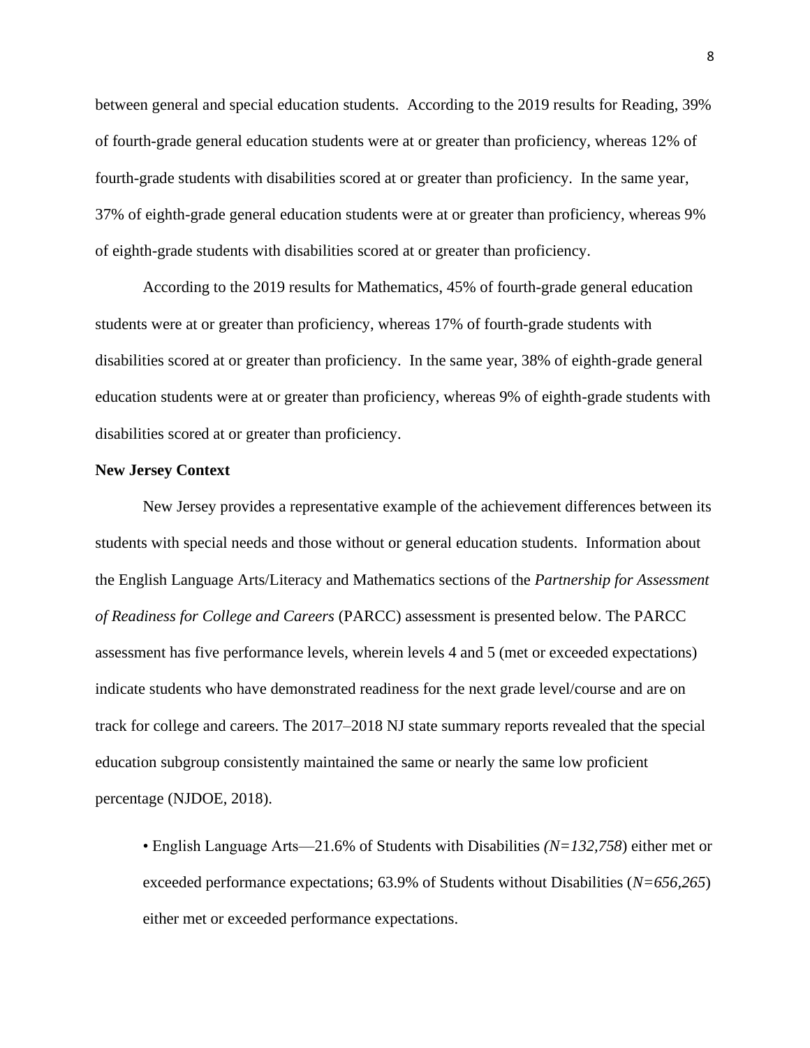between general and special education students. According to the 2019 results for Reading, 39% of fourth-grade general education students were at or greater than proficiency, whereas 12% of fourth-grade students with disabilities scored at or greater than proficiency. In the same year, 37% of eighth-grade general education students were at or greater than proficiency, whereas 9% of eighth-grade students with disabilities scored at or greater than proficiency.

According to the 2019 results for Mathematics, 45% of fourth-grade general education students were at or greater than proficiency, whereas 17% of fourth-grade students with disabilities scored at or greater than proficiency. In the same year, 38% of eighth-grade general education students were at or greater than proficiency, whereas 9% of eighth-grade students with disabilities scored at or greater than proficiency.

**New Jersey Context**

New Jersey provides a representative example of the achievement differences between its students with special needs and those without or general education students. Information about the English Language Arts/Literacy and Mathematics sections of the *Partnership for Assessment of Readiness for College and Careers* (PARCC) assessment is presented below. The PARCC assessment has five performance levels, wherein levels 4 and 5 (met or exceeded expectations) indicate students who have demonstrated readiness for the next grade level/course and are on track for college and careers. The 2017–2018 NJ state summary reports revealed that the special education subgroup consistently maintained the same or nearly the same low proficient percentage (NJDOE, 2018).

- English Language Arts—21.6% of Students with Disabilities *(N=132,758*) either met or exceeded performance expectations; 63.9% of Students without Disabilities (*N=656,265*) either met or exceeded performance expectations.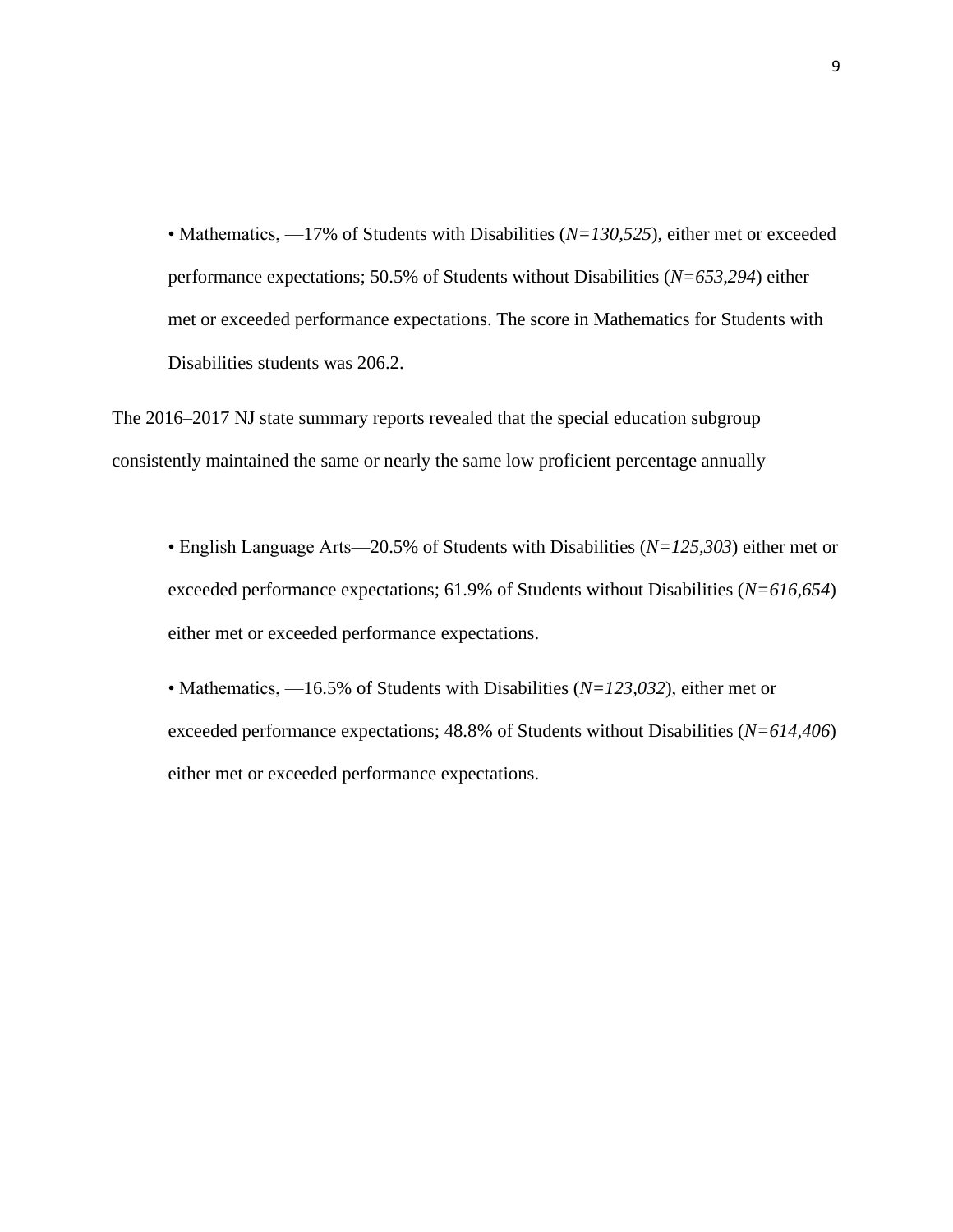- Mathematics, —17% of Students with Disabilities (*N=130,525*), either met or exceeded performance expectations; 50.5% of Students without Disabilities (*N=653,294*) either met or exceeded performance expectations. The score in Mathematics for Students with Disabilities students was 206.2.

The 2016–2017 NJ state summary reports revealed that the special education subgroup consistently maintained the same or nearly the same low proficient percentage annually

- English Language Arts—20.5% of Students with Disabilities (*N=125,303*) either met or exceeded performance expectations; 61.9% of Students without Disabilities (*N=616,654*) either met or exceeded performance expectations.
- Mathematics, —16.5% of Students with Disabilities (*N=123,032*), either met or exceeded performance expectations; 48.8% of Students without Disabilities (*N=614,406*) either met or exceeded performance expectations.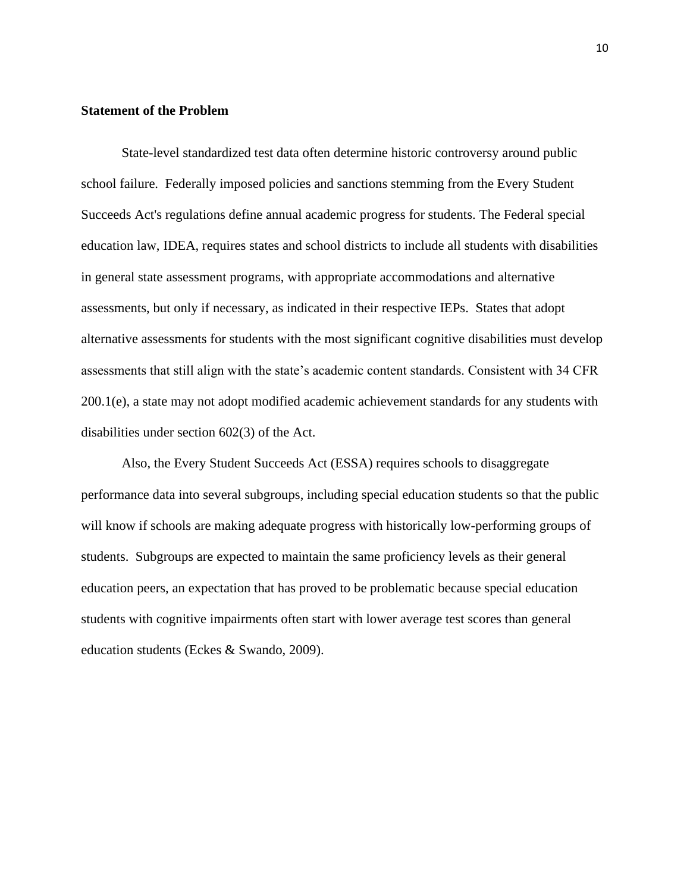**Statement of the Problem**

State-level standardized test data often determine historic controversy around public school failure. Federally imposed policies and sanctions stemming from the Every Student Succeeds Act's regulations define annual academic progress for students. The Federal special education law, IDEA, requires states and school districts to include all students with disabilities in general state assessment programs, with appropriate accommodations and alternative assessments, but only if necessary, as indicated in their respective IEPs. States that adopt alternative assessments for students with the most significant cognitive disabilities must develop assessments that still align with the state's academic content standards. Consistent with 34 CFR 200.1(e), a state may not adopt modified academic achievement standards for any students with disabilities under section 602(3) of the Act.

Also, the Every Student Succeeds Act (ESSA) requires schools to disaggregate performance data into several subgroups, including special education students so that the public will know if schools are making adequate progress with historically low-performing groups of students. Subgroups are expected to maintain the same proficiency levels as their general education peers, an expectation that has proved to be problematic because special education students with cognitive impairments often start with lower average test scores than general education students (Eckes & Swando, 2009).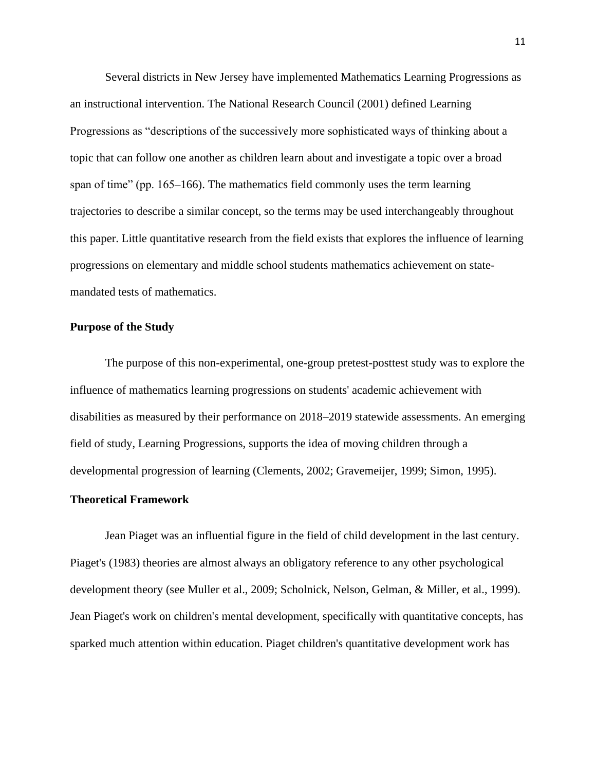Several districts in New Jersey have implemented Mathematics Learning Progressions as an instructional intervention. The National Research Council (2001) defined Learning Progressions as “descriptions of the successively more sophisticated ways of thinking about a topic that can follow one another as children learn about and investigate a topic over a broad span of time” (pp. 165–166). The mathematics field commonly uses the term learning trajectories to describe a similar concept, so the terms may be used interchangeably throughout this paper. Little quantitative research from the field exists that explores the influence of learning progressions on elementary and middle school students mathematics achievement on state-mandated tests of mathematics.

## Purpose of the Study

The purpose of this non-experimental, one-group pretest-posttest study was to explore the influence of mathematics learning progressions on students' academic achievement with disabilities as measured by their performance on 2018–2019 statewide assessments. An emerging field of study, Learning Progressions, supports the idea of moving children through a developmental progression of learning (Clements, 2002; Gravemeijer, 1999; Simon, 1995).

## Theoretical Framework

Jean Piaget was an influential figure in the field of child development in the last century. Piaget's (1983) theories are almost always an obligatory reference to any other psychological development theory (see Muller et al., 2009; Scholnick, Nelson, Gelman, & Miller, et al., 1999). Jean Piaget's work on children's mental development, specifically with quantitative concepts, has sparked much attention within education. Piaget children's quantitative development work has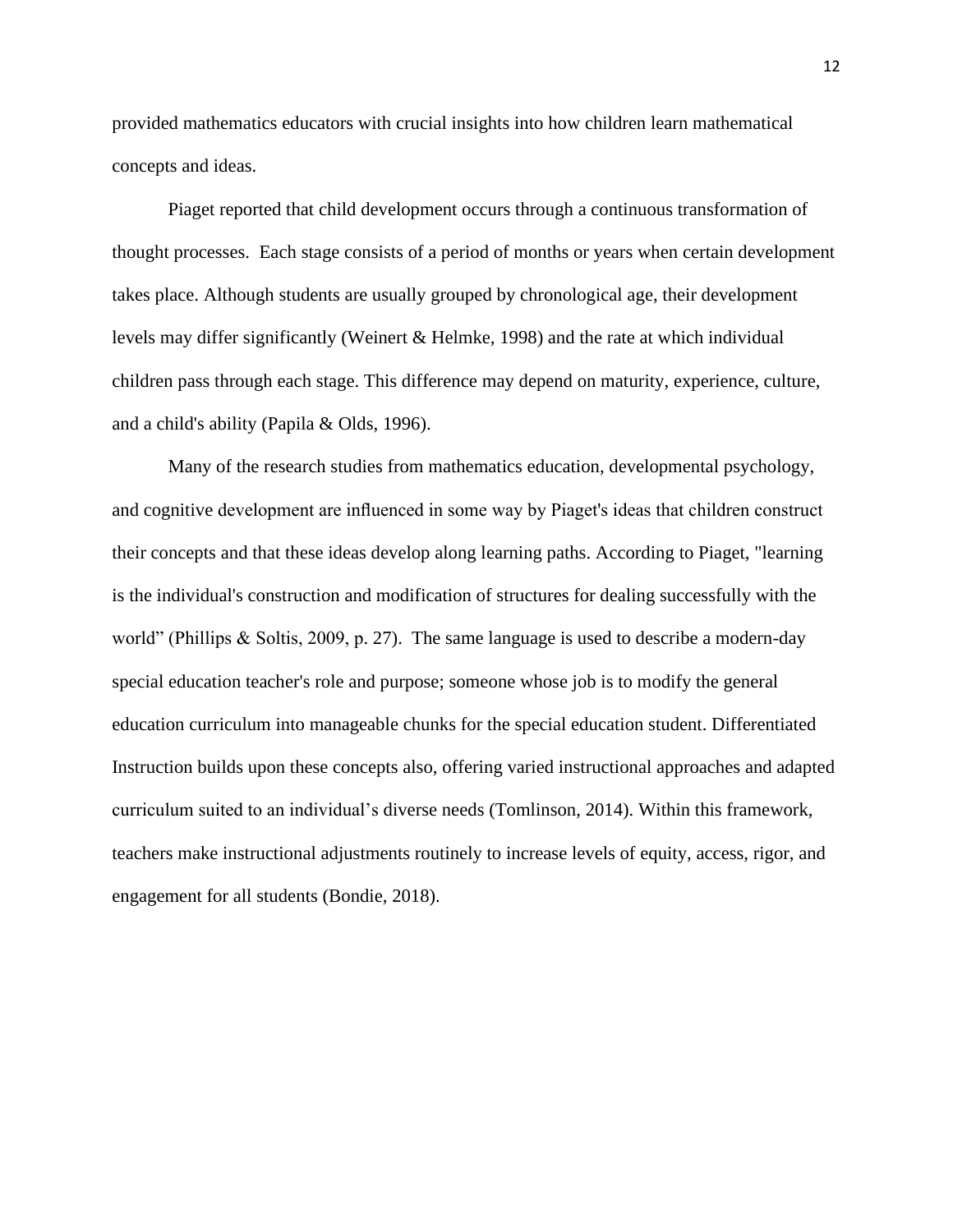provided mathematics educators with crucial insights into how children learn mathematical concepts and ideas.

Piaget reported that child development occurs through a continuous transformation of thought processes. Each stage consists of a period of months or years when certain development takes place. Although students are usually grouped by chronological age, their development levels may differ significantly (Weinert & Helmke, 1998) and the rate at which individual children pass through each stage. This difference may depend on maturity, experience, culture, and a child's ability (Papila & Olds, 1996).

Many of the research studies from mathematics education, developmental psychology, and cognitive development are influenced in some way by Piaget's ideas that children construct their concepts and that these ideas develop along learning paths. According to Piaget, "learning is the individual's construction and modification of structures for dealing successfully with the world" (Phillips & Soltis, 2009, p. 27). The same language is used to describe a modern-day special education teacher's role and purpose; someone whose job is to modify the general education curriculum into manageable chunks for the special education student. Differentiated Instruction builds upon these concepts also, offering varied instructional approaches and adapted curriculum suited to an individual's diverse needs (Tomlinson, 2014). Within this framework, teachers make instructional adjustments routinely to increase levels of equity, access, rigor, and engagement for all students (Bondie, 2018).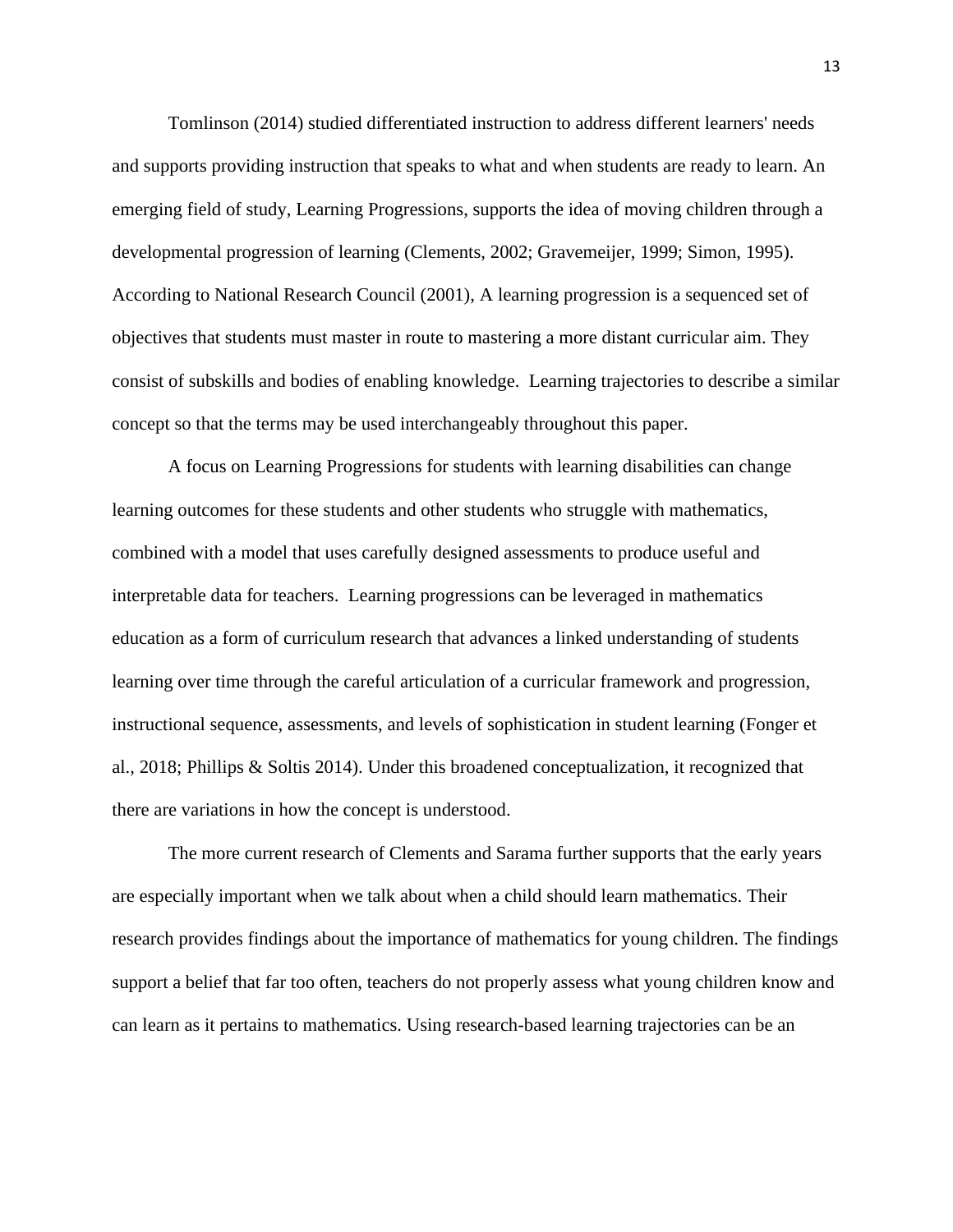Tomlinson (2014) studied differentiated instruction to address different learners' needs and supports providing instruction that speaks to what and when students are ready to learn. An emerging field of study, Learning Progressions, supports the idea of moving children through a developmental progression of learning (Clements, 2002; Gravemeijer, 1999; Simon, 1995). According to National Research Council (2001), A learning progression is a sequenced set of objectives that students must master in route to mastering a more distant curricular aim. They consist of subskills and bodies of enabling knowledge.  Learning trajectories to describe a similar concept so that the terms may be used interchangeably throughout this paper.

A focus on Learning Progressions for students with learning disabilities can change learning outcomes for these students and other students who struggle with mathematics, combined with a model that uses carefully designed assessments to produce useful and interpretable data for teachers.  Learning progressions can be leveraged in mathematics education as a form of curriculum research that advances a linked understanding of students learning over time through the careful articulation of a curricular framework and progression, instructional sequence, assessments, and levels of sophistication in student learning (Fonger et al., 2018; Phillips & Soltis 2014). Under this broadened conceptualization, it recognized that there are variations in how the concept is understood.

The more current research of Clements and Sarama further supports that the early years are especially important when we talk about when a child should learn mathematics. Their research provides findings about the importance of mathematics for young children. The findings support a belief that far too often, teachers do not properly assess what young children know and can learn as it pertains to mathematics. Using research-based learning trajectories can be an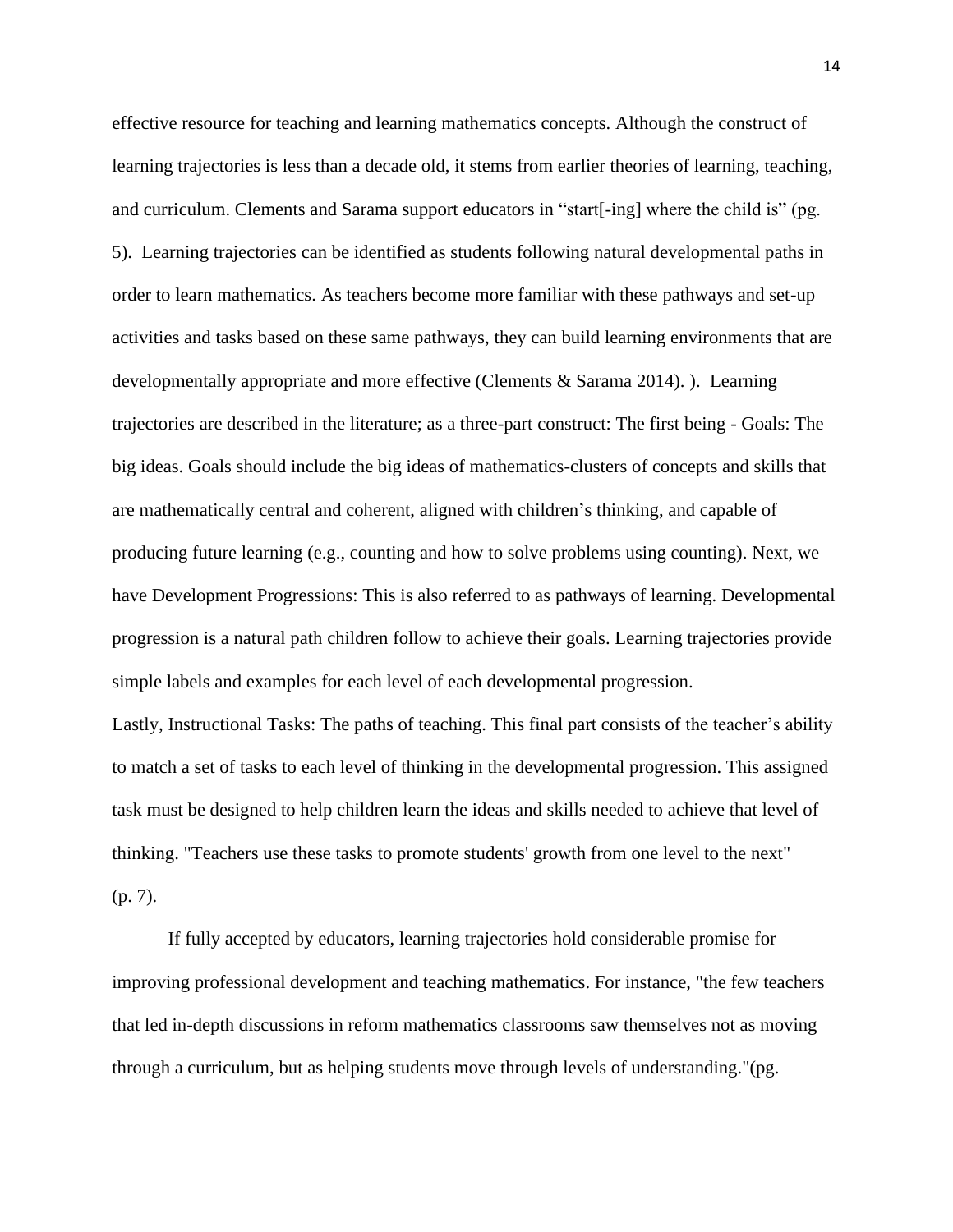effective resource for teaching and learning mathematics concepts. Although the construct of learning trajectories is less than a decade old, it stems from earlier theories of learning, teaching, and curriculum. Clements and Sarama support educators in "start[-ing] where the child is" (pg. 5). Learning trajectories can be identified as students following natural developmental paths in order to learn mathematics. As teachers become more familiar with these pathways and set-up activities and tasks based on these same pathways, they can build learning environments that are developmentally appropriate and more effective (Clements & Sarama 2014). ). Learning trajectories are described in the literature; as a three-part construct: The first being - Goals: The big ideas. Goals should include the big ideas of mathematics-clusters of concepts and skills that are mathematically central and coherent, aligned with children's thinking, and capable of producing future learning (e.g., counting and how to solve problems using counting). Next, we have Development Progressions: This is also referred to as pathways of learning. Developmental progression is a natural path children follow to achieve their goals. Learning trajectories provide simple labels and examples for each level of each developmental progression.
Lastly, Instructional Tasks: The paths of teaching. This final part consists of the teacher's ability to match a set of tasks to each level of thinking in the developmental progression. This assigned task must be designed to help children learn the ideas and skills needed to achieve that level of thinking. "Teachers use these tasks to promote students' growth from one level to the next" (p. 7).

If fully accepted by educators, learning trajectories hold considerable promise for improving professional development and teaching mathematics. For instance, "the few teachers that led in-depth discussions in reform mathematics classrooms saw themselves not as moving through a curriculum, but as helping students move through levels of understanding."(pg.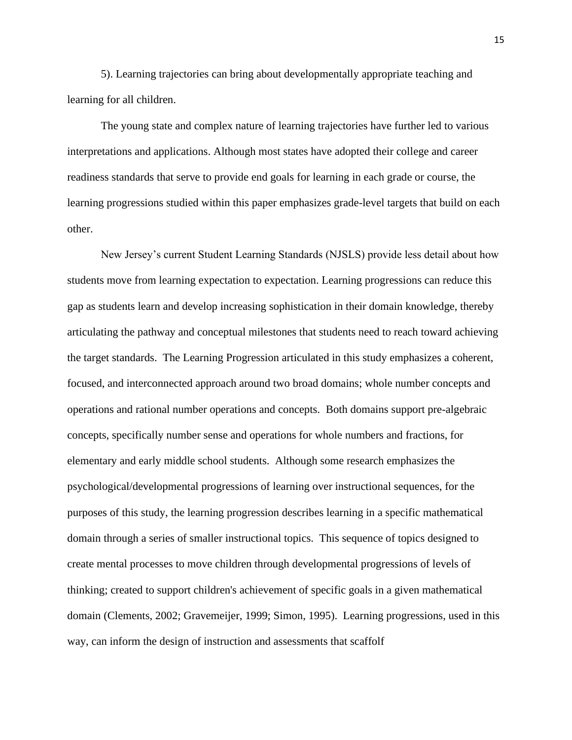5). Learning trajectories can bring about developmentally appropriate teaching and learning for all children.

The young state and complex nature of learning trajectories have further led to various interpretations and applications. Although most states have adopted their college and career readiness standards that serve to provide end goals for learning in each grade or course, the learning progressions studied within this paper emphasizes grade-level targets that build on each other.

New Jersey's current Student Learning Standards (NJSLS) provide less detail about how students move from learning expectation to expectation. Learning progressions can reduce this gap as students learn and develop increasing sophistication in their domain knowledge, thereby articulating the pathway and conceptual milestones that students need to reach toward achieving the target standards. The Learning Progression articulated in this study emphasizes a coherent, focused, and interconnected approach around two broad domains; whole number concepts and operations and rational number operations and concepts. Both domains support pre-algebraic concepts, specifically number sense and operations for whole numbers and fractions, for elementary and early middle school students. Although some research emphasizes the psychological/developmental progressions of learning over instructional sequences, for the purposes of this study, the learning progression describes learning in a specific mathematical domain through a series of smaller instructional topics. This sequence of topics designed to create mental processes to move children through developmental progressions of levels of thinking; created to support children's achievement of specific goals in a given mathematical domain (Clements, 2002; Gravemeijer, 1999; Simon, 1995). Learning progressions, used in this way, can inform the design of instruction and assessments that scaffolf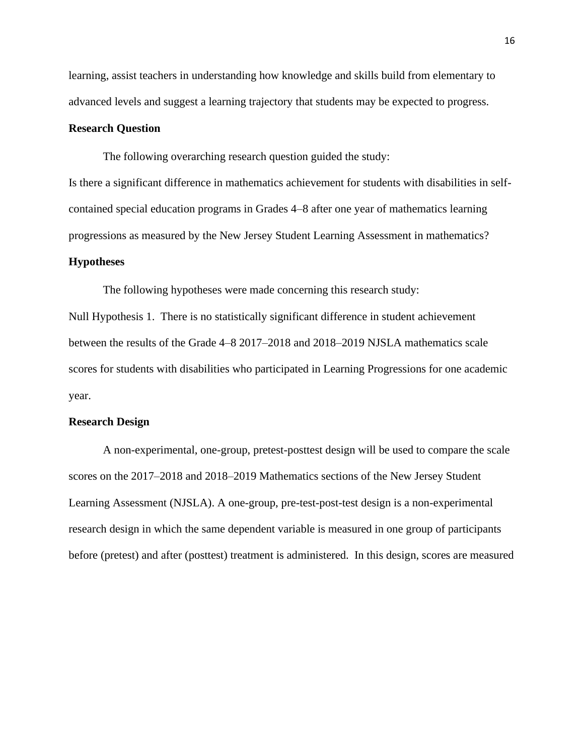learning, assist teachers in understanding how knowledge and skills build from elementary to advanced levels and suggest a learning trajectory that students may be expected to progress.

**Research Question**

The following overarching research question guided the study:

Is there a significant difference in mathematics achievement for students with disabilities in self-contained special education programs in Grades 4–8 after one year of mathematics learning progressions as measured by the New Jersey Student Learning Assessment in mathematics?

**Hypotheses**

The following hypotheses were made concerning this research study:

Null Hypothesis 1. There is no statistically significant difference in student achievement between the results of the Grade 4–8 2017–2018 and 2018–2019 NJSLA mathematics scale scores for students with disabilities who participated in Learning Progressions for one academic year.

**Research Design**

A non-experimental, one-group, pretest-posttest design will be used to compare the scale scores on the 2017–2018 and 2018–2019 Mathematics sections of the New Jersey Student Learning Assessment (NJSLA). A one-group, pre-test-post-test design is a non-experimental research design in which the same dependent variable is measured in one group of participants before (pretest) and after (posttest) treatment is administered. In this design, scores are measured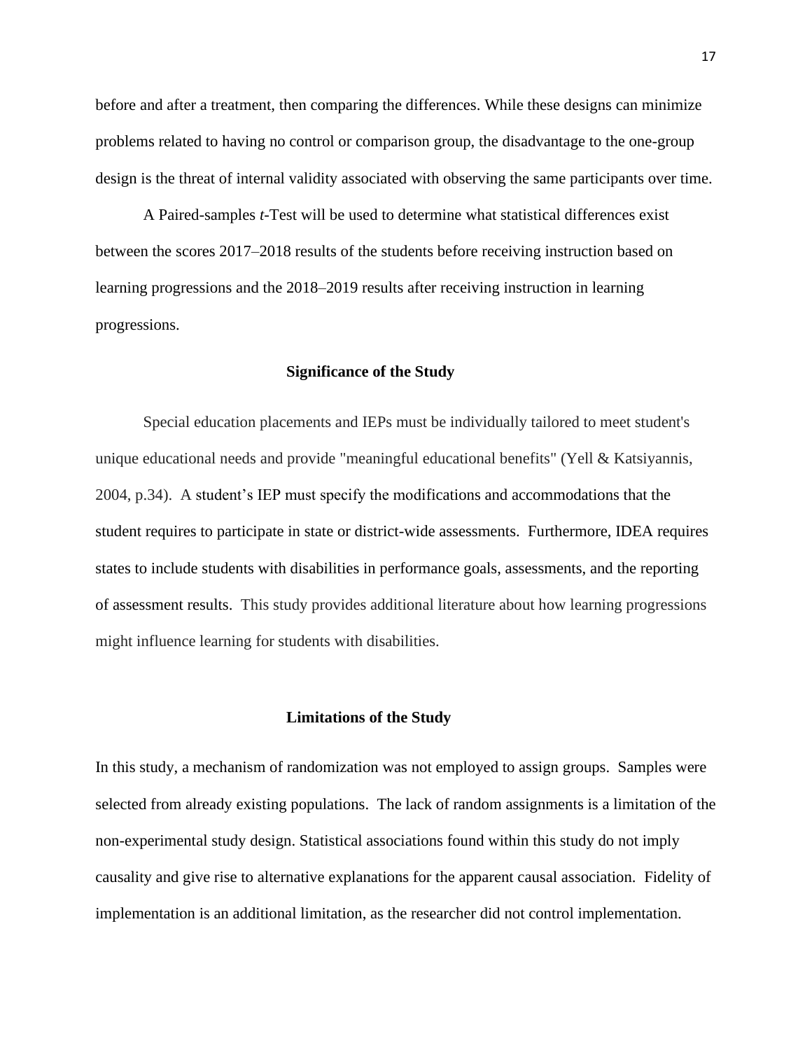before and after a treatment, then comparing the differences. While these designs can minimize problems related to having no control or comparison group, the disadvantage to the one-group design is the threat of internal validity associated with observing the same participants over time.

A Paired-samples *t*-Test will be used to determine what statistical differences exist between the scores 2017–2018 results of the students before receiving instruction based on learning progressions and the 2018–2019 results after receiving instruction in learning progressions.

## Significance of the Study

Special education placements and IEPs must be individually tailored to meet student's unique educational needs and provide "meaningful educational benefits" (Yell & Katsiyannis, 2004, p.34). A student's IEP must specify the modifications and accommodations that the student requires to participate in state or district-wide assessments. Furthermore, IDEA requires states to include students with disabilities in performance goals, assessments, and the reporting of assessment results. This study provides additional literature about how learning progressions might influence learning for students with disabilities.

## Limitations of the Study

In this study, a mechanism of randomization was not employed to assign groups. Samples were selected from already existing populations. The lack of random assignments is a limitation of the non-experimental study design. Statistical associations found within this study do not imply causality and give rise to alternative explanations for the apparent causal association. Fidelity of implementation is an additional limitation, as the researcher did not control implementation.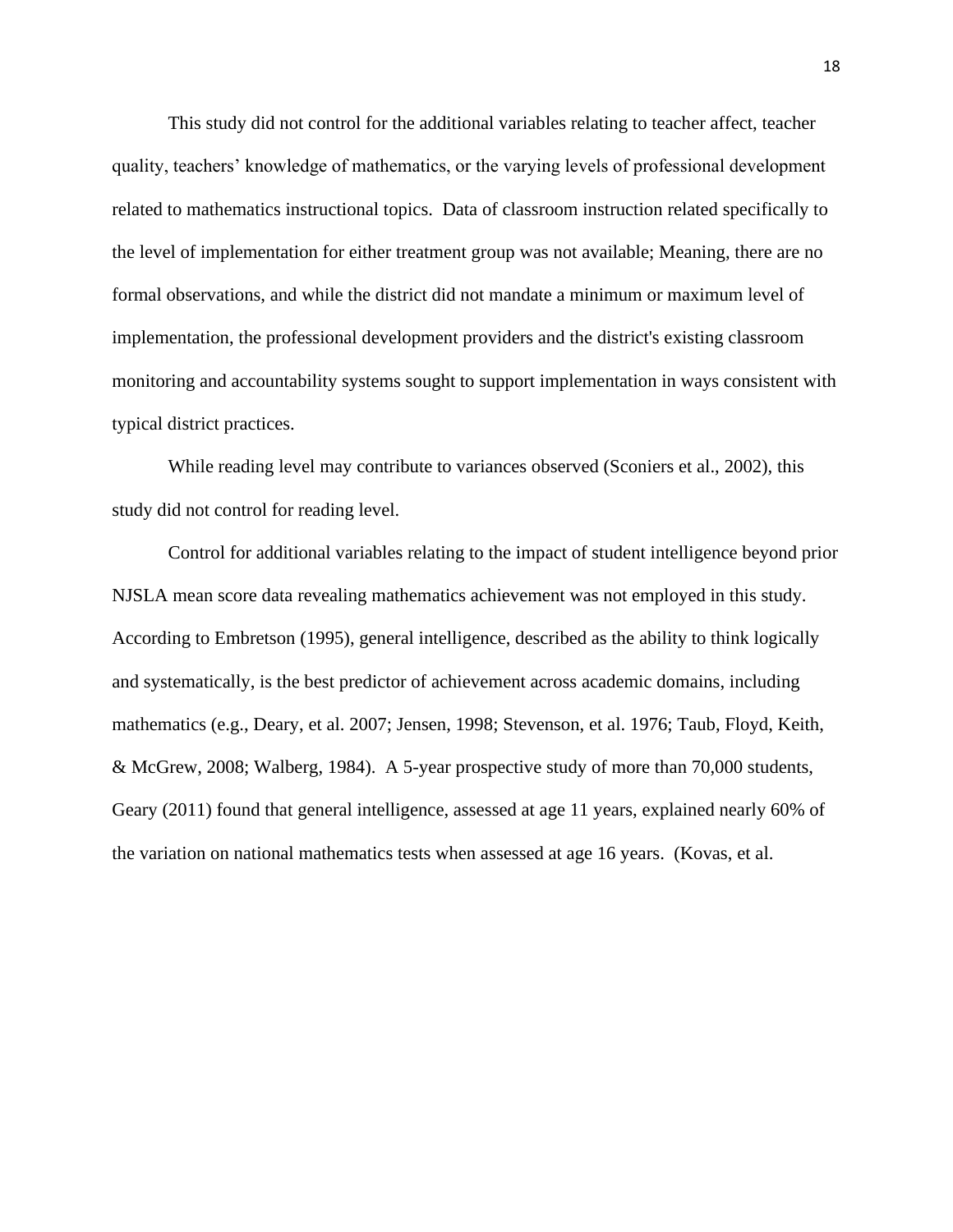This study did not control for the additional variables relating to teacher affect, teacher quality, teachers' knowledge of mathematics, or the varying levels of professional development related to mathematics instructional topics. Data of classroom instruction related specifically to the level of implementation for either treatment group was not available; Meaning, there are no formal observations, and while the district did not mandate a minimum or maximum level of implementation, the professional development providers and the district's existing classroom monitoring and accountability systems sought to support implementation in ways consistent with typical district practices.

While reading level may contribute to variances observed (Sconiers et al., 2002), this study did not control for reading level.

Control for additional variables relating to the impact of student intelligence beyond prior NJSLA mean score data revealing mathematics achievement was not employed in this study. According to Embretson (1995), general intelligence, described as the ability to think logically and systematically, is the best predictor of achievement across academic domains, including mathematics (e.g., Deary, et al. 2007; Jensen, 1998; Stevenson, et al. 1976; Taub, Floyd, Keith, & McGrew, 2008; Walberg, 1984). A 5-year prospective study of more than 70,000 students, Geary (2011) found that general intelligence, assessed at age 11 years, explained nearly 60% of the variation on national mathematics tests when assessed at age 16 years. (Kovas, et al.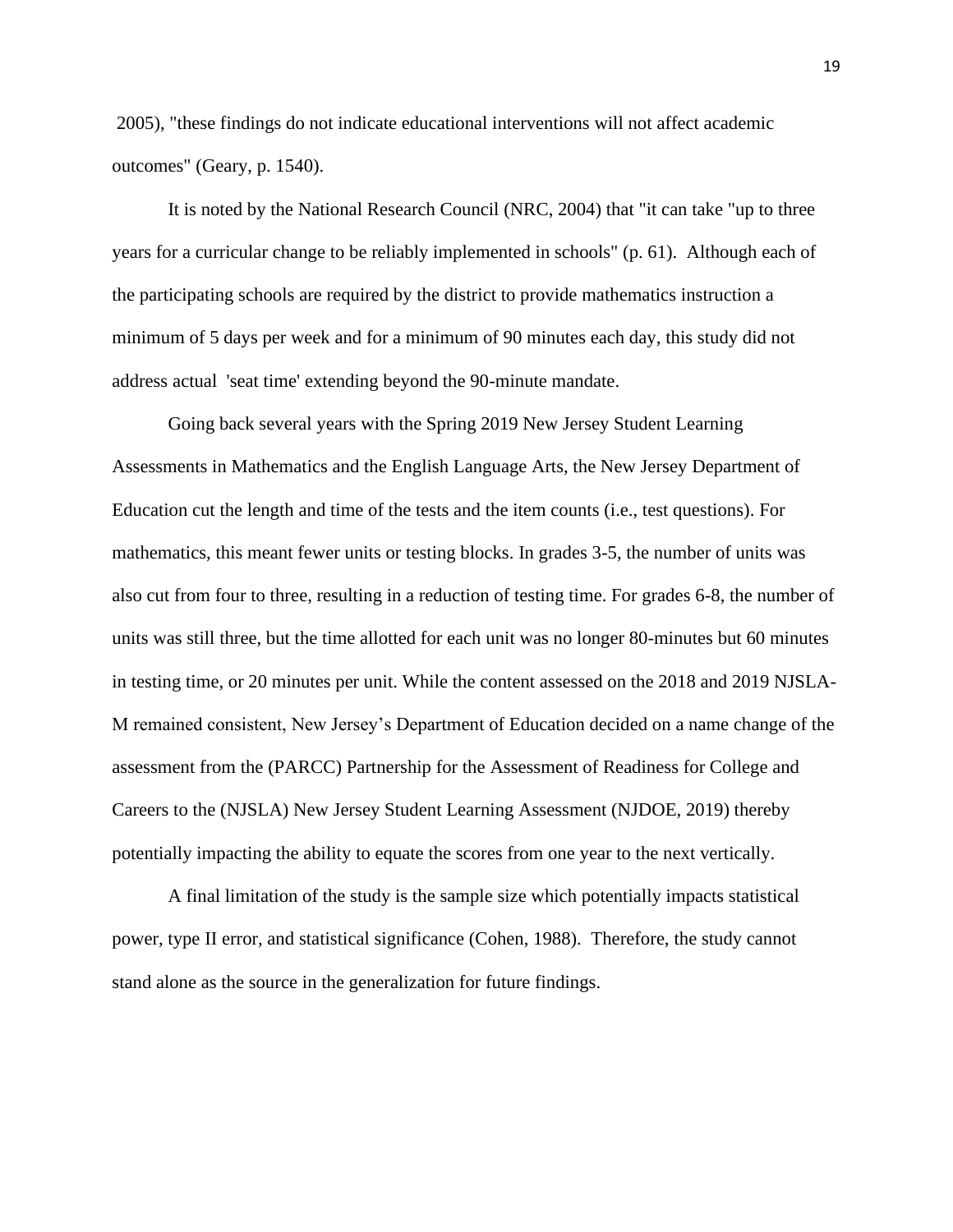2005), "these findings do not indicate educational interventions will not affect academic outcomes" (Geary, p. 1540).

It is noted by the National Research Council (NRC, 2004) that "it can take "up to three years for a curricular change to be reliably implemented in schools" (p. 61). Although each of the participating schools are required by the district to provide mathematics instruction a minimum of 5 days per week and for a minimum of 90 minutes each day, this study did not address actual 'seat time' extending beyond the 90-minute mandate.

Going back several years with the Spring 2019 New Jersey Student Learning Assessments in Mathematics and the English Language Arts, the New Jersey Department of Education cut the length and time of the tests and the item counts (i.e., test questions). For mathematics, this meant fewer units or testing blocks. In grades 3-5, the number of units was also cut from four to three, resulting in a reduction of testing time. For grades 6-8, the number of units was still three, but the time allotted for each unit was no longer 80-minutes but 60 minutes in testing time, or 20 minutes per unit. While the content assessed on the 2018 and 2019 NJSLA-M remained consistent, New Jersey's Department of Education decided on a name change of the assessment from the (PARCC) Partnership for the Assessment of Readiness for College and Careers to the (NJSLA) New Jersey Student Learning Assessment (NJDOE, 2019) thereby potentially impacting the ability to equate the scores from one year to the next vertically.

A final limitation of the study is the sample size which potentially impacts statistical power, type II error, and statistical significance (Cohen, 1988). Therefore, the study cannot stand alone as the source in the generalization for future findings.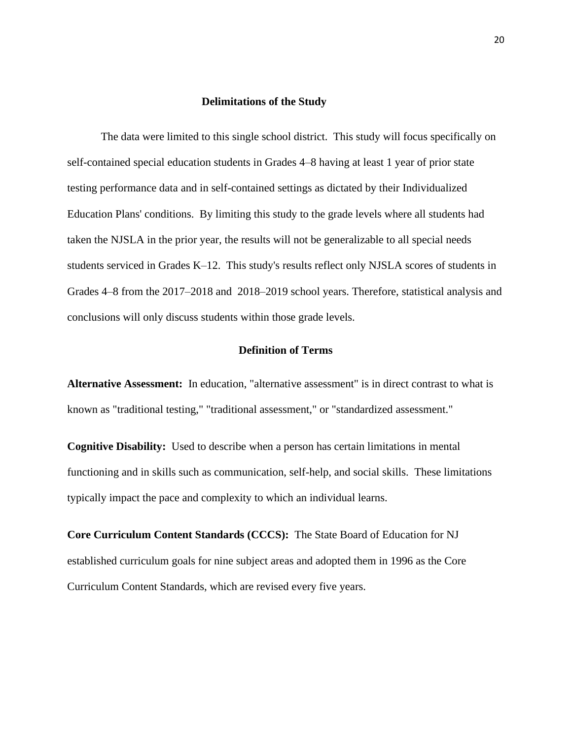## Delimitations of the Study

The data were limited to this single school district. This study will focus specifically on self-contained special education students in Grades 4–8 having at least 1 year of prior state testing performance data and in self-contained settings as dictated by their Individualized Education Plans' conditions. By limiting this study to the grade levels where all students had taken the NJSLA in the prior year, the results will not be generalizable to all special needs students serviced in Grades K–12. This study's results reflect only NJSLA scores of students in Grades 4–8 from the 2017–2018 and 2018–2019 school years. Therefore, statistical analysis and conclusions will only discuss students within those grade levels.

## Definition of Terms

**Alternative Assessment:** In education, "alternative assessment" is in direct contrast to what is known as "traditional testing," "traditional assessment," or "standardized assessment."

**Cognitive Disability:** Used to describe when a person has certain limitations in mental functioning and in skills such as communication, self-help, and social skills. These limitations typically impact the pace and complexity to which an individual learns.

**Core Curriculum Content Standards (CCCS):** The State Board of Education for NJ established curriculum goals for nine subject areas and adopted them in 1996 as the Core Curriculum Content Standards, which are revised every five years.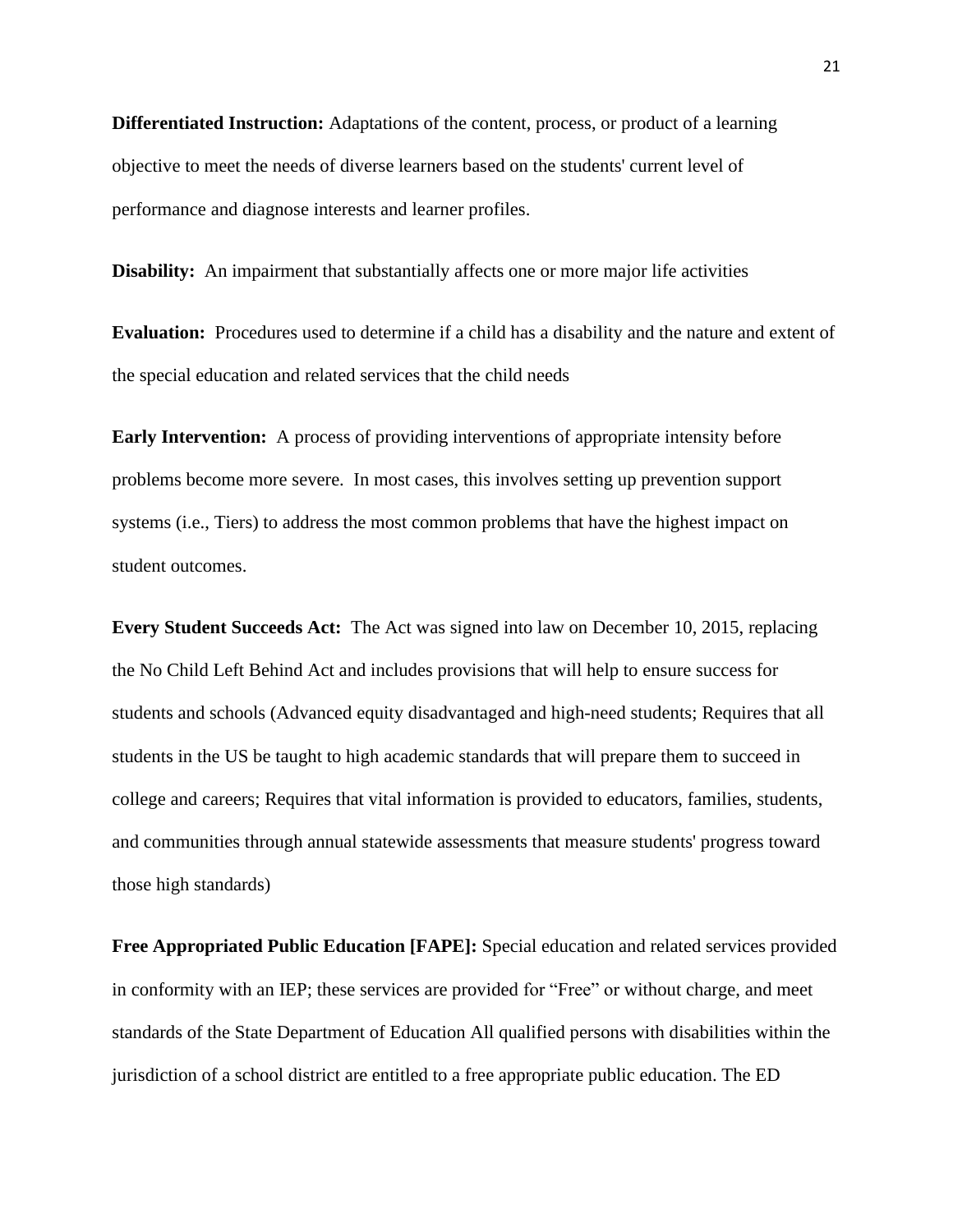**Differentiated Instruction:** Adaptations of the content, process, or product of a learning objective to meet the needs of diverse learners based on the students' current level of performance and diagnose interests and learner profiles.

**Disability:** An impairment that substantially affects one or more major life activities

**Evaluation:** Procedures used to determine if a child has a disability and the nature and extent of the special education and related services that the child needs

**Early Intervention:** A process of providing interventions of appropriate intensity before problems become more severe. In most cases, this involves setting up prevention support systems (i.e., Tiers) to address the most common problems that have the highest impact on student outcomes.

**Every Student Succeeds Act:** The Act was signed into law on December 10, 2015, replacing the No Child Left Behind Act and includes provisions that will help to ensure success for students and schools (Advanced equity disadvantaged and high-need students; Requires that all students in the US be taught to high academic standards that will prepare them to succeed in college and careers; Requires that vital information is provided to educators, families, students, and communities through annual statewide assessments that measure students' progress toward those high standards)

**Free Appropriated Public Education [FAPE]:** Special education and related services provided in conformity with an IEP; these services are provided for "Free" or without charge, and meet standards of the State Department of Education All qualified persons with disabilities within the jurisdiction of a school district are entitled to a free appropriate public education. The ED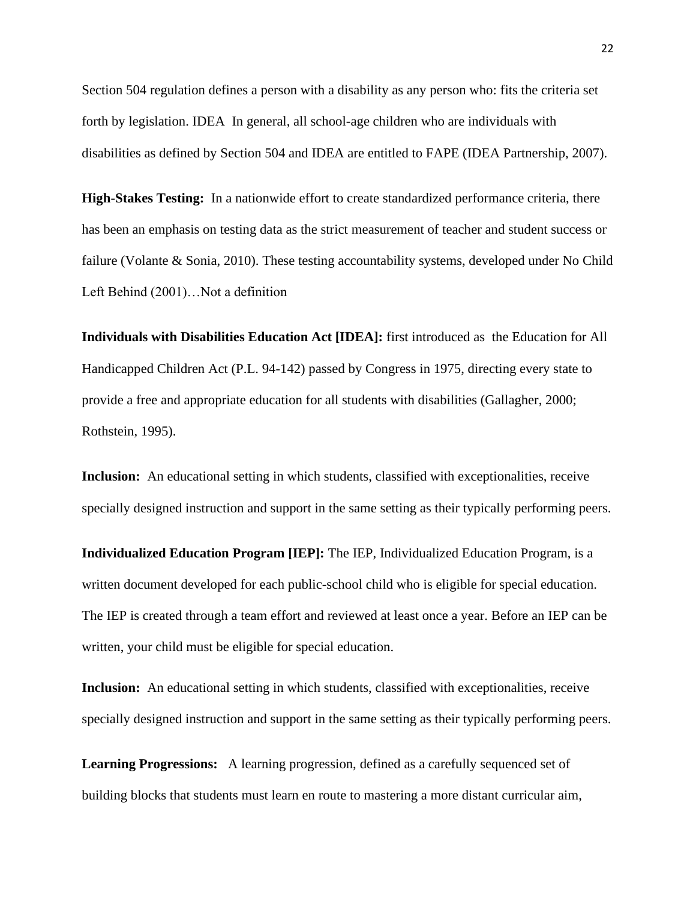Section 504 regulation defines a person with a disability as any person who: fits the criteria set forth by legislation. IDEA  In general, all school-age children who are individuals with disabilities as defined by Section 504 and IDEA are entitled to FAPE (IDEA Partnership, 2007).

**High-Stakes Testing:**  In a nationwide effort to create standardized performance criteria, there has been an emphasis on testing data as the strict measurement of teacher and student success or failure (Volante & Sonia, 2010). These testing accountability systems, developed under No Child Left Behind (2001)…Not a definition

**Individuals with Disabilities Education Act [IDEA]:** first introduced as  the Education for All Handicapped Children Act (P.L. 94-142) passed by Congress in 1975, directing every state to provide a free and appropriate education for all students with disabilities (Gallagher, 2000; Rothstein, 1995).

**Inclusion:**  An educational setting in which students, classified with exceptionalities, receive specially designed instruction and support in the same setting as their typically performing peers.

**Individualized Education Program [IEP]:** The IEP, Individualized Education Program, is a written document developed for each public-school child who is eligible for special education. The IEP is created through a team effort and reviewed at least once a year. Before an IEP can be written, your child must be eligible for special education.

**Inclusion:**  An educational setting in which students, classified with exceptionalities, receive specially designed instruction and support in the same setting as their typically performing peers.

**Learning Progressions:**   A learning progression, defined as a carefully sequenced set of building blocks that students must learn en route to mastering a more distant curricular aim,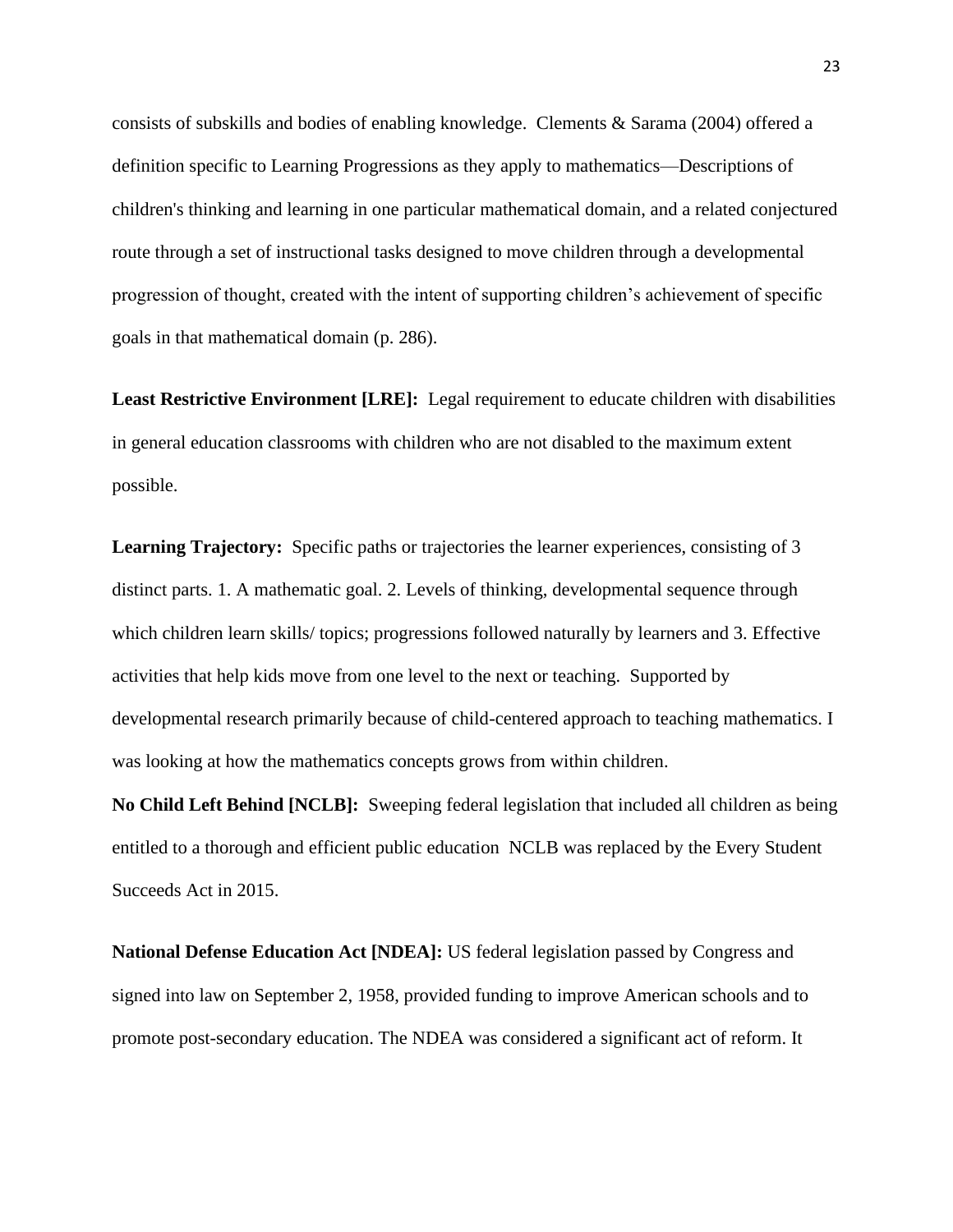consists of subskills and bodies of enabling knowledge. Clements & Sarama (2004) offered a definition specific to Learning Progressions as they apply to mathematics—Descriptions of children's thinking and learning in one particular mathematical domain, and a related conjectured route through a set of instructional tasks designed to move children through a developmental progression of thought, created with the intent of supporting children's achievement of specific goals in that mathematical domain (p. 286).

**Least Restrictive Environment [LRE]:** Legal requirement to educate children with disabilities in general education classrooms with children who are not disabled to the maximum extent possible.

**Learning Trajectory:** Specific paths or trajectories the learner experiences, consisting of 3 distinct parts. 1. A mathematic goal. 2. Levels of thinking, developmental sequence through which children learn skills/ topics; progressions followed naturally by learners and 3. Effective activities that help kids move from one level to the next or teaching. Supported by developmental research primarily because of child-centered approach to teaching mathematics. I was looking at how the mathematics concepts grows from within children.

**No Child Left Behind [NCLB]:** Sweeping federal legislation that included all children as being entitled to a thorough and efficient public education NCLB was replaced by the Every Student Succeeds Act in 2015.

**National Defense Education Act [NDEA]:** US federal legislation passed by Congress and signed into law on September 2, 1958, provided funding to improve American schools and to promote post-secondary education. The NDEA was considered a significant act of reform. It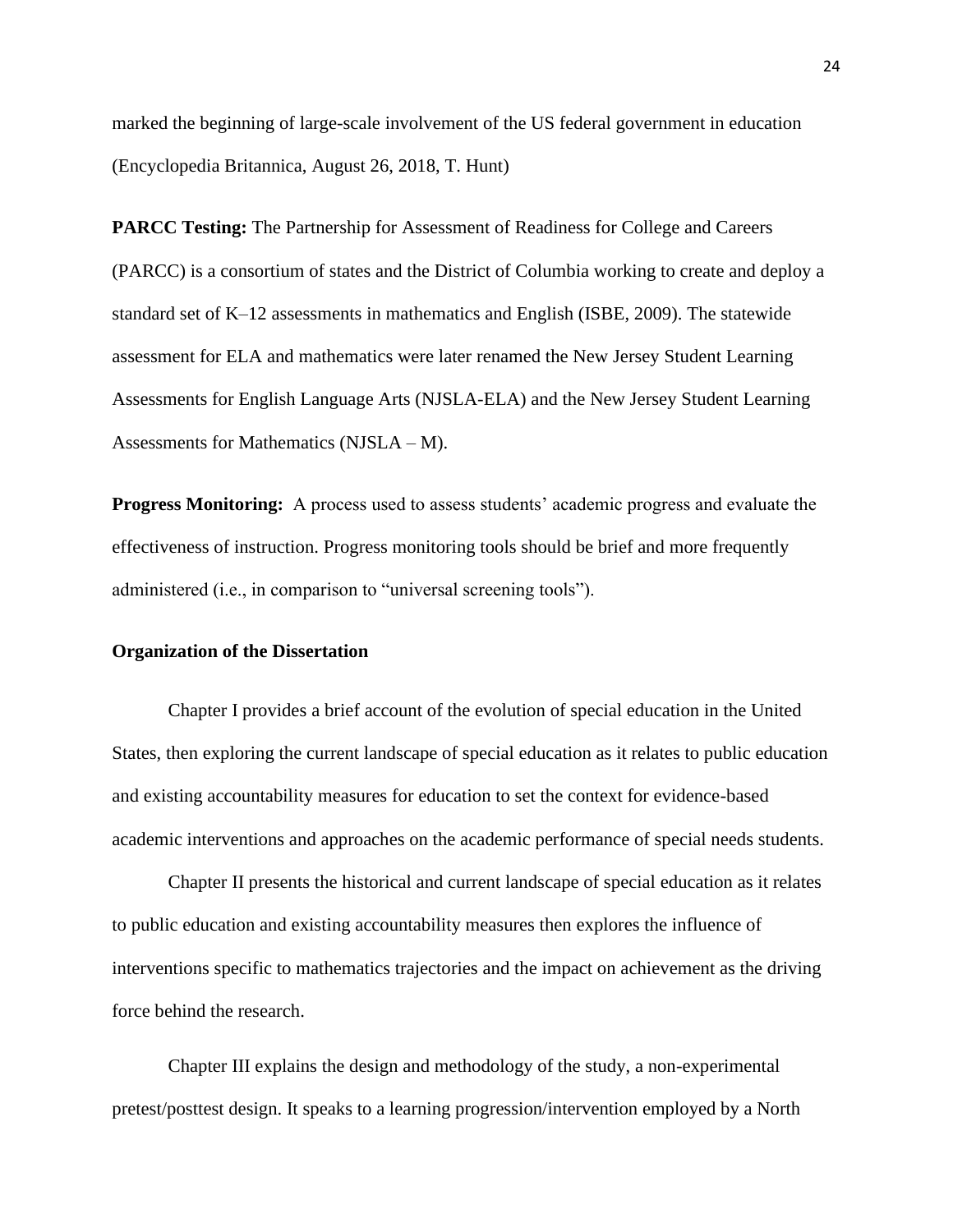marked the beginning of large-scale involvement of the US federal government in education (Encyclopedia Britannica, August 26, 2018, T. Hunt)

**PARCC Testing:** The Partnership for Assessment of Readiness for College and Careers (PARCC) is a consortium of states and the District of Columbia working to create and deploy a standard set of K–12 assessments in mathematics and English (ISBE, 2009). The statewide assessment for ELA and mathematics were later renamed the New Jersey Student Learning Assessments for English Language Arts (NJSLA-ELA) and the New Jersey Student Learning Assessments for Mathematics (NJSLA – M).

**Progress Monitoring:** A process used to assess students' academic progress and evaluate the effectiveness of instruction. Progress monitoring tools should be brief and more frequently administered (i.e., in comparison to "universal screening tools").

**Organization of the Dissertation**

Chapter I provides a brief account of the evolution of special education in the United States, then exploring the current landscape of special education as it relates to public education and existing accountability measures for education to set the context for evidence-based academic interventions and approaches on the academic performance of special needs students.

Chapter II presents the historical and current landscape of special education as it relates to public education and existing accountability measures then explores the influence of interventions specific to mathematics trajectories and the impact on achievement as the driving force behind the research.

Chapter III explains the design and methodology of the study, a non-experimental pretest/posttest design. It speaks to a learning progression/intervention employed by a North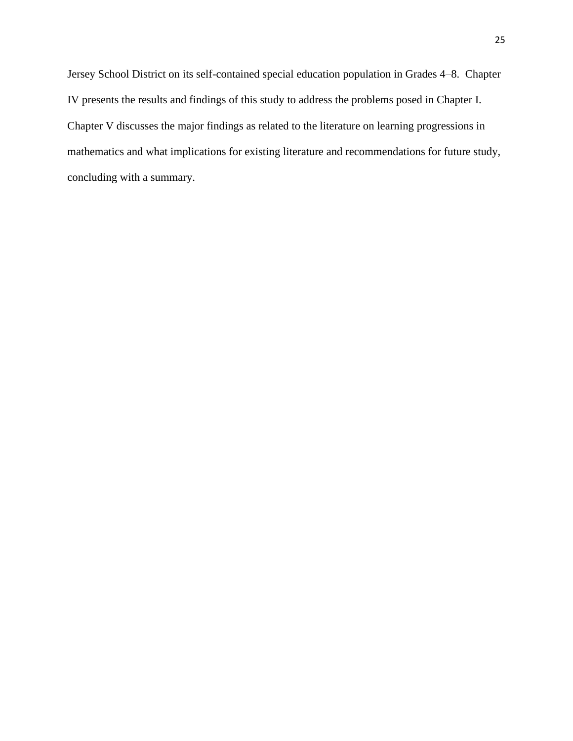Jersey School District on its self-contained special education population in Grades 4–8. Chapter IV presents the results and findings of this study to address the problems posed in Chapter I. Chapter V discusses the major findings as related to the literature on learning progressions in mathematics and what implications for existing literature and recommendations for future study, concluding with a summary.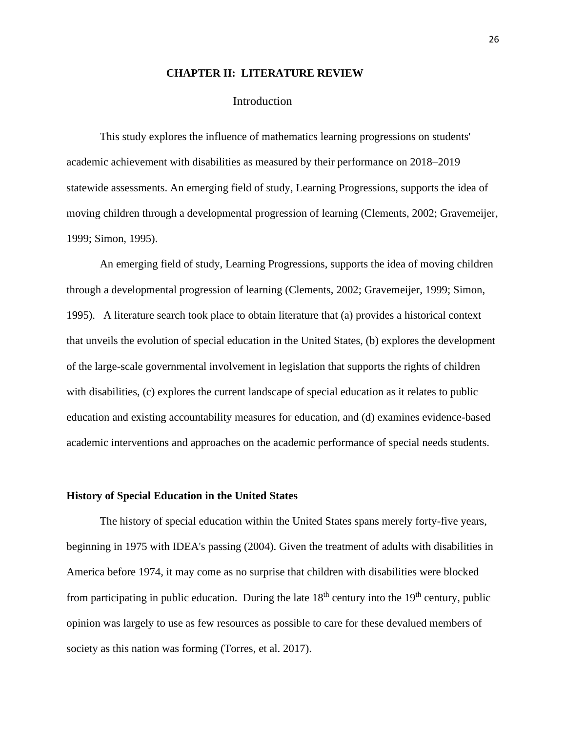# CHAPTER II: LITERATURE REVIEW

## Introduction

This study explores the influence of mathematics learning progressions on students' academic achievement with disabilities as measured by their performance on 2018–2019 statewide assessments. An emerging field of study, Learning Progressions, supports the idea of moving children through a developmental progression of learning (Clements, 2002; Gravemeijer, 1999; Simon, 1995).

An emerging field of study, Learning Progressions, supports the idea of moving children through a developmental progression of learning (Clements, 2002; Gravemeijer, 1999; Simon, 1995). A literature search took place to obtain literature that (a) provides a historical context that unveils the evolution of special education in the United States, (b) explores the development of the large-scale governmental involvement in legislation that supports the rights of children with disabilities, (c) explores the current landscape of special education as it relates to public education and existing accountability measures for education, and (d) examines evidence-based academic interventions and approaches on the academic performance of special needs students.

### History of Special Education in the United States

The history of special education within the United States spans merely forty-five years, beginning in 1975 with IDEA's passing (2004). Given the treatment of adults with disabilities in America before 1974, it may come as no surprise that children with disabilities were blocked from participating in public education. During the late 18th century into the 19th century, public opinion was largely to use as few resources as possible to care for these devalued members of society as this nation was forming (Torres, et al. 2017).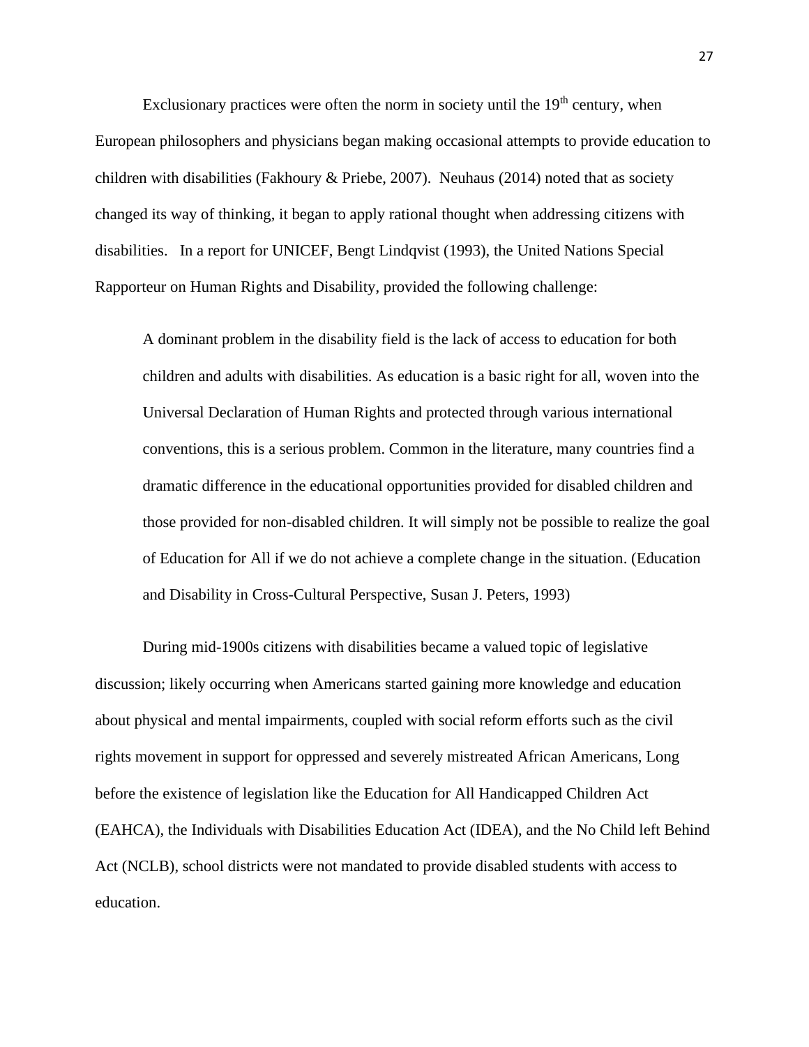Exclusionary practices were often the norm in society until the 19th century, when European philosophers and physicians began making occasional attempts to provide education to children with disabilities (Fakhoury & Priebe, 2007). Neuhaus (2014) noted that as society changed its way of thinking, it began to apply rational thought when addressing citizens with disabilities. In a report for UNICEF, Bengt Lindqvist (1993), the United Nations Special Rapporteur on Human Rights and Disability, provided the following challenge:

> A dominant problem in the disability field is the lack of access to education for both children and adults with disabilities. As education is a basic right for all, woven into the Universal Declaration of Human Rights and protected through various international conventions, this is a serious problem. Common in the literature, many countries find a dramatic difference in the educational opportunities provided for disabled children and those provided for non-disabled children. It will simply not be possible to realize the goal of Education for All if we do not achieve a complete change in the situation. (Education and Disability in Cross-Cultural Perspective, Susan J. Peters, 1993)

During mid-1900s citizens with disabilities became a valued topic of legislative discussion; likely occurring when Americans started gaining more knowledge and education about physical and mental impairments, coupled with social reform efforts such as the civil rights movement in support for oppressed and severely mistreated African Americans, Long before the existence of legislation like the Education for All Handicapped Children Act (EAHCA), the Individuals with Disabilities Education Act (IDEA), and the No Child left Behind Act (NCLB), school districts were not mandated to provide disabled students with access to education.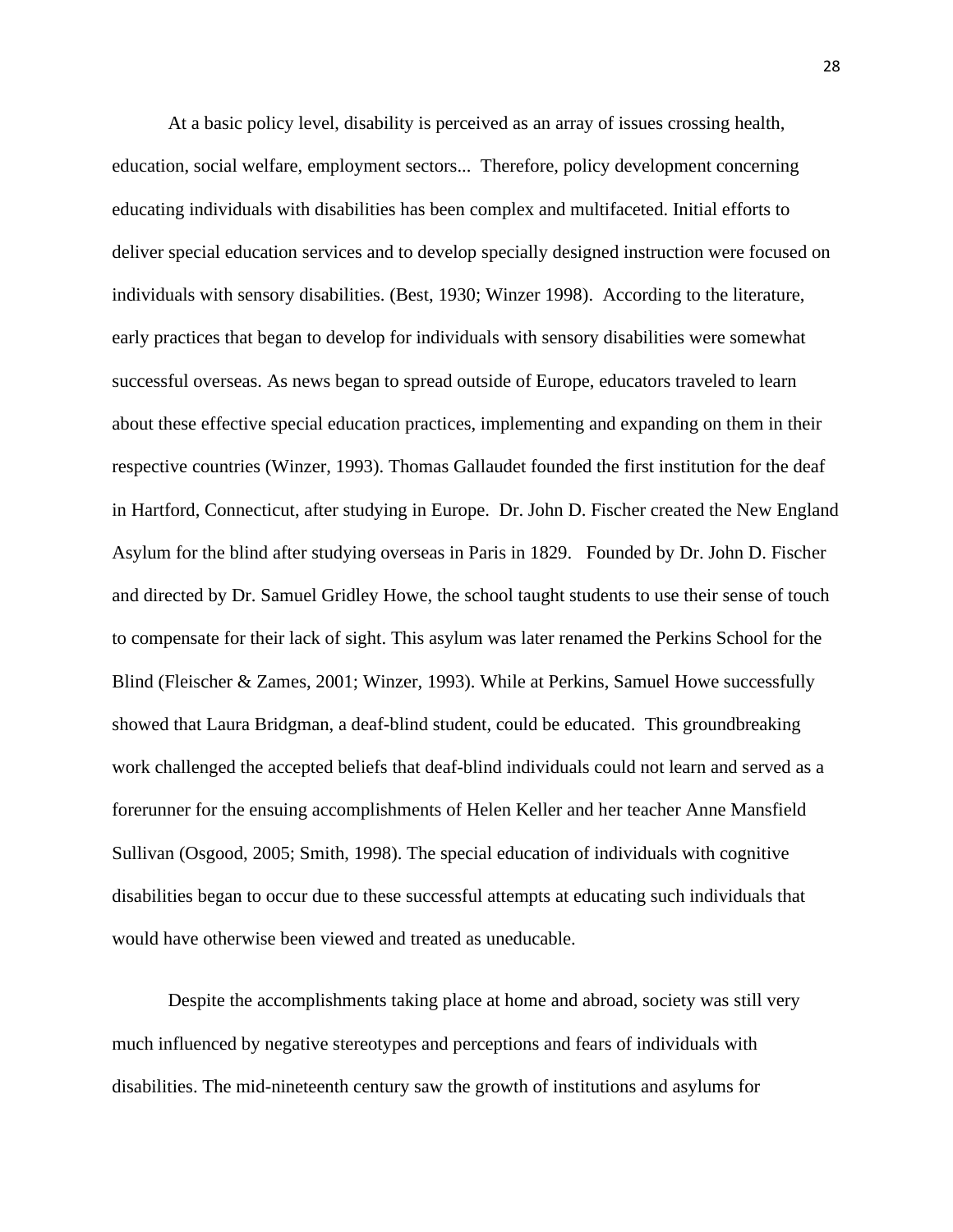At a basic policy level, disability is perceived as an array of issues crossing health, education, social welfare, employment sectors... Therefore, policy development concerning educating individuals with disabilities has been complex and multifaceted. Initial efforts to deliver special education services and to develop specially designed instruction were focused on individuals with sensory disabilities. (Best, 1930; Winzer 1998). According to the literature, early practices that began to develop for individuals with sensory disabilities were somewhat successful overseas. As news began to spread outside of Europe, educators traveled to learn about these effective special education practices, implementing and expanding on them in their respective countries (Winzer, 1993). Thomas Gallaudet founded the first institution for the deaf in Hartford, Connecticut, after studying in Europe. Dr. John D. Fischer created the New England Asylum for the blind after studying overseas in Paris in 1829. Founded by Dr. John D. Fischer and directed by Dr. Samuel Gridley Howe, the school taught students to use their sense of touch to compensate for their lack of sight. This asylum was later renamed the Perkins School for the Blind (Fleischer & Zames, 2001; Winzer, 1993). While at Perkins, Samuel Howe successfully showed that Laura Bridgman, a deaf-blind student, could be educated. This groundbreaking work challenged the accepted beliefs that deaf-blind individuals could not learn and served as a forerunner for the ensuing accomplishments of Helen Keller and her teacher Anne Mansfield Sullivan (Osgood, 2005; Smith, 1998). The special education of individuals with cognitive disabilities began to occur due to these successful attempts at educating such individuals that would have otherwise been viewed and treated as uneducable.

Despite the accomplishments taking place at home and abroad, society was still very much influenced by negative stereotypes and perceptions and fears of individuals with disabilities. The mid-nineteenth century saw the growth of institutions and asylums for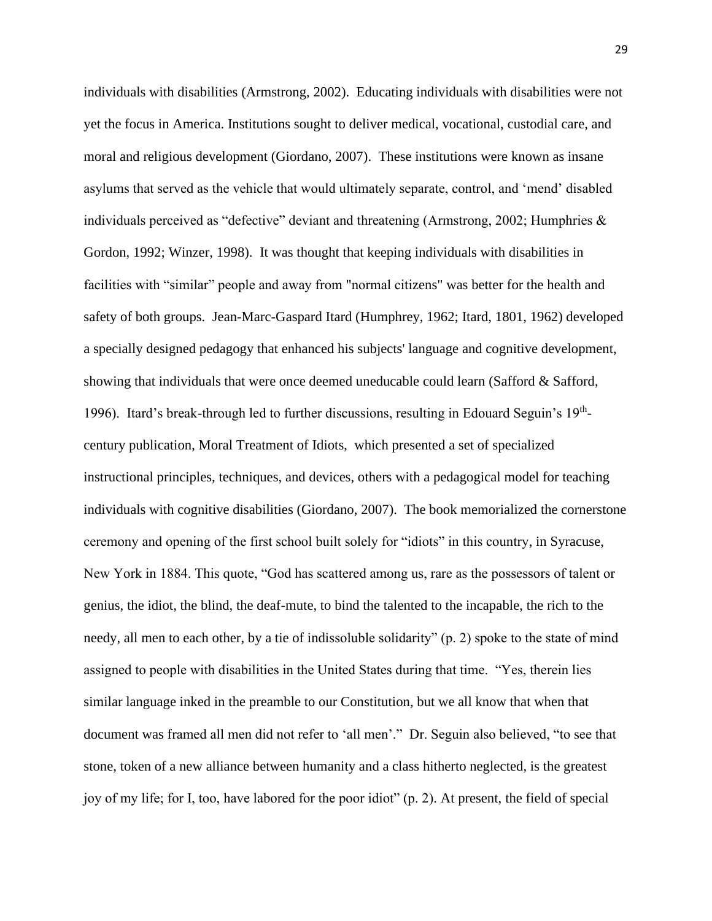individuals with disabilities (Armstrong, 2002). Educating individuals with disabilities were not yet the focus in America. Institutions sought to deliver medical, vocational, custodial care, and moral and religious development (Giordano, 2007). These institutions were known as insane asylums that served as the vehicle that would ultimately separate, control, and 'mend' disabled individuals perceived as "defective" deviant and threatening (Armstrong, 2002; Humphries & Gordon, 1992; Winzer, 1998). It was thought that keeping individuals with disabilities in facilities with "similar" people and away from "normal citizens" was better for the health and safety of both groups. Jean-Marc-Gaspard Itard (Humphrey, 1962; Itard, 1801, 1962) developed a specially designed pedagogy that enhanced his subjects' language and cognitive development, showing that individuals that were once deemed uneducable could learn (Safford & Safford, 1996). Itard's break-through led to further discussions, resulting in Edouard Seguin's 19th-century publication, Moral Treatment of Idiots, which presented a set of specialized instructional principles, techniques, and devices, others with a pedagogical model for teaching individuals with cognitive disabilities (Giordano, 2007). The book memorialized the cornerstone ceremony and opening of the first school built solely for "idiots" in this country, in Syracuse, New York in 1884. This quote, "God has scattered among us, rare as the possessors of talent or genius, the idiot, the blind, the deaf-mute, to bind the talented to the incapable, the rich to the needy, all men to each other, by a tie of indissoluble solidarity" (p. 2) spoke to the state of mind assigned to people with disabilities in the United States during that time. "Yes, therein lies similar language inked in the preamble to our Constitution, but we all know that when that document was framed all men did not refer to 'all men'." Dr. Seguin also believed, "to see that stone, token of a new alliance between humanity and a class hitherto neglected, is the greatest joy of my life; for I, too, have labored for the poor idiot" (p. 2). At present, the field of special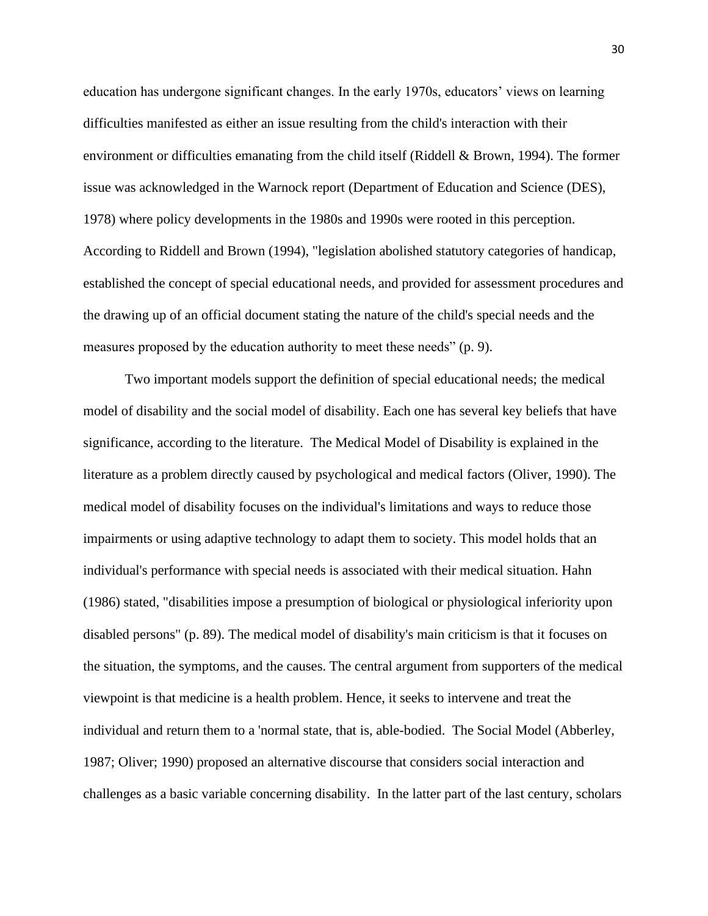education has undergone significant changes. In the early 1970s, educators' views on learning difficulties manifested as either an issue resulting from the child's interaction with their environment or difficulties emanating from the child itself (Riddell & Brown, 1994). The former issue was acknowledged in the Warnock report (Department of Education and Science (DES), 1978) where policy developments in the 1980s and 1990s were rooted in this perception. According to Riddell and Brown (1994), "legislation abolished statutory categories of handicap, established the concept of special educational needs, and provided for assessment procedures and the drawing up of an official document stating the nature of the child's special needs and the measures proposed by the education authority to meet these needs" (p. 9).

Two important models support the definition of special educational needs; the medical model of disability and the social model of disability. Each one has several key beliefs that have significance, according to the literature. The Medical Model of Disability is explained in the literature as a problem directly caused by psychological and medical factors (Oliver, 1990). The medical model of disability focuses on the individual's limitations and ways to reduce those impairments or using adaptive technology to adapt them to society. This model holds that an individual's performance with special needs is associated with their medical situation. Hahn (1986) stated, "disabilities impose a presumption of biological or physiological inferiority upon disabled persons" (p. 89). The medical model of disability's main criticism is that it focuses on the situation, the symptoms, and the causes. The central argument from supporters of the medical viewpoint is that medicine is a health problem. Hence, it seeks to intervene and treat the individual and return them to a 'normal state, that is, able-bodied. The Social Model (Abberley, 1987; Oliver; 1990) proposed an alternative discourse that considers social interaction and challenges as a basic variable concerning disability. In the latter part of the last century, scholars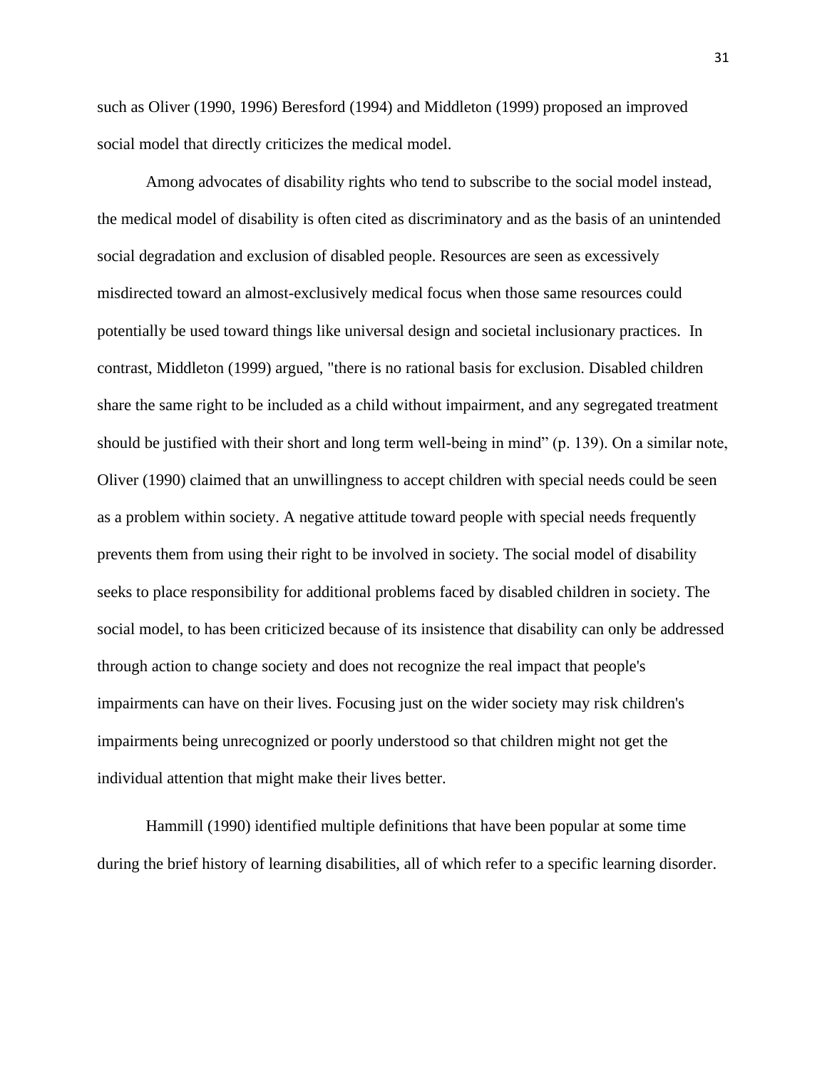such as Oliver (1990, 1996) Beresford (1994) and Middleton (1999) proposed an improved social model that directly criticizes the medical model.

Among advocates of disability rights who tend to subscribe to the social model instead, the medical model of disability is often cited as discriminatory and as the basis of an unintended social degradation and exclusion of disabled people. Resources are seen as excessively misdirected toward an almost-exclusively medical focus when those same resources could potentially be used toward things like universal design and societal inclusionary practices. In contrast, Middleton (1999) argued, "there is no rational basis for exclusion. Disabled children share the same right to be included as a child without impairment, and any segregated treatment should be justified with their short and long term well-being in mind" (p. 139). On a similar note, Oliver (1990) claimed that an unwillingness to accept children with special needs could be seen as a problem within society. A negative attitude toward people with special needs frequently prevents them from using their right to be involved in society. The social model of disability seeks to place responsibility for additional problems faced by disabled children in society. The social model, to has been criticized because of its insistence that disability can only be addressed through action to change society and does not recognize the real impact that people's impairments can have on their lives. Focusing just on the wider society may risk children's impairments being unrecognized or poorly understood so that children might not get the individual attention that might make their lives better.

Hammill (1990) identified multiple definitions that have been popular at some time during the brief history of learning disabilities, all of which refer to a specific learning disorder.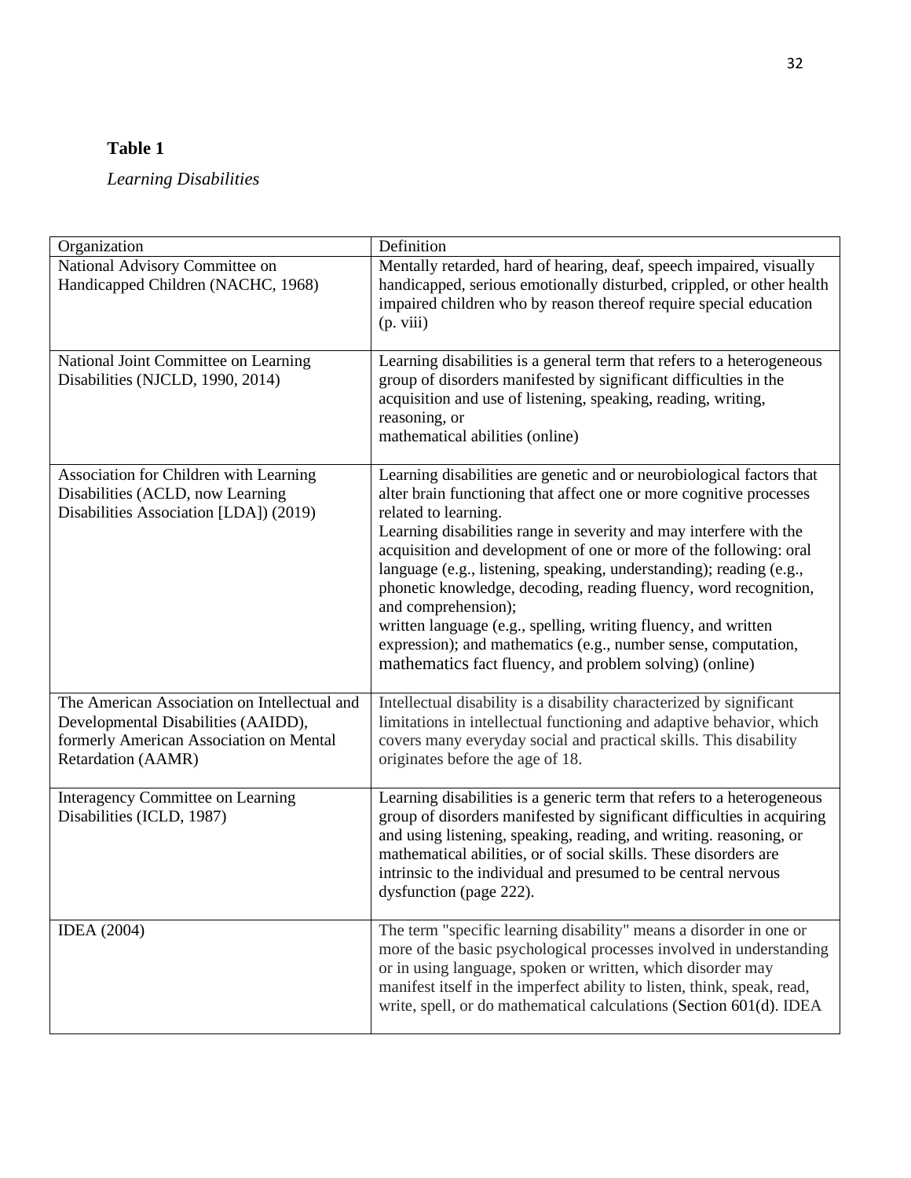**Table 1**

*Learning Disabilities*

| Organization | Definition |
|---|---|
| National Advisory Committee on Handicapped Children (NACHC, 1968) | Mentally retarded, hard of hearing, deaf, speech impaired, visually handicapped, serious emotionally disturbed, crippled, or other health impaired children who by reason thereof require special education (p. viii) |
| National Joint Committee on Learning Disabilities (NJCLD, 1990, 2014) | Learning disabilities is a general term that refers to a heterogeneous group of disorders manifested by significant difficulties in the acquisition and use of listening, speaking, reading, writing, reasoning, or mathematical abilities (online) |
| Association for Children with Learning Disabilities (ACLD, now Learning Disabilities Association [LDA]) (2019) | Learning disabilities are genetic and or neurobiological factors that alter brain functioning that affect one or more cognitive processes related to learning. Learning disabilities range in severity and may interfere with the acquisition and development of one or more of the following: oral language (e.g., listening, speaking, understanding); reading (e.g., phonetic knowledge, decoding, reading fluency, word recognition, and comprehension); written language (e.g., spelling, writing fluency, and written expression); and mathematics (e.g., number sense, computation, mathematics fact fluency, and problem solving) (online) |
| The American Association on Intellectual and Developmental Disabilities (AAIDD), formerly American Association on Mental Retardation (AAMR) | Intellectual disability is a disability characterized by significant limitations in intellectual functioning and adaptive behavior, which covers many everyday social and practical skills. This disability originates before the age of 18. |
| Interagency Committee on Learning Disabilities (ICLD, 1987) | Learning disabilities is a generic term that refers to a heterogeneous group of disorders manifested by significant difficulties in acquiring and using listening, speaking, reading, and writing. reasoning, or mathematical abilities, or of social skills. These disorders are intrinsic to the individual and presumed to be central nervous dysfunction (page 222). |
| IDEA (2004) | The term "specific learning disability" means a disorder in one or more of the basic psychological processes involved in understanding or in using language, spoken or written, which disorder may manifest itself in the imperfect ability to listen, think, speak, read, write, spell, or do mathematical calculations (Section 601(d). IDEA |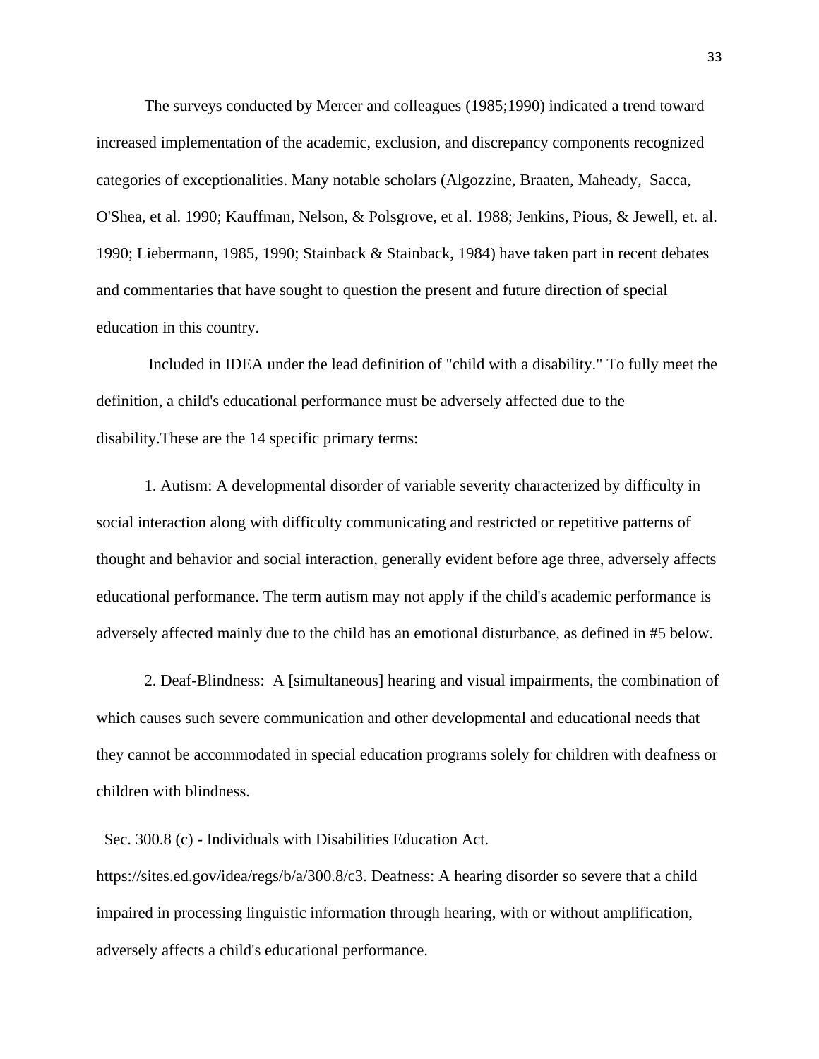The surveys conducted by Mercer and colleagues (1985;1990) indicated a trend toward increased implementation of the academic, exclusion, and discrepancy components recognized categories of exceptionalities. Many notable scholars (Algozzine, Braaten, Maheady, Sacca, O'Shea, et al. 1990; Kauffman, Nelson, & Polsgrove, et al. 1988; Jenkins, Pious, & Jewell, et. al. 1990; Liebermann, 1985, 1990; Stainback & Stainback, 1984) have taken part in recent debates and commentaries that have sought to question the present and future direction of special education in this country.

Included in IDEA under the lead definition of "child with a disability." To fully meet the definition, a child's educational performance must be adversely affected due to the disability.These are the 14 specific primary terms:

1. Autism: A developmental disorder of variable severity characterized by difficulty in social interaction along with difficulty communicating and restricted or repetitive patterns of thought and behavior and social interaction, generally evident before age three, adversely affects educational performance. The term autism may not apply if the child's academic performance is adversely affected mainly due to the child has an emotional disturbance, as defined in #5 below.

2. Deaf-Blindness: A [simultaneous] hearing and visual impairments, the combination of which causes such severe communication and other developmental and educational needs that they cannot be accommodated in special education programs solely for children with deafness or children with blindness.

Sec. 300.8 (c) - Individuals with Disabilities Education Act. https://sites.ed.gov/idea/regs/b/a/300.8/c3. Deafness: A hearing disorder so severe that a child impaired in processing linguistic information through hearing, with or without amplification, adversely affects a child's educational performance.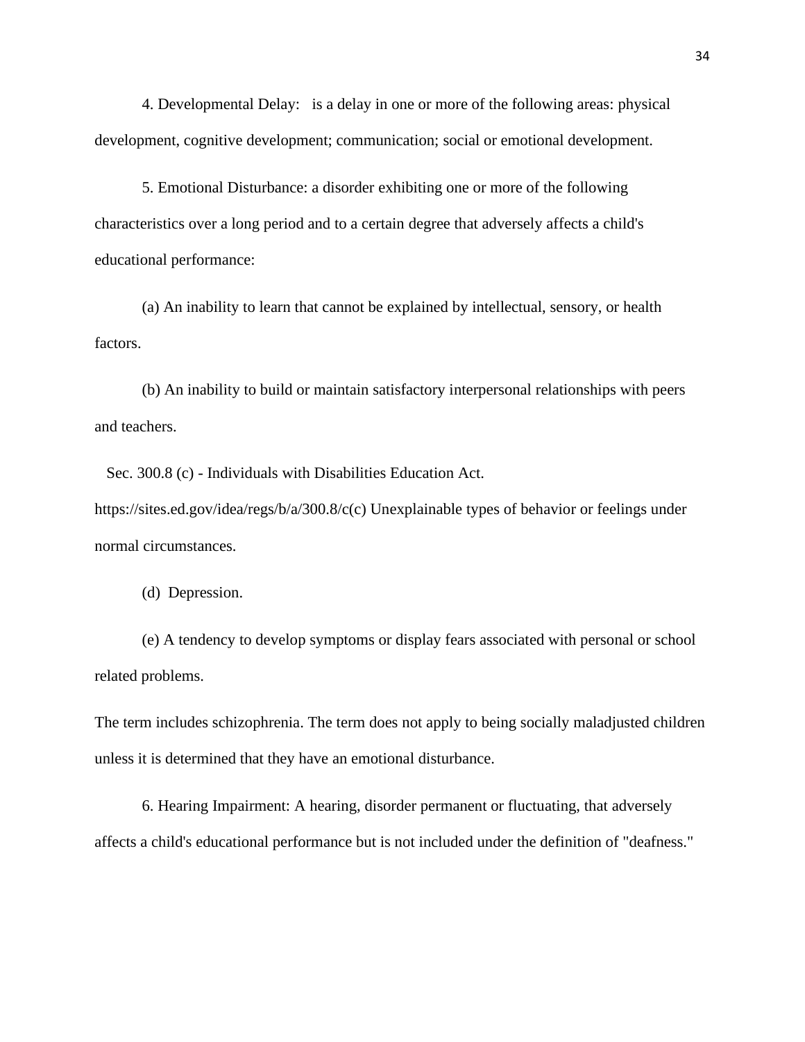4. Developmental Delay: is a delay in one or more of the following areas: physical development, cognitive development; communication; social or emotional development.

5. Emotional Disturbance: a disorder exhibiting one or more of the following characteristics over a long period and to a certain degree that adversely affects a child's educational performance:

(a) An inability to learn that cannot be explained by intellectual, sensory, or health factors.

(b) An inability to build or maintain satisfactory interpersonal relationships with peers and teachers.

Sec. 300.8 (c) - Individuals with Disabilities Education Act. https://sites.ed.gov/idea/regs/b/a/300.8/c(c) Unexplainable types of behavior or feelings under normal circumstances.

(d) Depression.

(e) A tendency to develop symptoms or display fears associated with personal or school related problems.

The term includes schizophrenia. The term does not apply to being socially maladjusted children unless it is determined that they have an emotional disturbance.

6. Hearing Impairment: A hearing, disorder permanent or fluctuating, that adversely affects a child's educational performance but is not included under the definition of "deafness."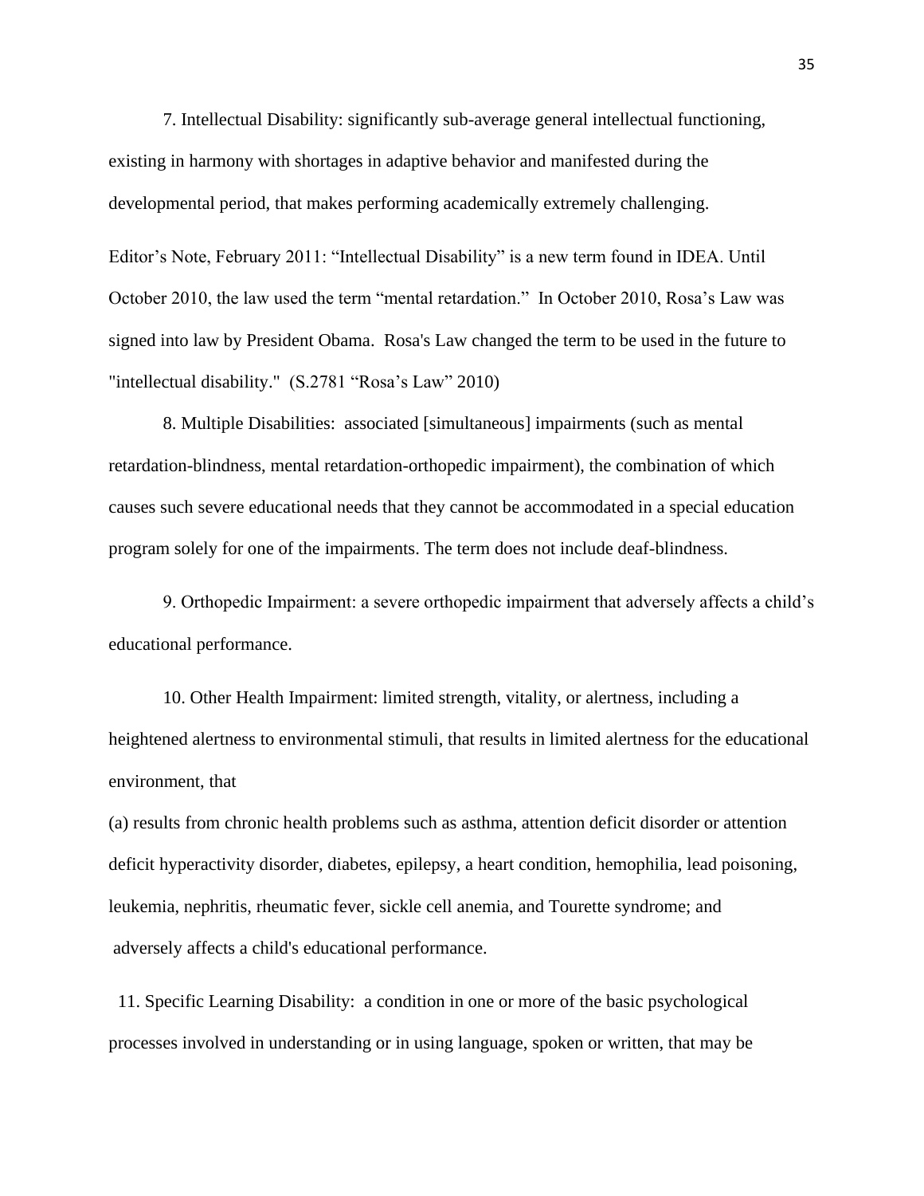7. Intellectual Disability: significantly sub-average general intellectual functioning, existing in harmony with shortages in adaptive behavior and manifested during the developmental period, that makes performing academically extremely challenging.

Editor's Note, February 2011: "Intellectual Disability" is a new term found in IDEA. Until October 2010, the law used the term "mental retardation." In October 2010, Rosa's Law was signed into law by President Obama. Rosa's Law changed the term to be used in the future to "intellectual disability." (S.2781 "Rosa's Law" 2010)

8. Multiple Disabilities: associated [simultaneous] impairments (such as mental retardation-blindness, mental retardation-orthopedic impairment), the combination of which causes such severe educational needs that they cannot be accommodated in a special education program solely for one of the impairments. The term does not include deaf-blindness.

9. Orthopedic Impairment: a severe orthopedic impairment that adversely affects a child's educational performance.

10. Other Health Impairment: limited strength, vitality, or alertness, including a heightened alertness to environmental stimuli, that results in limited alertness for the educational environment, that

(a) results from chronic health problems such as asthma, attention deficit disorder or attention deficit hyperactivity disorder, diabetes, epilepsy, a heart condition, hemophilia, lead poisoning, leukemia, nephritis, rheumatic fever, sickle cell anemia, and Tourette syndrome; and adversely affects a child's educational performance.

11. Specific Learning Disability: a condition in one or more of the basic psychological processes involved in understanding or in using language, spoken or written, that may be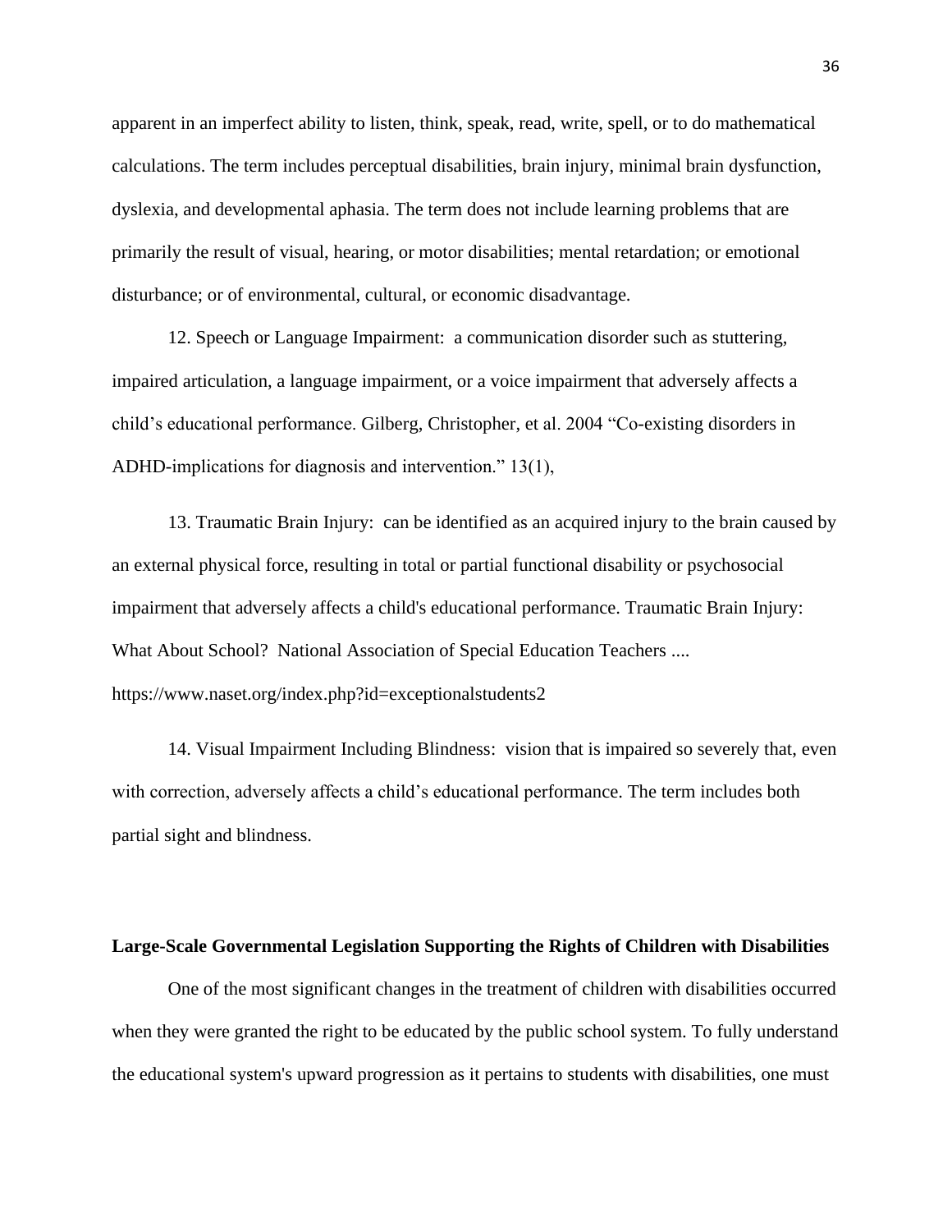apparent in an imperfect ability to listen, think, speak, read, write, spell, or to do mathematical calculations. The term includes perceptual disabilities, brain injury, minimal brain dysfunction, dyslexia, and developmental aphasia. The term does not include learning problems that are primarily the result of visual, hearing, or motor disabilities; mental retardation; or emotional disturbance; or of environmental, cultural, or economic disadvantage.

12. Speech or Language Impairment: a communication disorder such as stuttering, impaired articulation, a language impairment, or a voice impairment that adversely affects a child's educational performance. Gilberg, Christopher, et al. 2004 "Co-existing disorders in ADHD-implications for diagnosis and intervention." 13(1),

13. Traumatic Brain Injury: can be identified as an acquired injury to the brain caused by an external physical force, resulting in total or partial functional disability or psychosocial impairment that adversely affects a child's educational performance. Traumatic Brain Injury: What About School? National Association of Special Education Teachers .... https://www.naset.org/index.php?id=exceptionalstudents2

14. Visual Impairment Including Blindness: vision that is impaired so severely that, even with correction, adversely affects a child's educational performance. The term includes both partial sight and blindness.

**Large-Scale Governmental Legislation Supporting the Rights of Children with Disabilities**

One of the most significant changes in the treatment of children with disabilities occurred when they were granted the right to be educated by the public school system. To fully understand the educational system's upward progression as it pertains to students with disabilities, one must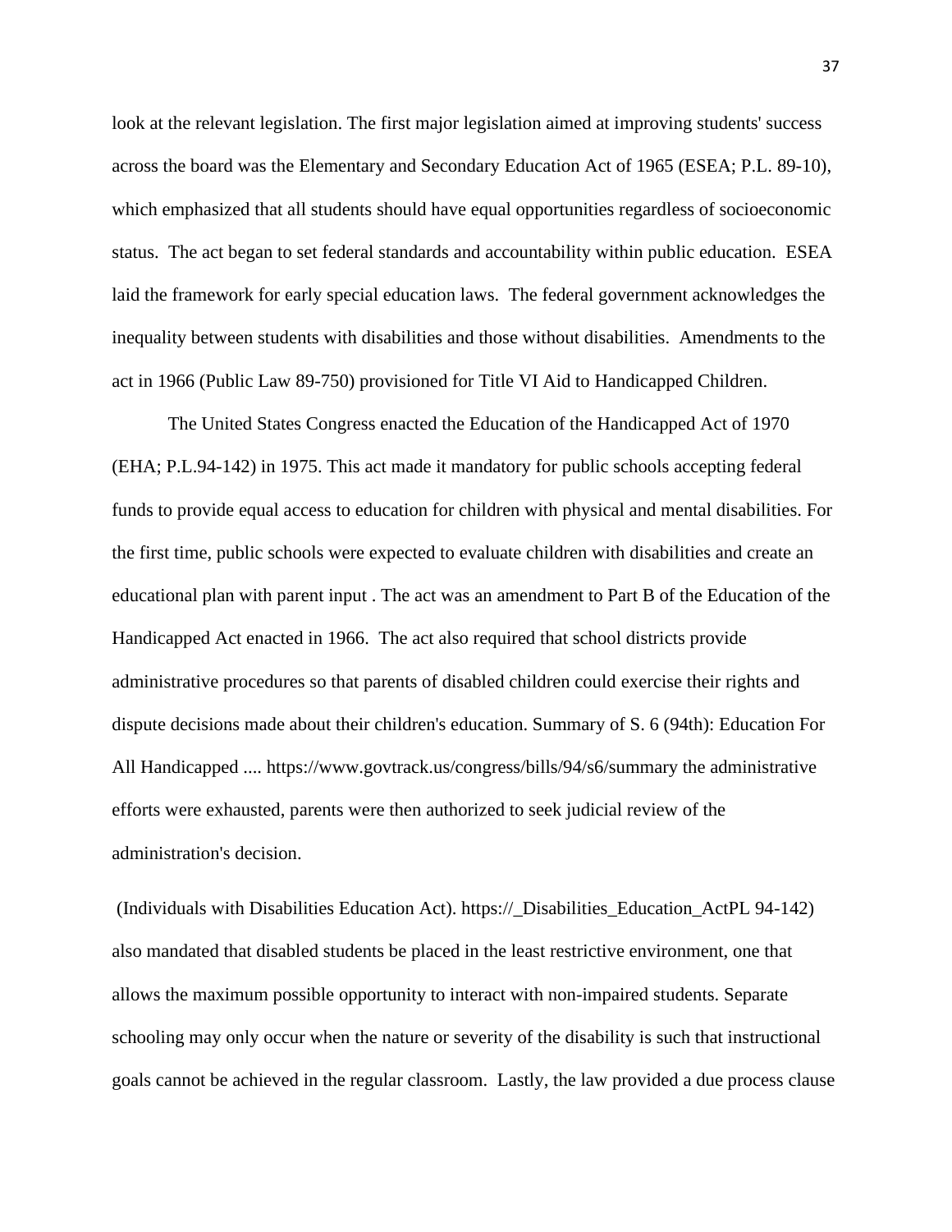look at the relevant legislation. The first major legislation aimed at improving students' success across the board was the Elementary and Secondary Education Act of 1965 (ESEA; P.L. 89-10), which emphasized that all students should have equal opportunities regardless of socioeconomic status. The act began to set federal standards and accountability within public education. ESEA laid the framework for early special education laws. The federal government acknowledges the inequality between students with disabilities and those without disabilities. Amendments to the act in 1966 (Public Law 89-750) provisioned for Title VI Aid to Handicapped Children.

The United States Congress enacted the Education of the Handicapped Act of 1970 (EHA; P.L.94-142) in 1975. This act made it mandatory for public schools accepting federal funds to provide equal access to education for children with physical and mental disabilities. For the first time, public schools were expected to evaluate children with disabilities and create an educational plan with parent input . The act was an amendment to Part B of the Education of the Handicapped Act enacted in 1966. The act also required that school districts provide administrative procedures so that parents of disabled children could exercise their rights and dispute decisions made about their children's education. Summary of S. 6 (94th): Education For All Handicapped .... https://www.govtrack.us/congress/bills/94/s6/summary the administrative efforts were exhausted, parents were then authorized to seek judicial review of the administration's decision.

(Individuals with Disabilities Education Act). https://_Disabilities_Education_ActPL 94-142) also mandated that disabled students be placed in the least restrictive environment, one that allows the maximum possible opportunity to interact with non-impaired students. Separate schooling may only occur when the nature or severity of the disability is such that instructional goals cannot be achieved in the regular classroom. Lastly, the law provided a due process clause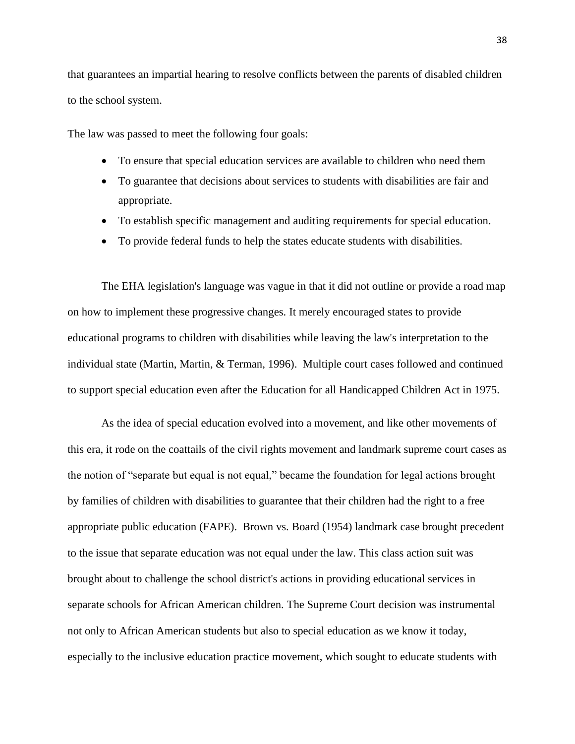that guarantees an impartial hearing to resolve conflicts between the parents of disabled children to the school system.

The law was passed to meet the following four goals:

- To ensure that special education services are available to children who need them
- To guarantee that decisions about services to students with disabilities are fair and appropriate.
- To establish specific management and auditing requirements for special education.
- To provide federal funds to help the states educate students with disabilities.

The EHA legislation's language was vague in that it did not outline or provide a road map on how to implement these progressive changes. It merely encouraged states to provide educational programs to children with disabilities while leaving the law's interpretation to the individual state (Martin, Martin, & Terman, 1996). Multiple court cases followed and continued to support special education even after the Education for all Handicapped Children Act in 1975.

As the idea of special education evolved into a movement, and like other movements of this era, it rode on the coattails of the civil rights movement and landmark supreme court cases as the notion of "separate but equal is not equal," became the foundation for legal actions brought by families of children with disabilities to guarantee that their children had the right to a free appropriate public education (FAPE). Brown vs. Board (1954) landmark case brought precedent to the issue that separate education was not equal under the law. This class action suit was brought about to challenge the school district's actions in providing educational services in separate schools for African American children. The Supreme Court decision was instrumental not only to African American students but also to special education as we know it today, especially to the inclusive education practice movement, which sought to educate students with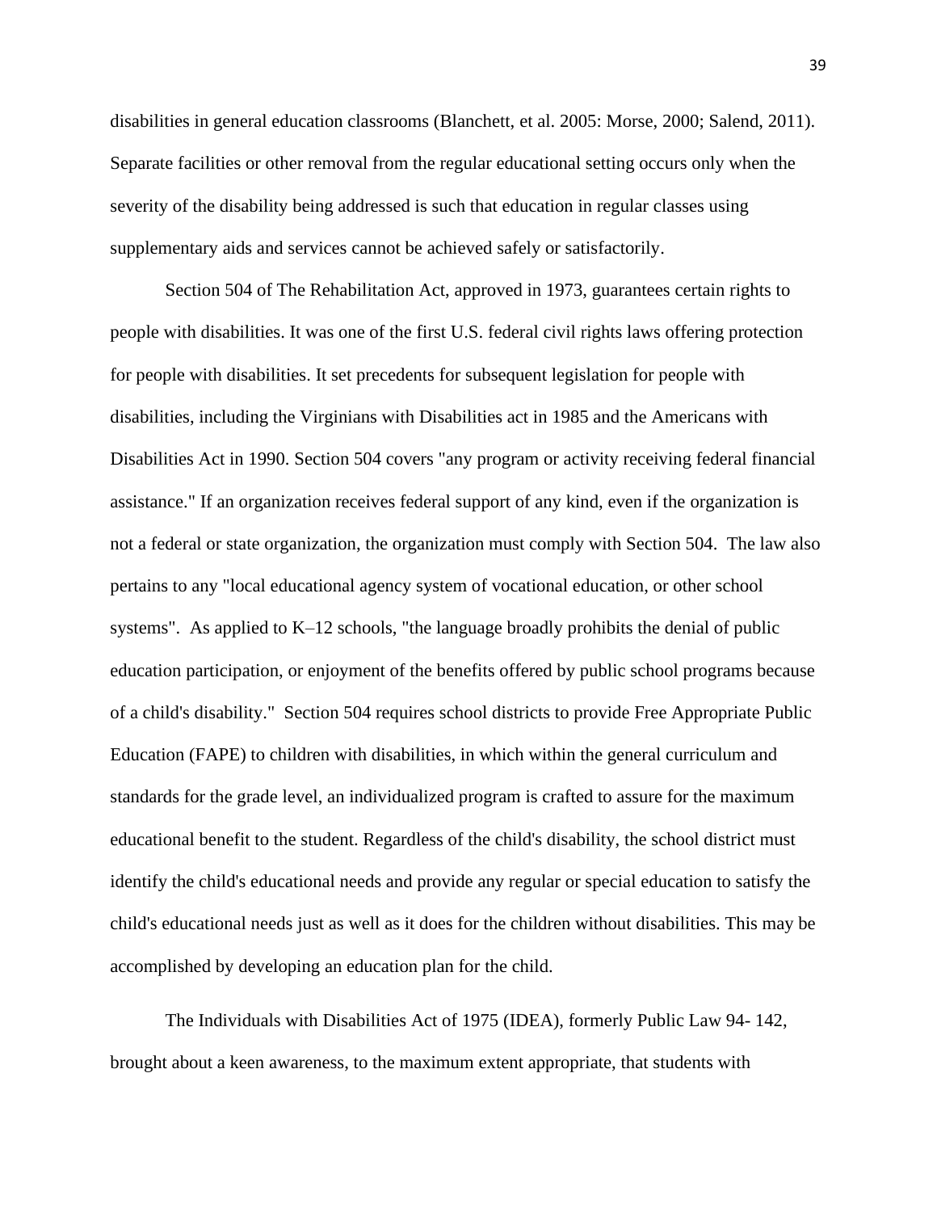disabilities in general education classrooms (Blanchett, et al. 2005: Morse, 2000; Salend, 2011). Separate facilities or other removal from the regular educational setting occurs only when the severity of the disability being addressed is such that education in regular classes using supplementary aids and services cannot be achieved safely or satisfactorily.

Section 504 of The Rehabilitation Act, approved in 1973, guarantees certain rights to people with disabilities. It was one of the first U.S. federal civil rights laws offering protection for people with disabilities. It set precedents for subsequent legislation for people with disabilities, including the Virginians with Disabilities act in 1985 and the Americans with Disabilities Act in 1990. Section 504 covers "any program or activity receiving federal financial assistance." If an organization receives federal support of any kind, even if the organization is not a federal or state organization, the organization must comply with Section 504. The law also pertains to any "local educational agency system of vocational education, or other school systems". As applied to K–12 schools, "the language broadly prohibits the denial of public education participation, or enjoyment of the benefits offered by public school programs because of a child's disability." Section 504 requires school districts to provide Free Appropriate Public Education (FAPE) to children with disabilities, in which within the general curriculum and standards for the grade level, an individualized program is crafted to assure for the maximum educational benefit to the student. Regardless of the child's disability, the school district must identify the child's educational needs and provide any regular or special education to satisfy the child's educational needs just as well as it does for the children without disabilities. This may be accomplished by developing an education plan for the child.

The Individuals with Disabilities Act of 1975 (IDEA), formerly Public Law 94- 142, brought about a keen awareness, to the maximum extent appropriate, that students with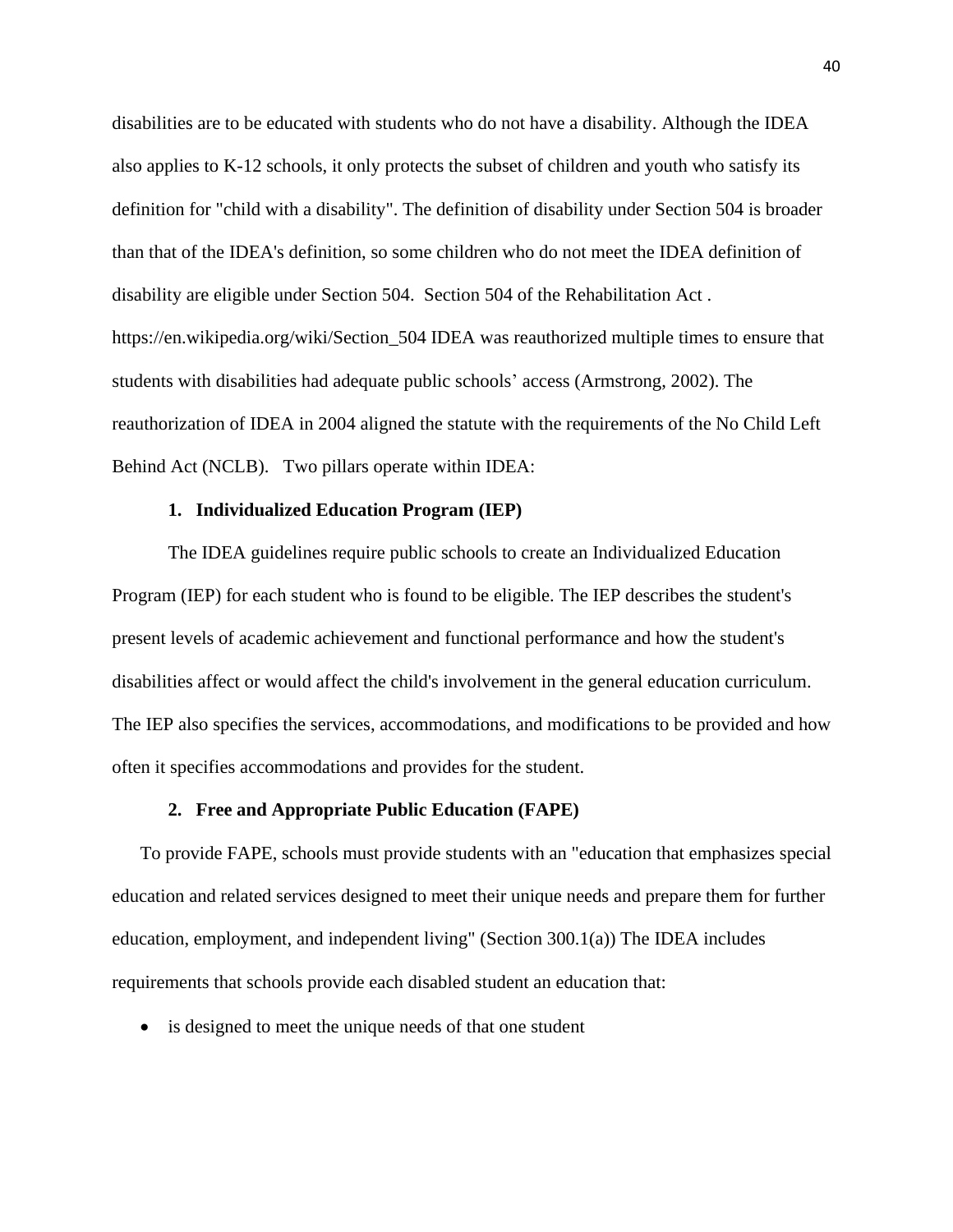disabilities are to be educated with students who do not have a disability. Although the IDEA also applies to K-12 schools, it only protects the subset of children and youth who satisfy its definition for "child with a disability". The definition of disability under Section 504 is broader than that of the IDEA's definition, so some children who do not meet the IDEA definition of disability are eligible under Section 504. Section 504 of the Rehabilitation Act . https://en.wikipedia.org/wiki/Section_504 IDEA was reauthorized multiple times to ensure that students with disabilities had adequate public schools' access (Armstrong, 2002). The reauthorization of IDEA in 2004 aligned the statute with the requirements of the No Child Left Behind Act (NCLB). Two pillars operate within IDEA:

1. **Individualized Education Program (IEP)**

The IDEA guidelines require public schools to create an Individualized Education Program (IEP) for each student who is found to be eligible. The IEP describes the student's present levels of academic achievement and functional performance and how the student's disabilities affect or would affect the child's involvement in the general education curriculum. The IEP also specifies the services, accommodations, and modifications to be provided and how often it specifies accommodations and provides for the student.

2. **Free and Appropriate Public Education (FAPE)**

To provide FAPE, schools must provide students with an "education that emphasizes special education and related services designed to meet their unique needs and prepare them for further education, employment, and independent living" (Section 300.1(a)) The IDEA includes requirements that schools provide each disabled student an education that:

- is designed to meet the unique needs of that one student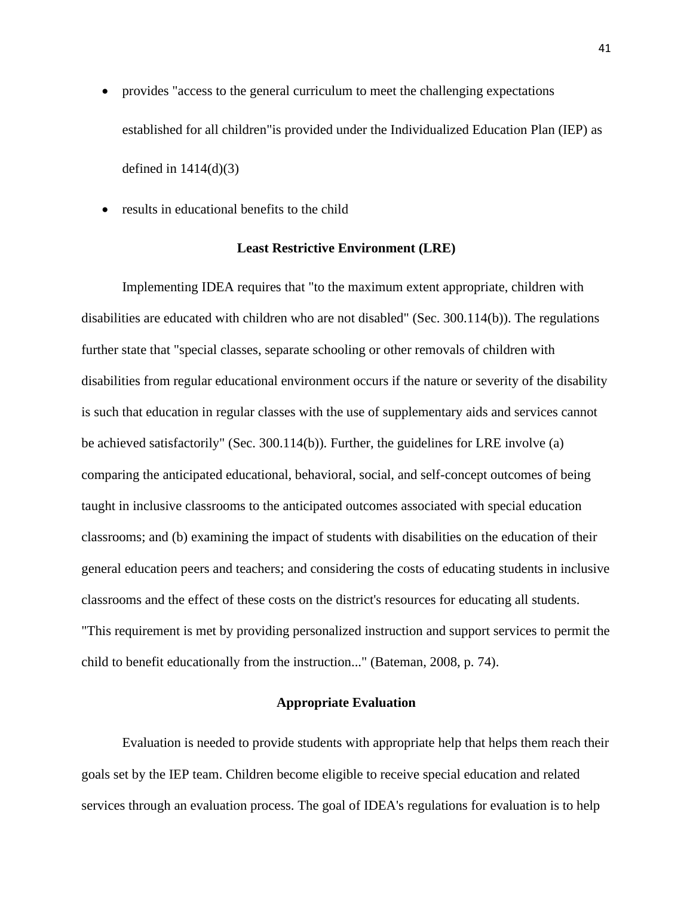- provides "access to the general curriculum to meet the challenging expectations established for all children"is provided under the Individualized Education Plan (IEP) as defined in 1414(d)(3)
- results in educational benefits to the child

## Least Restrictive Environment (LRE)

Implementing IDEA requires that "to the maximum extent appropriate, children with disabilities are educated with children who are not disabled" (Sec. 300.114(b)). The regulations further state that "special classes, separate schooling or other removals of children with disabilities from regular educational environment occurs if the nature or severity of the disability is such that education in regular classes with the use of supplementary aids and services cannot be achieved satisfactorily" (Sec. 300.114(b)). Further, the guidelines for LRE involve (a) comparing the anticipated educational, behavioral, social, and self-concept outcomes of being taught in inclusive classrooms to the anticipated outcomes associated with special education classrooms; and (b) examining the impact of students with disabilities on the education of their general education peers and teachers; and considering the costs of educating students in inclusive classrooms and the effect of these costs on the district's resources for educating all students. "This requirement is met by providing personalized instruction and support services to permit the child to benefit educationally from the instruction..." (Bateman, 2008, p. 74).

## Appropriate Evaluation

Evaluation is needed to provide students with appropriate help that helps them reach their goals set by the IEP team. Children become eligible to receive special education and related services through an evaluation process. The goal of IDEA's regulations for evaluation is to help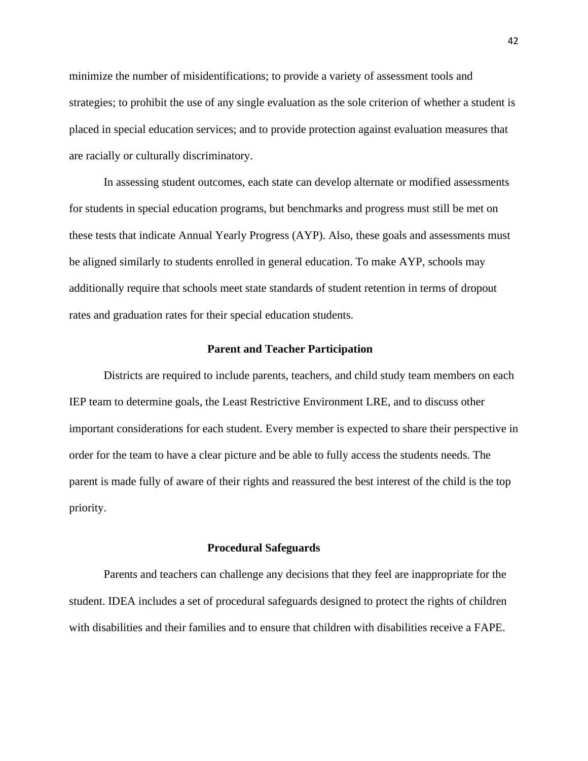minimize the number of misidentifications; to provide a variety of assessment tools and strategies; to prohibit the use of any single evaluation as the sole criterion of whether a student is placed in special education services; and to provide protection against evaluation measures that are racially or culturally discriminatory.

In assessing student outcomes, each state can develop alternate or modified assessments for students in special education programs, but benchmarks and progress must still be met on these tests that indicate Annual Yearly Progress (AYP). Also, these goals and assessments must be aligned similarly to students enrolled in general education. To make AYP, schools may additionally require that schools meet state standards of student retention in terms of dropout rates and graduation rates for their special education students.

## Parent and Teacher Participation

Districts are required to include parents, teachers, and child study team members on each IEP team to determine goals, the Least Restrictive Environment LRE, and to discuss other important considerations for each student. Every member is expected to share their perspective in order for the team to have a clear picture and be able to fully access the students needs. The parent is made fully of aware of their rights and reassured the best interest of the child is the top priority.

## Procedural Safeguards

Parents and teachers can challenge any decisions that they feel are inappropriate for the student. IDEA includes a set of procedural safeguards designed to protect the rights of children with disabilities and their families and to ensure that children with disabilities receive a FAPE.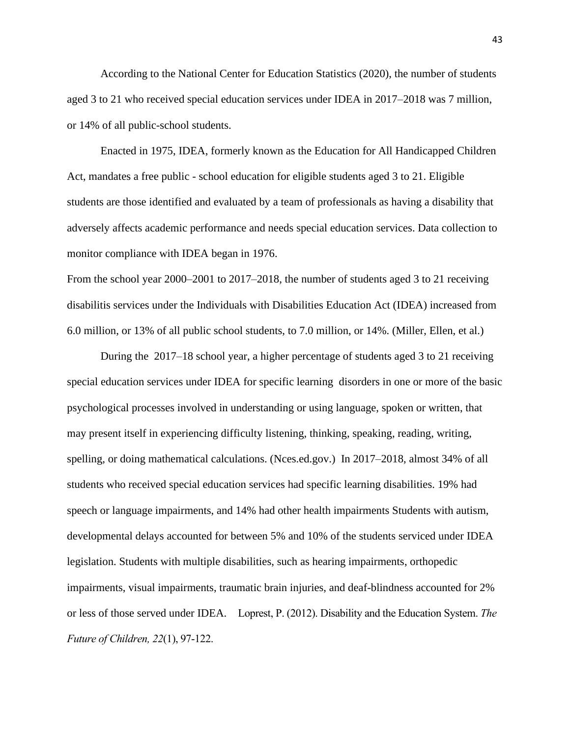According to the National Center for Education Statistics (2020), the number of students aged 3 to 21 who received special education services under IDEA in 2017–2018 was 7 million, or 14% of all public-school students.

Enacted in 1975, IDEA, formerly known as the Education for All Handicapped Children Act, mandates a free public - school education for eligible students aged 3 to 21. Eligible students are those identified and evaluated by a team of professionals as having a disability that adversely affects academic performance and needs special education services. Data collection to monitor compliance with IDEA began in 1976.

From the school year 2000–2001 to 2017–2018, the number of students aged 3 to 21 receiving disabilitis services under the Individuals with Disabilities Education Act (IDEA) increased from 6.0 million, or 13% of all public school students, to 7.0 million, or 14%. (Miller, Ellen, et al.)

During the 2017–18 school year, a higher percentage of students aged 3 to 21 receiving special education services under IDEA for specific learning disorders in one or more of the basic psychological processes involved in understanding or using language, spoken or written, that may present itself in experiencing difficulty listening, thinking, speaking, reading, writing, spelling, or doing mathematical calculations. (Nces.ed.gov.) In 2017–2018, almost 34% of all students who received special education services had specific learning disabilities. 19% had speech or language impairments, and 14% had other health impairments Students with autism, developmental delays accounted for between 5% and 10% of the students serviced under IDEA legislation. Students with multiple disabilities, such as hearing impairments, orthopedic impairments, visual impairments, traumatic brain injuries, and deaf-blindness accounted for 2% or less of those served under IDEA. Loprest, P. (2012). Disability and the Education System. *The Future of Children, 22*(1), 97-122.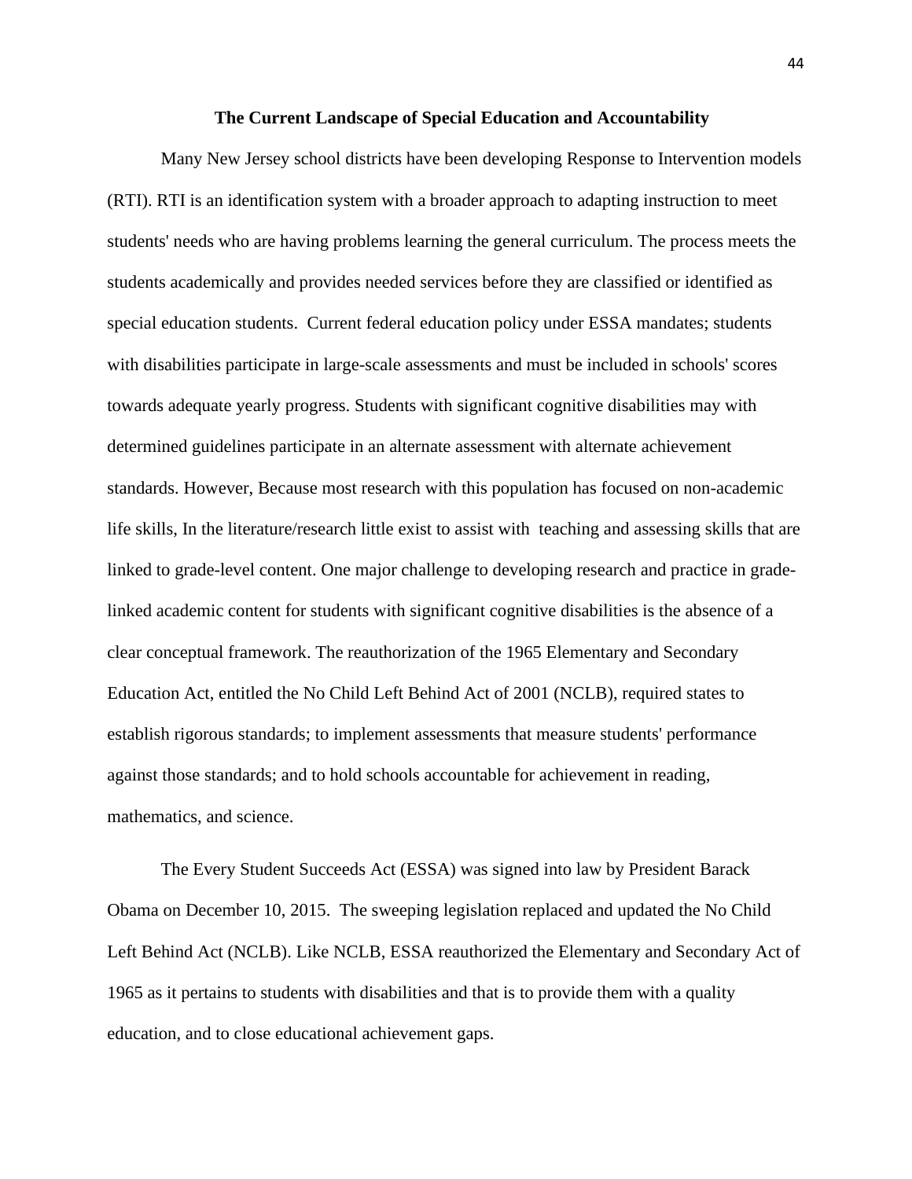## The Current Landscape of Special Education and Accountability

Many New Jersey school districts have been developing Response to Intervention models (RTI). RTI is an identification system with a broader approach to adapting instruction to meet students' needs who are having problems learning the general curriculum. The process meets the students academically and provides needed services before they are classified or identified as special education students. Current federal education policy under ESSA mandates; students with disabilities participate in large-scale assessments and must be included in schools' scores towards adequate yearly progress. Students with significant cognitive disabilities may with determined guidelines participate in an alternate assessment with alternate achievement standards. However, Because most research with this population has focused on non-academic life skills, In the literature/research little exist to assist with teaching and assessing skills that are linked to grade-level content. One major challenge to developing research and practice in grade-linked academic content for students with significant cognitive disabilities is the absence of a clear conceptual framework. The reauthorization of the 1965 Elementary and Secondary Education Act, entitled the No Child Left Behind Act of 2001 (NCLB), required states to establish rigorous standards; to implement assessments that measure students' performance against those standards; and to hold schools accountable for achievement in reading, mathematics, and science.

The Every Student Succeeds Act (ESSA) was signed into law by President Barack Obama on December 10, 2015. The sweeping legislation replaced and updated the No Child Left Behind Act (NCLB). Like NCLB, ESSA reauthorized the Elementary and Secondary Act of 1965 as it pertains to students with disabilities and that is to provide them with a quality education, and to close educational achievement gaps.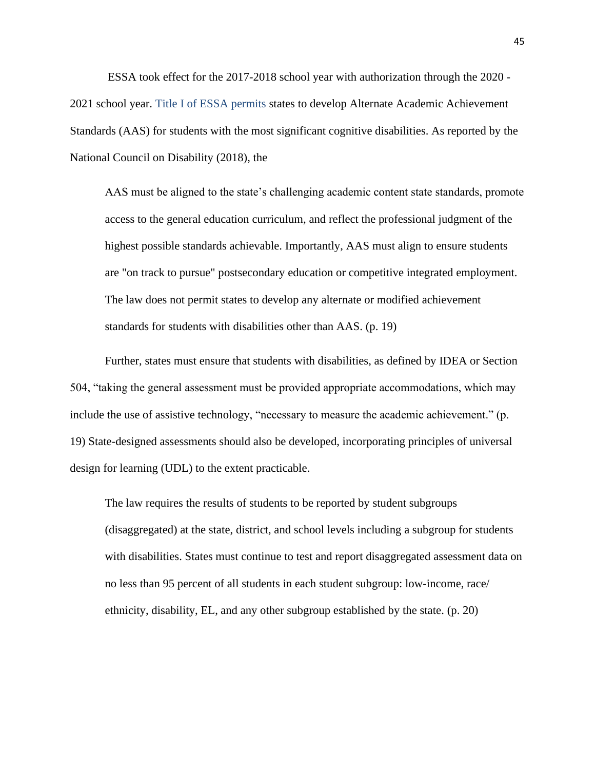ESSA took effect for the 2017-2018 school year with authorization through the 2020 - 2021 school year. Title I of ESSA permits states to develop Alternate Academic Achievement Standards (AAS) for students with the most significant cognitive disabilities. As reported by the National Council on Disability (2018), the

> AAS must be aligned to the state's challenging academic content state standards, promote access to the general education curriculum, and reflect the professional judgment of the highest possible standards achievable. Importantly, AAS must align to ensure students are "on track to pursue" postsecondary education or competitive integrated employment. The law does not permit states to develop any alternate or modified achievement standards for students with disabilities other than AAS. (p. 19)

Further, states must ensure that students with disabilities, as defined by IDEA or Section 504, "taking the general assessment must be provided appropriate accommodations, which may include the use of assistive technology, "necessary to measure the academic achievement." (p. 19) State-designed assessments should also be developed, incorporating principles of universal design for learning (UDL) to the extent practicable.

> The law requires the results of students to be reported by student subgroups (disaggregated) at the state, district, and school levels including a subgroup for students with disabilities. States must continue to test and report disaggregated assessment data on no less than 95 percent of all students in each student subgroup: low-income, race/ ethnicity, disability, EL, and any other subgroup established by the state. (p. 20)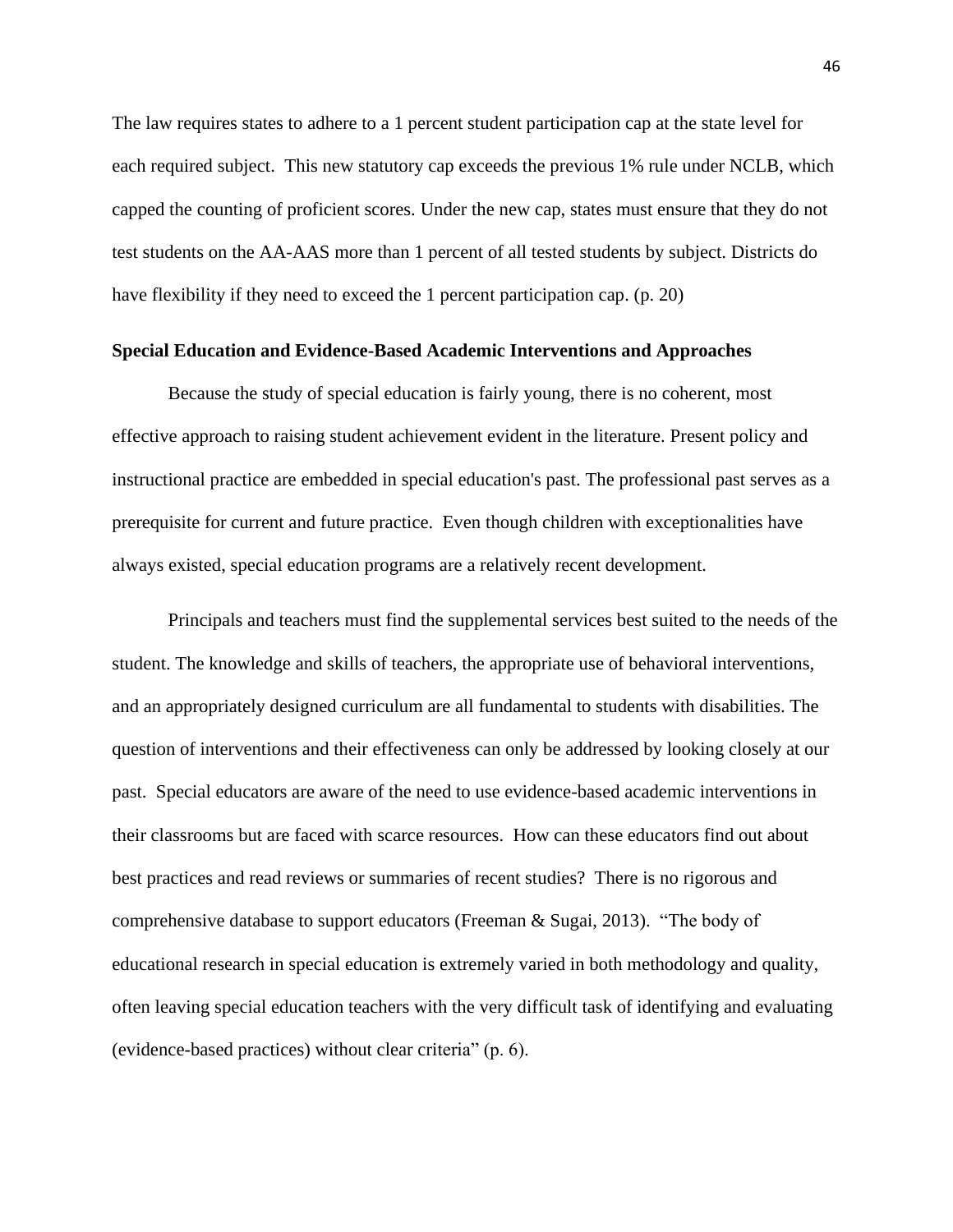The law requires states to adhere to a 1 percent student participation cap at the state level for each required subject. This new statutory cap exceeds the previous 1% rule under NCLB, which capped the counting of proficient scores. Under the new cap, states must ensure that they do not test students on the AA-AAS more than 1 percent of all tested students by subject. Districts do have flexibility if they need to exceed the 1 percent participation cap. (p. 20)

**Special Education and Evidence-Based Academic Interventions and Approaches**

Because the study of special education is fairly young, there is no coherent, most effective approach to raising student achievement evident in the literature. Present policy and instructional practice are embedded in special education's past. The professional past serves as a prerequisite for current and future practice. Even though children with exceptionalities have always existed, special education programs are a relatively recent development.

Principals and teachers must find the supplemental services best suited to the needs of the student. The knowledge and skills of teachers, the appropriate use of behavioral interventions, and an appropriately designed curriculum are all fundamental to students with disabilities. The question of interventions and their effectiveness can only be addressed by looking closely at our past. Special educators are aware of the need to use evidence-based academic interventions in their classrooms but are faced with scarce resources. How can these educators find out about best practices and read reviews or summaries of recent studies? There is no rigorous and comprehensive database to support educators (Freeman & Sugai, 2013). "The body of educational research in special education is extremely varied in both methodology and quality, often leaving special education teachers with the very difficult task of identifying and evaluating (evidence-based practices) without clear criteria" (p. 6).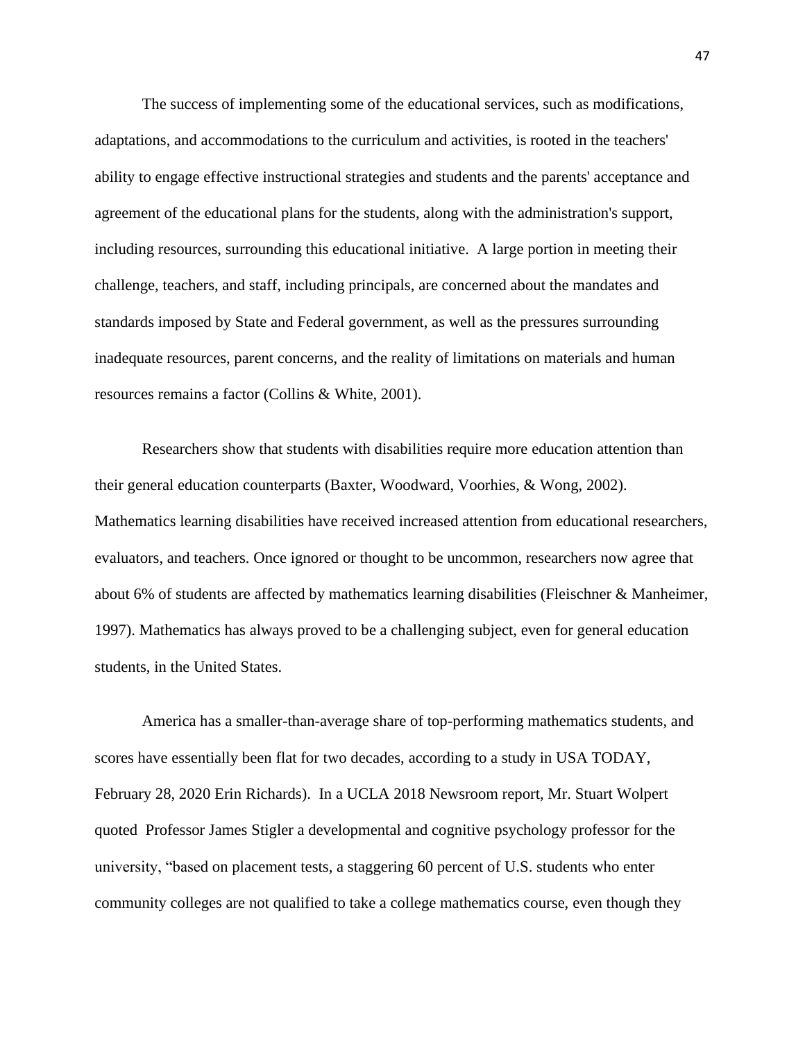The success of implementing some of the educational services, such as modifications, adaptations, and accommodations to the curriculum and activities, is rooted in the teachers' ability to engage effective instructional strategies and students and the parents' acceptance and agreement of the educational plans for the students, along with the administration's support, including resources, surrounding this educational initiative.  A large portion in meeting their challenge, teachers, and staff, including principals, are concerned about the mandates and standards imposed by State and Federal government, as well as the pressures surrounding inadequate resources, parent concerns, and the reality of limitations on materials and human resources remains a factor (Collins & White, 2001).

Researchers show that students with disabilities require more education attention than their general education counterparts (Baxter, Woodward, Voorhies, & Wong, 2002). Mathematics learning disabilities have received increased attention from educational researchers, evaluators, and teachers. Once ignored or thought to be uncommon, researchers now agree that about 6% of students are affected by mathematics learning disabilities (Fleischner & Manheimer, 1997). Mathematics has always proved to be a challenging subject, even for general education students, in the United States.

America has a smaller-than-average share of top-performing mathematics students, and scores have essentially been flat for two decades, according to a study in USA TODAY, February 28, 2020 Erin Richards).  In a UCLA 2018 Newsroom report, Mr. Stuart Wolpert quoted  Professor James Stigler a developmental and cognitive psychology professor for the university, "based on placement tests, a staggering 60 percent of U.S. students who enter community colleges are not qualified to take a college mathematics course, even though they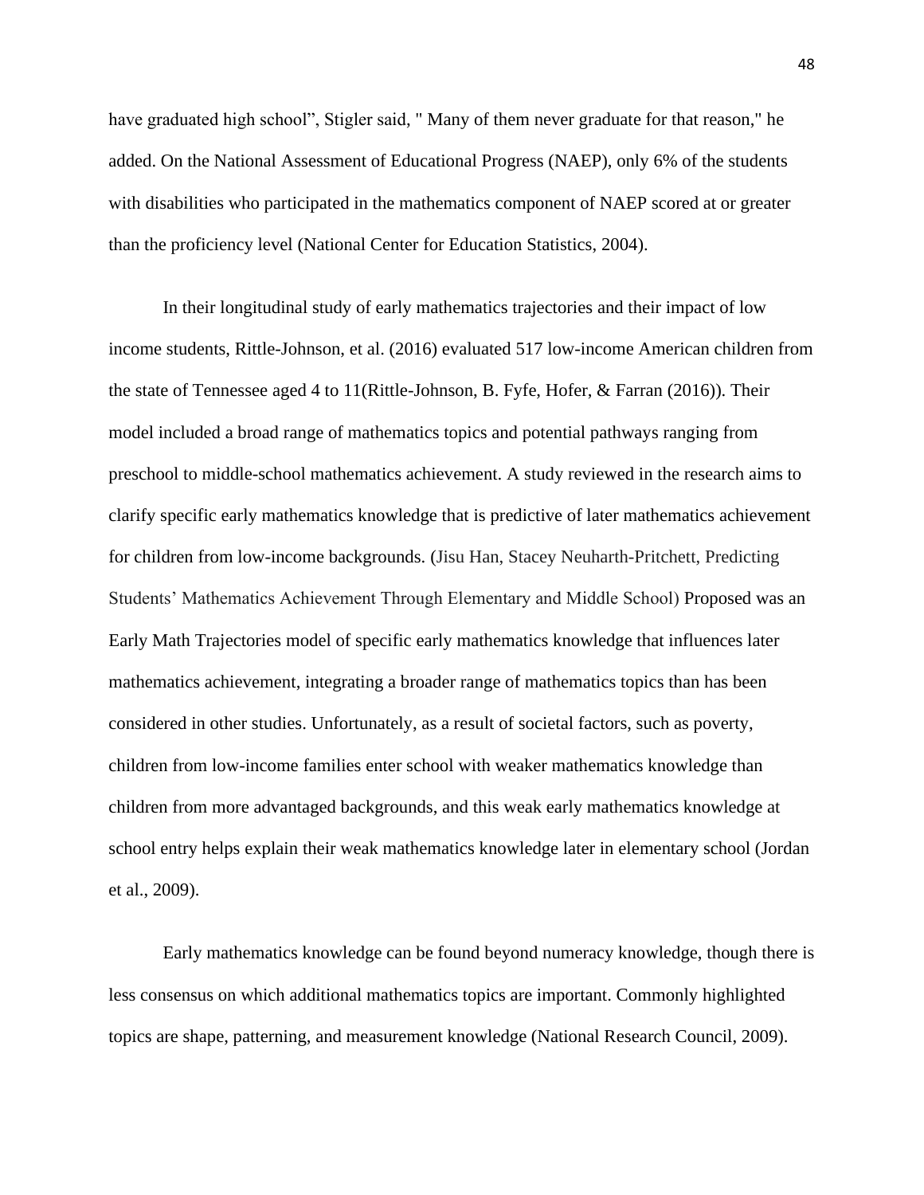have graduated high school", Stigler said, " Many of them never graduate for that reason," he added. On the National Assessment of Educational Progress (NAEP), only 6% of the students with disabilities who participated in the mathematics component of NAEP scored at or greater than the proficiency level (National Center for Education Statistics, 2004).

In their longitudinal study of early mathematics trajectories and their impact of low income students, Rittle-Johnson, et al. (2016) evaluated 517 low-income American children from the state of Tennessee aged 4 to 11(Rittle-Johnson, B. Fyfe, Hofer, & Farran (2016)). Their model included a broad range of mathematics topics and potential pathways ranging from preschool to middle-school mathematics achievement. A study reviewed in the research aims to clarify specific early mathematics knowledge that is predictive of later mathematics achievement for children from low-income backgrounds. (Jisu Han, Stacey Neuharth-Pritchett, Predicting Students' Mathematics Achievement Through Elementary and Middle School) Proposed was an Early Math Trajectories model of specific early mathematics knowledge that influences later mathematics achievement, integrating a broader range of mathematics topics than has been considered in other studies. Unfortunately, as a result of societal factors, such as poverty, children from low-income families enter school with weaker mathematics knowledge than children from more advantaged backgrounds, and this weak early mathematics knowledge at school entry helps explain their weak mathematics knowledge later in elementary school (Jordan et al., 2009).

Early mathematics knowledge can be found beyond numeracy knowledge, though there is less consensus on which additional mathematics topics are important. Commonly highlighted topics are shape, patterning, and measurement knowledge (National Research Council, 2009).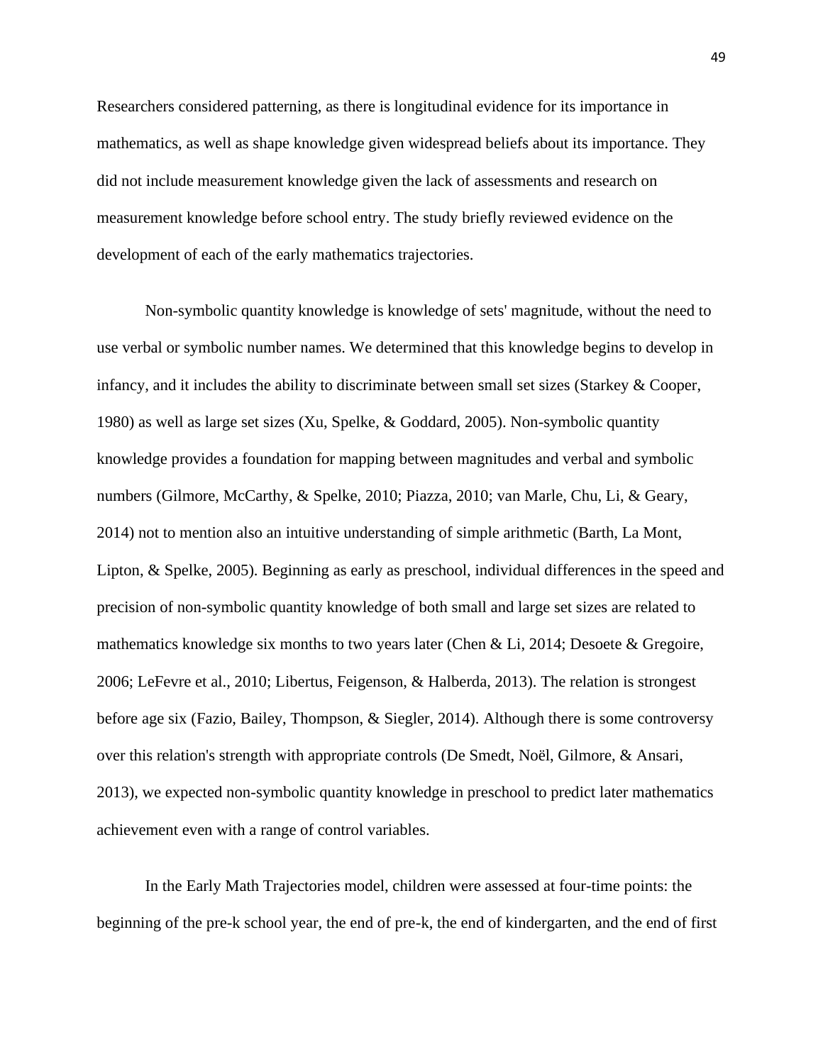Researchers considered patterning, as there is longitudinal evidence for its importance in mathematics, as well as shape knowledge given widespread beliefs about its importance. They did not include measurement knowledge given the lack of assessments and research on measurement knowledge before school entry. The study briefly reviewed evidence on the development of each of the early mathematics trajectories.

Non-symbolic quantity knowledge is knowledge of sets' magnitude, without the need to use verbal or symbolic number names. We determined that this knowledge begins to develop in infancy, and it includes the ability to discriminate between small set sizes (Starkey & Cooper, 1980) as well as large set sizes (Xu, Spelke, & Goddard, 2005). Non-symbolic quantity knowledge provides a foundation for mapping between magnitudes and verbal and symbolic numbers (Gilmore, McCarthy, & Spelke, 2010; Piazza, 2010; van Marle, Chu, Li, & Geary, 2014) not to mention also an intuitive understanding of simple arithmetic (Barth, La Mont, Lipton, & Spelke, 2005). Beginning as early as preschool, individual differences in the speed and precision of non-symbolic quantity knowledge of both small and large set sizes are related to mathematics knowledge six months to two years later (Chen & Li, 2014; Desoete & Gregoire, 2006; LeFevre et al., 2010; Libertus, Feigenson, & Halberda, 2013). The relation is strongest before age six (Fazio, Bailey, Thompson, & Siegler, 2014). Although there is some controversy over this relation's strength with appropriate controls (De Smedt, Noël, Gilmore, & Ansari, 2013), we expected non-symbolic quantity knowledge in preschool to predict later mathematics achievement even with a range of control variables.

In the Early Math Trajectories model, children were assessed at four-time points: the beginning of the pre-k school year, the end of pre-k, the end of kindergarten, and the end of first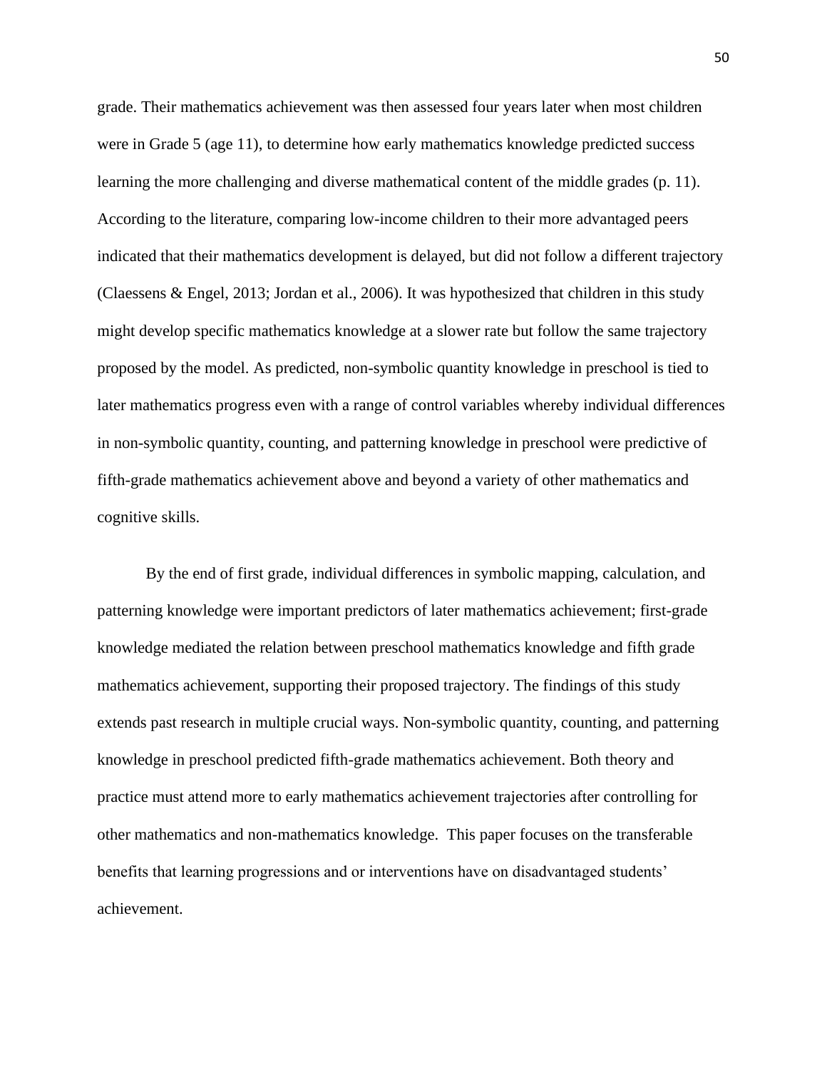grade. Their mathematics achievement was then assessed four years later when most children were in Grade 5 (age 11), to determine how early mathematics knowledge predicted success learning the more challenging and diverse mathematical content of the middle grades (p. 11). According to the literature, comparing low-income children to their more advantaged peers indicated that their mathematics development is delayed, but did not follow a different trajectory (Claessens & Engel, 2013; Jordan et al., 2006). It was hypothesized that children in this study might develop specific mathematics knowledge at a slower rate but follow the same trajectory proposed by the model. As predicted, non-symbolic quantity knowledge in preschool is tied to later mathematics progress even with a range of control variables whereby individual differences in non-symbolic quantity, counting, and patterning knowledge in preschool were predictive of fifth-grade mathematics achievement above and beyond a variety of other mathematics and cognitive skills.

By the end of first grade, individual differences in symbolic mapping, calculation, and patterning knowledge were important predictors of later mathematics achievement; first-grade knowledge mediated the relation between preschool mathematics knowledge and fifth grade mathematics achievement, supporting their proposed trajectory. The findings of this study extends past research in multiple crucial ways. Non-symbolic quantity, counting, and patterning knowledge in preschool predicted fifth-grade mathematics achievement. Both theory and practice must attend more to early mathematics achievement trajectories after controlling for other mathematics and non-mathematics knowledge. This paper focuses on the transferable benefits that learning progressions and or interventions have on disadvantaged students' achievement.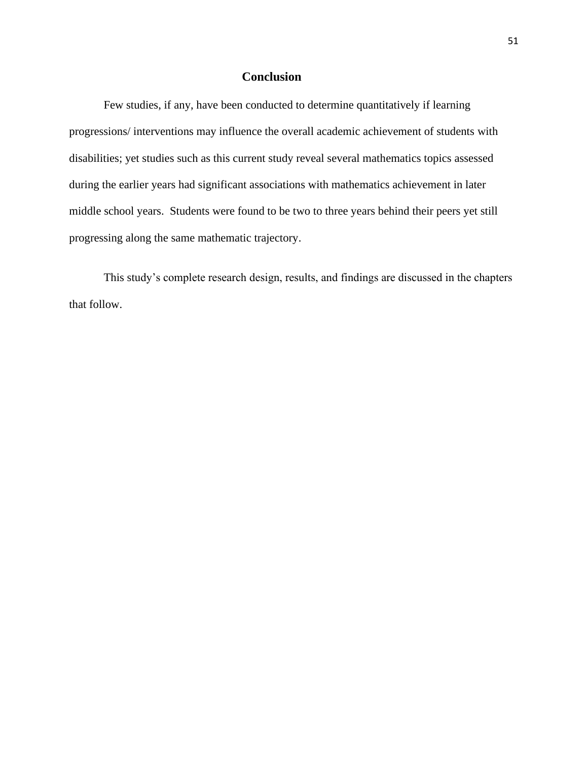## Conclusion

Few studies, if any, have been conducted to determine quantitatively if learning progressions/ interventions may influence the overall academic achievement of students with disabilities; yet studies such as this current study reveal several mathematics topics assessed during the earlier years had significant associations with mathematics achievement in later middle school years. Students were found to be two to three years behind their peers yet still progressing along the same mathematic trajectory.

This study's complete research design, results, and findings are discussed in the chapters that follow.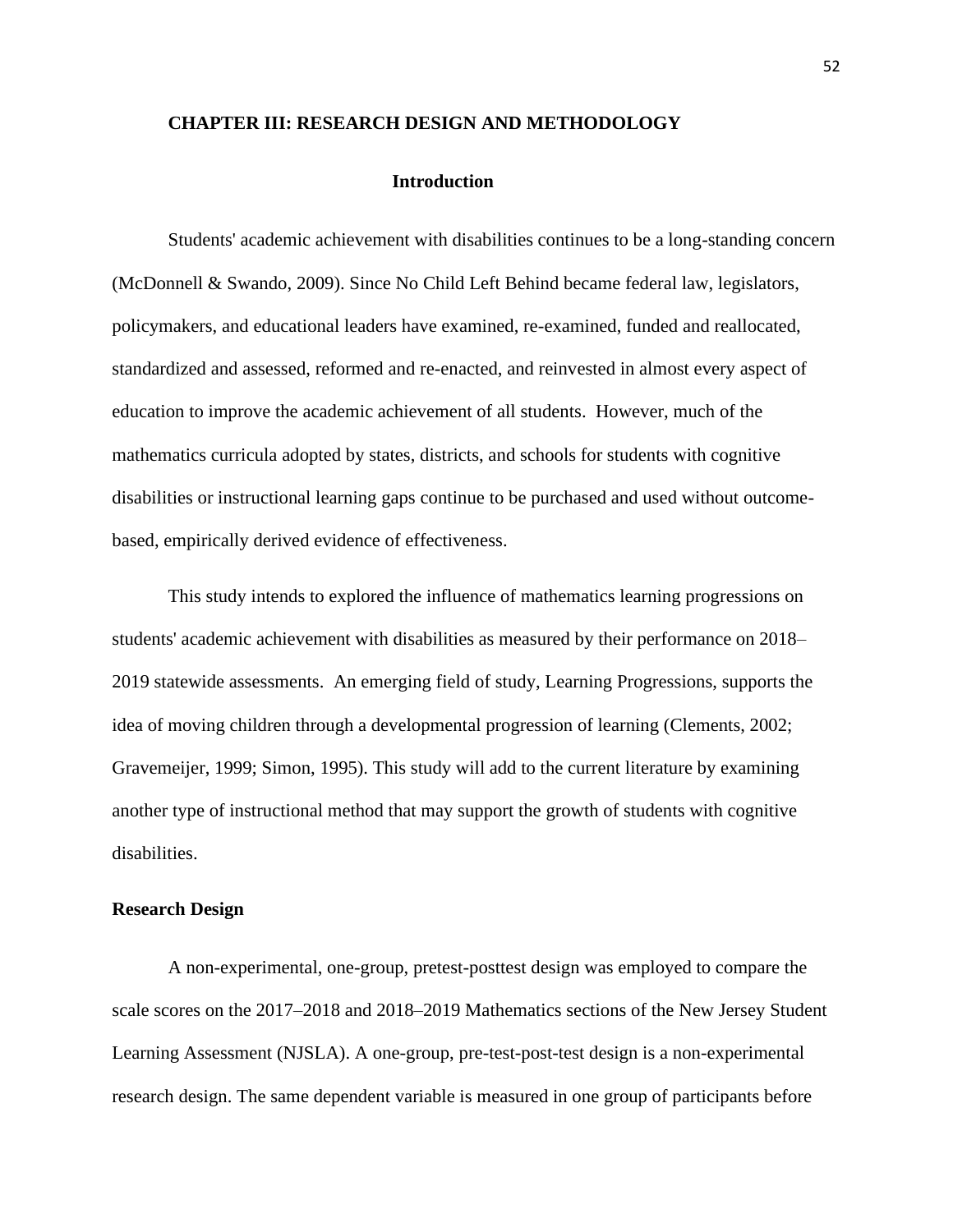# CHAPTER III: RESEARCH DESIGN AND METHODOLOGY

## Introduction

Students' academic achievement with disabilities continues to be a long-standing concern (McDonnell & Swando, 2009). Since No Child Left Behind became federal law, legislators, policymakers, and educational leaders have examined, re-examined, funded and reallocated, standardized and assessed, reformed and re-enacted, and reinvested in almost every aspect of education to improve the academic achievement of all students. However, much of the mathematics curricula adopted by states, districts, and schools for students with cognitive disabilities or instructional learning gaps continue to be purchased and used without outcome-based, empirically derived evidence of effectiveness.

This study intends to explored the influence of mathematics learning progressions on students' academic achievement with disabilities as measured by their performance on 2018–2019 statewide assessments. An emerging field of study, Learning Progressions, supports the idea of moving children through a developmental progression of learning (Clements, 2002; Gravemeijer, 1999; Simon, 1995). This study will add to the current literature by examining another type of instructional method that may support the growth of students with cognitive disabilities.

### Research Design

A non-experimental, one-group, pretest-posttest design was employed to compare the scale scores on the 2017–2018 and 2018–2019 Mathematics sections of the New Jersey Student Learning Assessment (NJSLA). A one-group, pre-test-post-test design is a non-experimental research design. The same dependent variable is measured in one group of participants before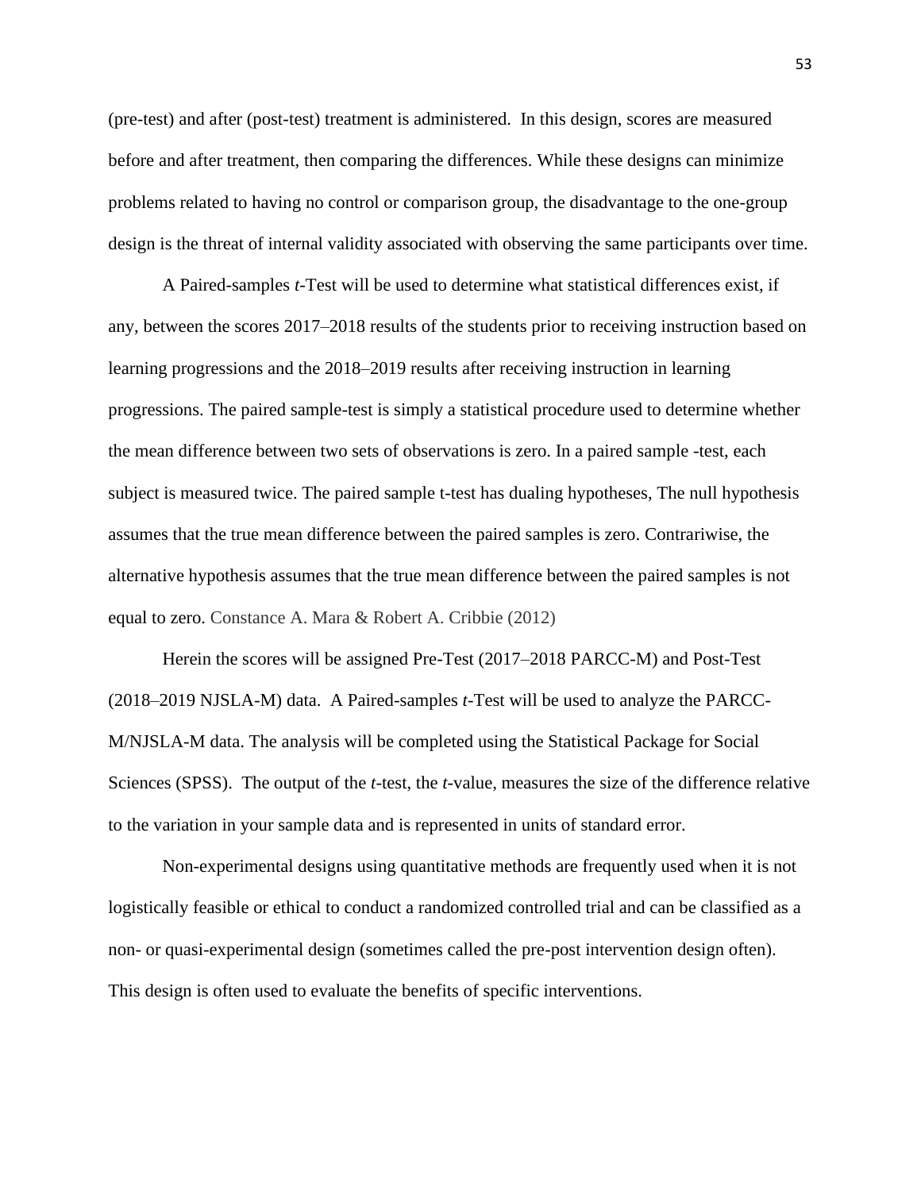(pre-test) and after (post-test) treatment is administered. In this design, scores are measured before and after treatment, then comparing the differences. While these designs can minimize problems related to having no control or comparison group, the disadvantage to the one-group design is the threat of internal validity associated with observing the same participants over time.

A Paired-samples *t*-Test will be used to determine what statistical differences exist, if any, between the scores 2017–2018 results of the students prior to receiving instruction based on learning progressions and the 2018–2019 results after receiving instruction in learning progressions. The paired sample-test is simply a statistical procedure used to determine whether the mean difference between two sets of observations is zero. In a paired sample -test, each subject is measured twice. The paired sample t-test has dualing hypotheses, The null hypothesis assumes that the true mean difference between the paired samples is zero. Contrariwise, the alternative hypothesis assumes that the true mean difference between the paired samples is not equal to zero. Constance A. Mara & Robert A. Cribbie (2012)

Herein the scores will be assigned Pre-Test (2017–2018 PARCC-M) and Post-Test (2018–2019 NJSLA-M) data. A Paired-samples *t*-Test will be used to analyze the PARCC-M/NJSLA-M data. The analysis will be completed using the Statistical Package for Social Sciences (SPSS). The output of the *t*-test, the *t*-value, measures the size of the difference relative to the variation in your sample data and is represented in units of standard error.

Non-experimental designs using quantitative methods are frequently used when it is not logistically feasible or ethical to conduct a randomized controlled trial and can be classified as a non- or quasi-experimental design (sometimes called the pre-post intervention design often). This design is often used to evaluate the benefits of specific interventions.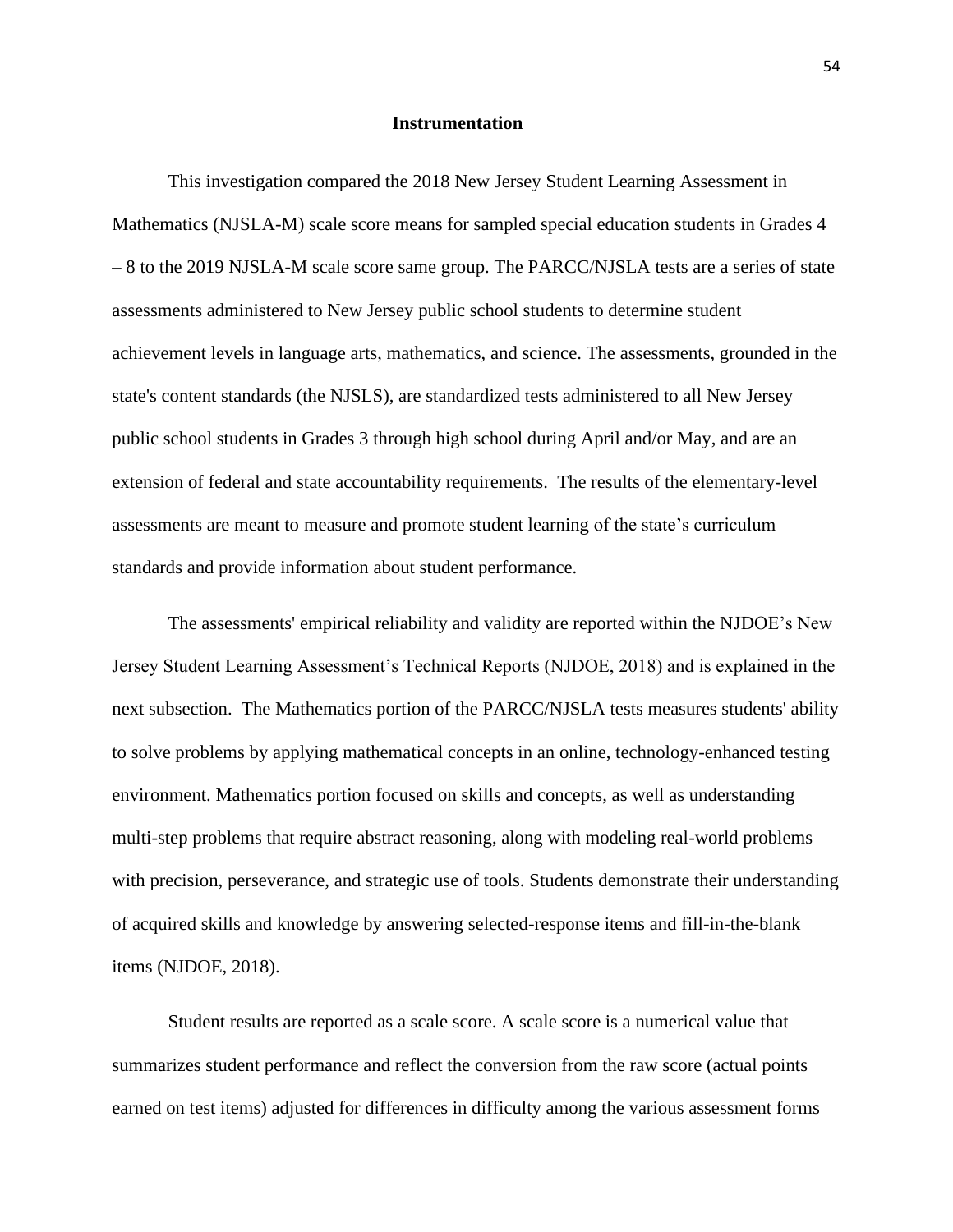## Instrumentation

This investigation compared the 2018 New Jersey Student Learning Assessment in Mathematics (NJSLA-M) scale score means for sampled special education students in Grades 4 – 8 to the 2019 NJSLA-M scale score same group. The PARCC/NJSLA tests are a series of state assessments administered to New Jersey public school students to determine student achievement levels in language arts, mathematics, and science. The assessments, grounded in the state's content standards (the NJSLS), are standardized tests administered to all New Jersey public school students in Grades 3 through high school during April and/or May, and are an extension of federal and state accountability requirements. The results of the elementary-level assessments are meant to measure and promote student learning of the state's curriculum standards and provide information about student performance.

The assessments' empirical reliability and validity are reported within the NJDOE's New Jersey Student Learning Assessment's Technical Reports (NJDOE, 2018) and is explained in the next subsection. The Mathematics portion of the PARCC/NJSLA tests measures students' ability to solve problems by applying mathematical concepts in an online, technology-enhanced testing environment. Mathematics portion focused on skills and concepts, as well as understanding multi-step problems that require abstract reasoning, along with modeling real-world problems with precision, perseverance, and strategic use of tools. Students demonstrate their understanding of acquired skills and knowledge by answering selected-response items and fill-in-the-blank items (NJDOE, 2018).

Student results are reported as a scale score. A scale score is a numerical value that summarizes student performance and reflect the conversion from the raw score (actual points earned on test items) adjusted for differences in difficulty among the various assessment forms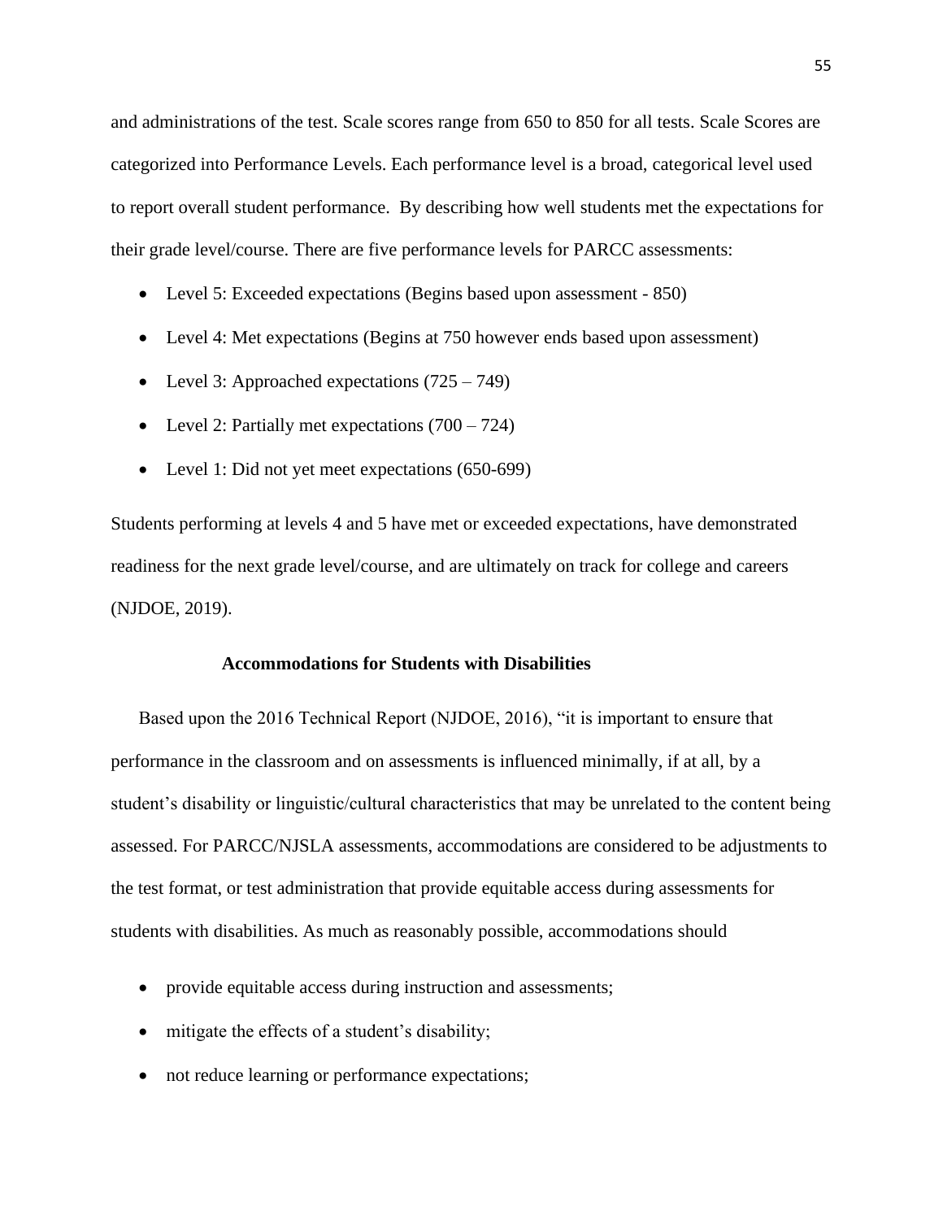and administrations of the test. Scale scores range from 650 to 850 for all tests. Scale Scores are categorized into Performance Levels. Each performance level is a broad, categorical level used to report overall student performance. By describing how well students met the expectations for their grade level/course. There are five performance levels for PARCC assessments:

- Level 5: Exceeded expectations (Begins based upon assessment - 850)
- Level 4: Met expectations (Begins at 750 however ends based upon assessment)
- Level 3: Approached expectations (725 – 749)
- Level 2: Partially met expectations (700 – 724)
- Level 1: Did not yet meet expectations (650-699)

Students performing at levels 4 and 5 have met or exceeded expectations, have demonstrated readiness for the next grade level/course, and are ultimately on track for college and careers (NJDOE, 2019).

**Accommodations for Students with Disabilities**

Based upon the 2016 Technical Report (NJDOE, 2016), "it is important to ensure that performance in the classroom and on assessments is influenced minimally, if at all, by a student's disability or linguistic/cultural characteristics that may be unrelated to the content being assessed. For PARCC/NJSLA assessments, accommodations are considered to be adjustments to the test format, or test administration that provide equitable access during assessments for students with disabilities. As much as reasonably possible, accommodations should

- provide equitable access during instruction and assessments;
- mitigate the effects of a student's disability;
- not reduce learning or performance expectations;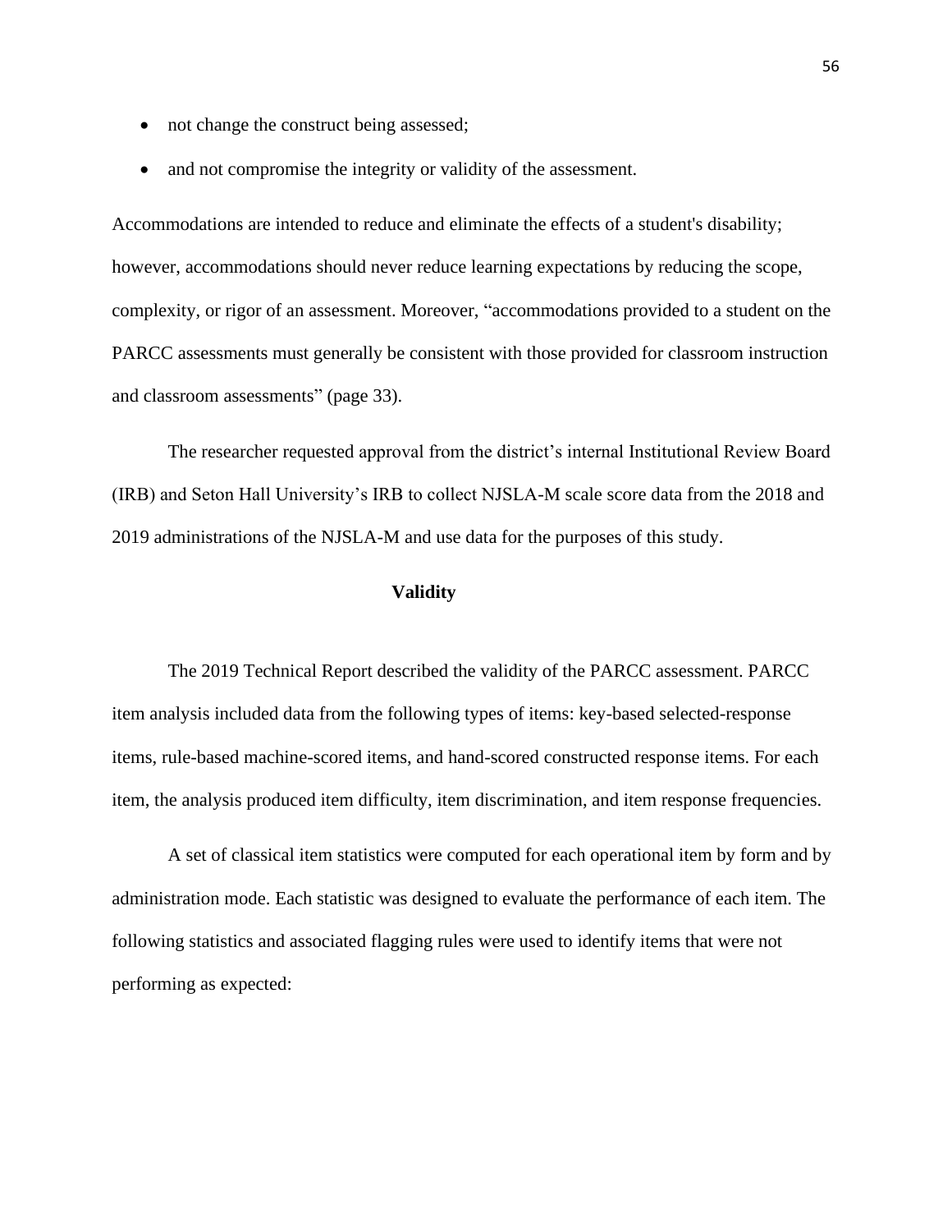- not change the construct being assessed;
- and not compromise the integrity or validity of the assessment.

Accommodations are intended to reduce and eliminate the effects of a student's disability; however, accommodations should never reduce learning expectations by reducing the scope, complexity, or rigor of an assessment. Moreover, “accommodations provided to a student on the PARCC assessments must generally be consistent with those provided for classroom instruction and classroom assessments” (page 33).

The researcher requested approval from the district’s internal Institutional Review Board (IRB) and Seton Hall University’s IRB to collect NJSLA-M scale score data from the 2018 and 2019 administrations of the NJSLA-M and use data for the purposes of this study.

**Validity**

The 2019 Technical Report described the validity of the PARCC assessment. PARCC item analysis included data from the following types of items: key-based selected-response items, rule-based machine-scored items, and hand-scored constructed response items. For each item, the analysis produced item difficulty, item discrimination, and item response frequencies.

A set of classical item statistics were computed for each operational item by form and by administration mode. Each statistic was designed to evaluate the performance of each item. The following statistics and associated flagging rules were used to identify items that were not performing as expected: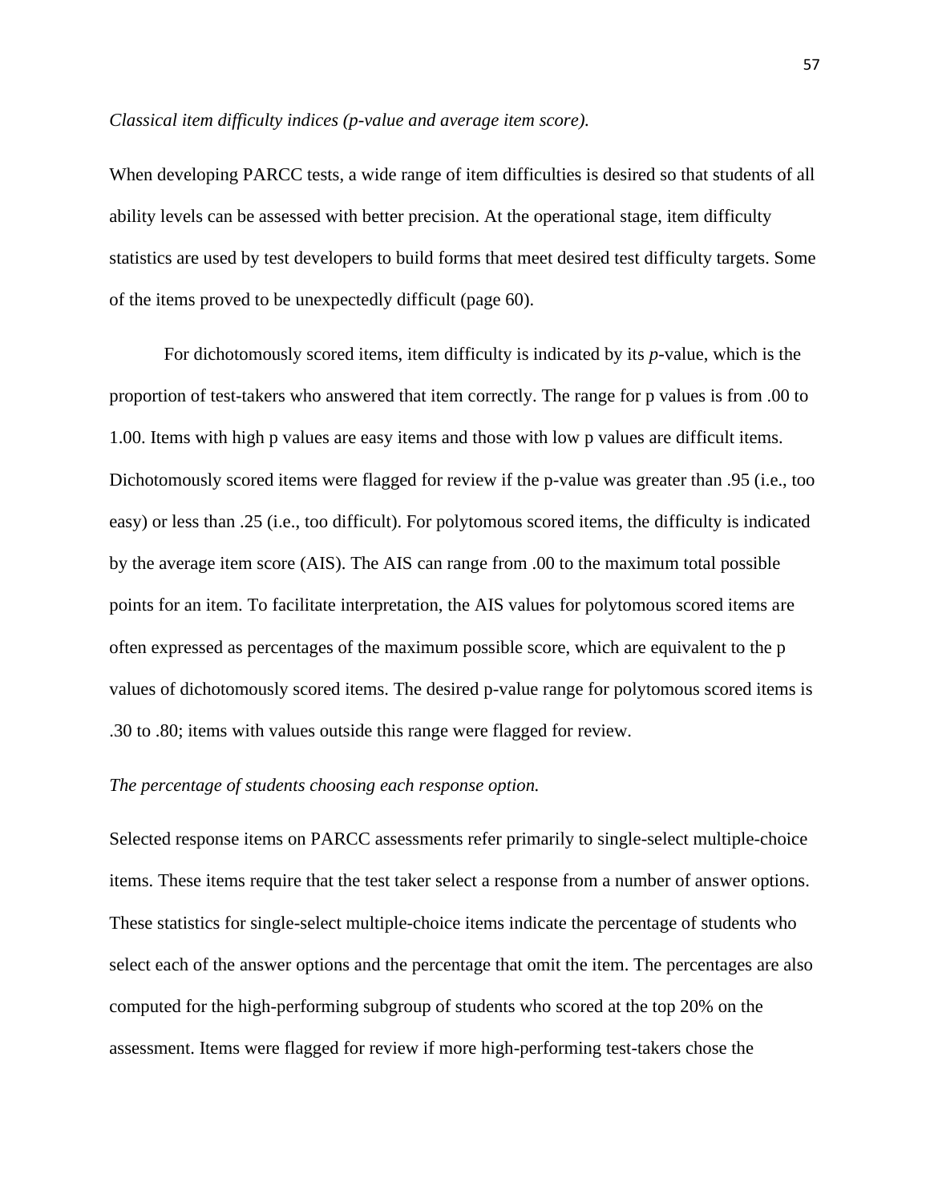*Classical item difficulty indices (p-value and average item score).*

When developing PARCC tests, a wide range of item difficulties is desired so that students of all ability levels can be assessed with better precision. At the operational stage, item difficulty statistics are used by test developers to build forms that meet desired test difficulty targets. Some of the items proved to be unexpectedly difficult (page 60).

For dichotomously scored items, item difficulty is indicated by its *p*-value, which is the proportion of test-takers who answered that item correctly. The range for p values is from .00 to 1.00. Items with high p values are easy items and those with low p values are difficult items. Dichotomously scored items were flagged for review if the p-value was greater than .95 (i.e., too easy) or less than .25 (i.e., too difficult). For polytomous scored items, the difficulty is indicated by the average item score (AIS). The AIS can range from .00 to the maximum total possible points for an item. To facilitate interpretation, the AIS values for polytomous scored items are often expressed as percentages of the maximum possible score, which are equivalent to the p values of dichotomously scored items. The desired p-value range for polytomous scored items is .30 to .80; items with values outside this range were flagged for review.

*The percentage of students choosing each response option.*

Selected response items on PARCC assessments refer primarily to single-select multiple-choice items. These items require that the test taker select a response from a number of answer options. These statistics for single-select multiple-choice items indicate the percentage of students who select each of the answer options and the percentage that omit the item. The percentages are also computed for the high-performing subgroup of students who scored at the top 20% on the assessment. Items were flagged for review if more high-performing test-takers chose the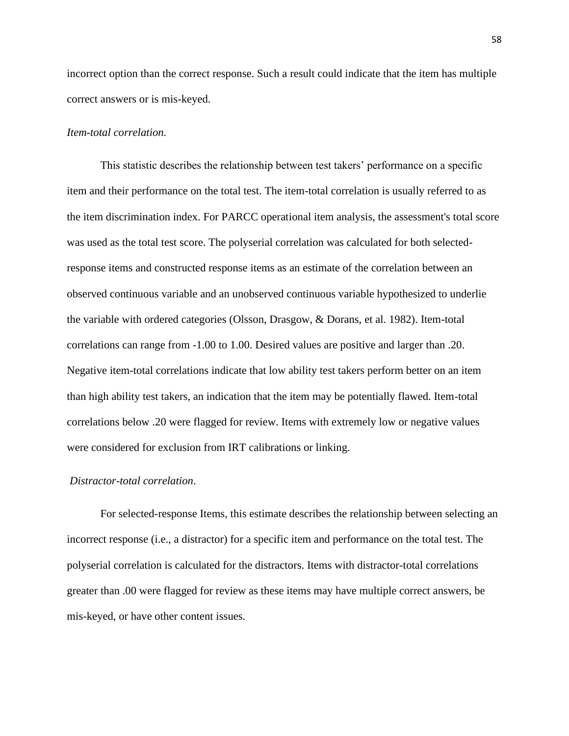incorrect option than the correct response. Such a result could indicate that the item has multiple correct answers or is mis-keyed.

*Item-total correlation.*

This statistic describes the relationship between test takers' performance on a specific item and their performance on the total test. The item-total correlation is usually referred to as the item discrimination index. For PARCC operational item analysis, the assessment's total score was used as the total test score. The polyserial correlation was calculated for both selected-response items and constructed response items as an estimate of the correlation between an observed continuous variable and an unobserved continuous variable hypothesized to underlie the variable with ordered categories (Olsson, Drasgow, & Dorans, et al. 1982). Item-total correlations can range from -1.00 to 1.00. Desired values are positive and larger than .20. Negative item-total correlations indicate that low ability test takers perform better on an item than high ability test takers, an indication that the item may be potentially flawed. Item-total correlations below .20 were flagged for review. Items with extremely low or negative values were considered for exclusion from IRT calibrations or linking.

*Distractor-total correlation*.

For selected-response Items, this estimate describes the relationship between selecting an incorrect response (i.e., a distractor) for a specific item and performance on the total test. The polyserial correlation is calculated for the distractors. Items with distractor-total correlations greater than .00 were flagged for review as these items may have multiple correct answers, be mis-keyed, or have other content issues.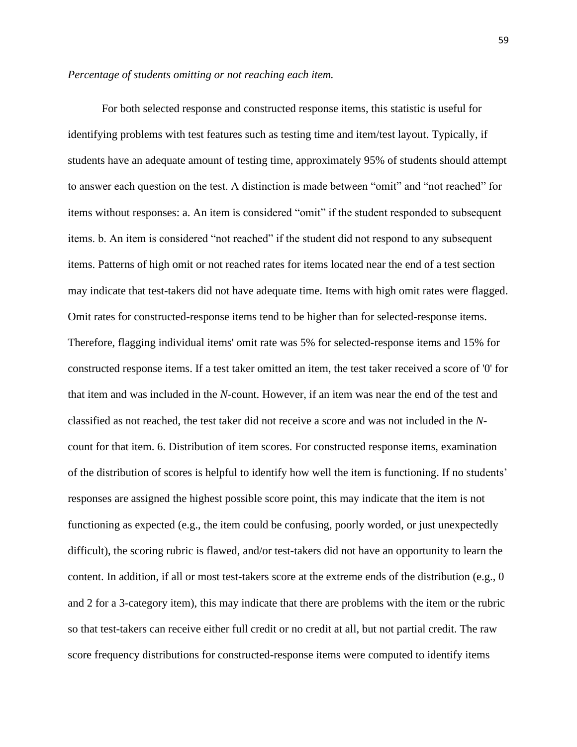*Percentage of students omitting or not reaching each item.*

For both selected response and constructed response items, this statistic is useful for identifying problems with test features such as testing time and item/test layout. Typically, if students have an adequate amount of testing time, approximately 95% of students should attempt to answer each question on the test. A distinction is made between "omit" and "not reached" for items without responses: a. An item is considered "omit" if the student responded to subsequent items. b. An item is considered "not reached" if the student did not respond to any subsequent items. Patterns of high omit or not reached rates for items located near the end of a test section may indicate that test-takers did not have adequate time. Items with high omit rates were flagged. Omit rates for constructed-response items tend to be higher than for selected-response items. Therefore, flagging individual items' omit rate was 5% for selected-response items and 15% for constructed response items. If a test taker omitted an item, the test taker received a score of '0' for that item and was included in the *N*-count. However, if an item was near the end of the test and classified as not reached, the test taker did not receive a score and was not included in the *N*-count for that item. 6. Distribution of item scores. For constructed response items, examination of the distribution of scores is helpful to identify how well the item is functioning. If no students' responses are assigned the highest possible score point, this may indicate that the item is not functioning as expected (e.g., the item could be confusing, poorly worded, or just unexpectedly difficult), the scoring rubric is flawed, and/or test-takers did not have an opportunity to learn the content. In addition, if all or most test-takers score at the extreme ends of the distribution (e.g., 0 and 2 for a 3-category item), this may indicate that there are problems with the item or the rubric so that test-takers can receive either full credit or no credit at all, but not partial credit. The raw score frequency distributions for constructed-response items were computed to identify items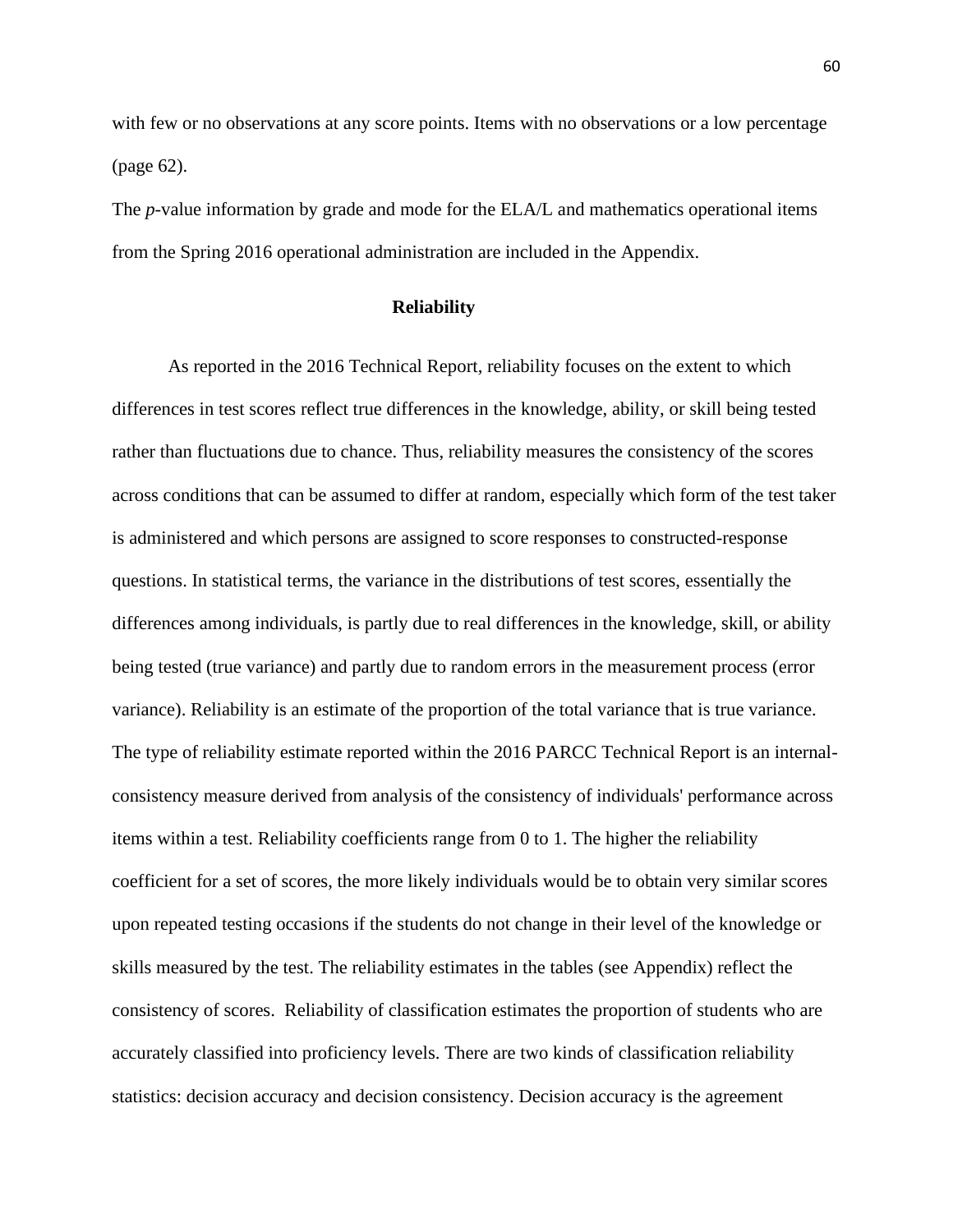with few or no observations at any score points. Items with no observations or a low percentage (page 62).

The *p*-value information by grade and mode for the ELA/L and mathematics operational items from the Spring 2016 operational administration are included in the Appendix.

**Reliability**

As reported in the 2016 Technical Report, reliability focuses on the extent to which differences in test scores reflect true differences in the knowledge, ability, or skill being tested rather than fluctuations due to chance. Thus, reliability measures the consistency of the scores across conditions that can be assumed to differ at random, especially which form of the test taker is administered and which persons are assigned to score responses to constructed-response questions. In statistical terms, the variance in the distributions of test scores, essentially the differences among individuals, is partly due to real differences in the knowledge, skill, or ability being tested (true variance) and partly due to random errors in the measurement process (error variance). Reliability is an estimate of the proportion of the total variance that is true variance. The type of reliability estimate reported within the 2016 PARCC Technical Report is an internal-consistency measure derived from analysis of the consistency of individuals' performance across items within a test. Reliability coefficients range from 0 to 1. The higher the reliability coefficient for a set of scores, the more likely individuals would be to obtain very similar scores upon repeated testing occasions if the students do not change in their level of the knowledge or skills measured by the test. The reliability estimates in the tables (see Appendix) reflect the consistency of scores. Reliability of classification estimates the proportion of students who are accurately classified into proficiency levels. There are two kinds of classification reliability statistics: decision accuracy and decision consistency. Decision accuracy is the agreement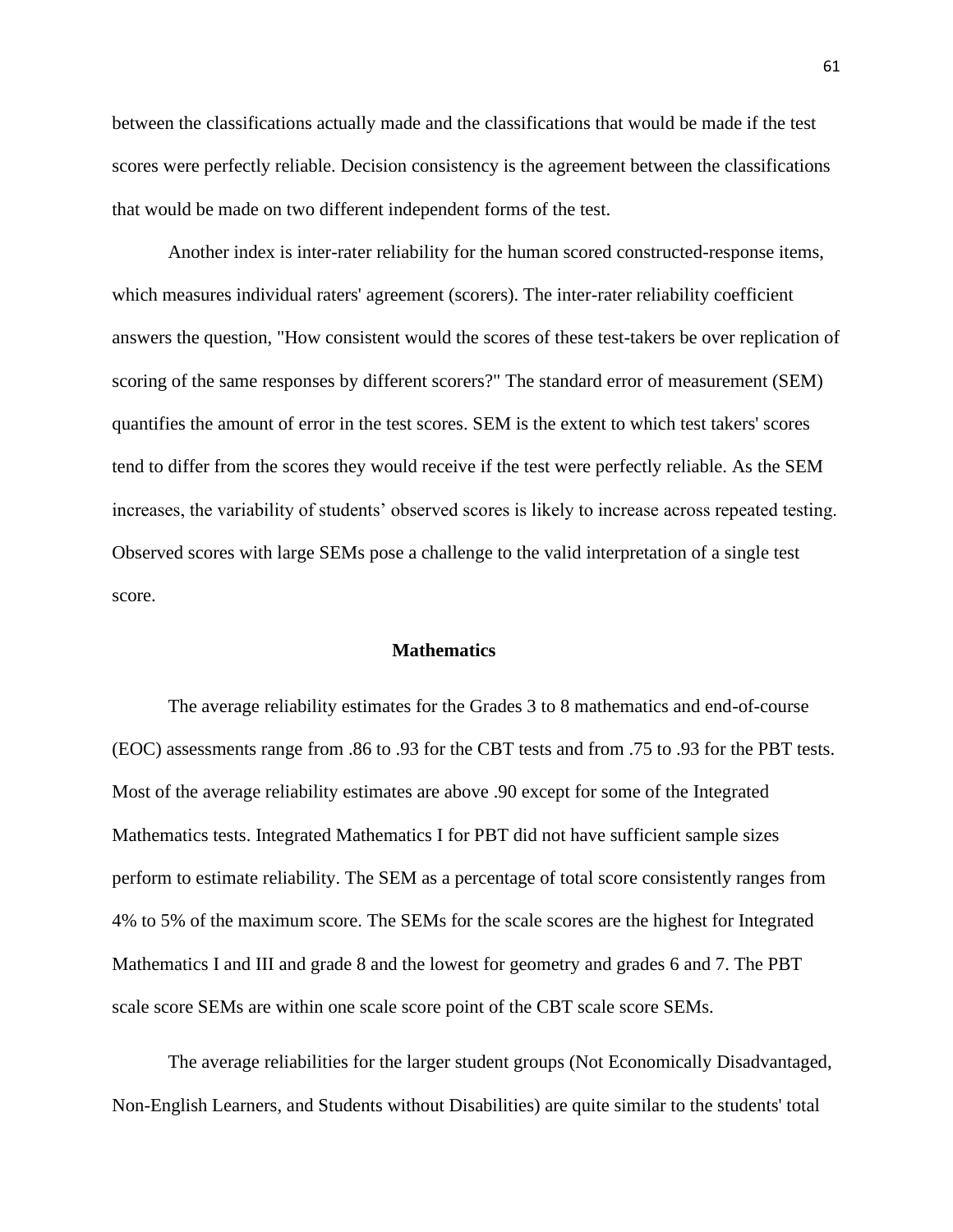between the classifications actually made and the classifications that would be made if the test scores were perfectly reliable. Decision consistency is the agreement between the classifications that would be made on two different independent forms of the test.

Another index is inter-rater reliability for the human scored constructed-response items, which measures individual raters' agreement (scorers). The inter-rater reliability coefficient answers the question, "How consistent would the scores of these test-takers be over replication of scoring of the same responses by different scorers?" The standard error of measurement (SEM) quantifies the amount of error in the test scores. SEM is the extent to which test takers' scores tend to differ from the scores they would receive if the test were perfectly reliable. As the SEM increases, the variability of students' observed scores is likely to increase across repeated testing. Observed scores with large SEMs pose a challenge to the valid interpretation of a single test score.

## Mathematics

The average reliability estimates for the Grades 3 to 8 mathematics and end-of-course (EOC) assessments range from .86 to .93 for the CBT tests and from .75 to .93 for the PBT tests. Most of the average reliability estimates are above .90 except for some of the Integrated Mathematics tests. Integrated Mathematics I for PBT did not have sufficient sample sizes perform to estimate reliability. The SEM as a percentage of total score consistently ranges from 4% to 5% of the maximum score. The SEMs for the scale scores are the highest for Integrated Mathematics I and III and grade 8 and the lowest for geometry and grades 6 and 7. The PBT scale score SEMs are within one scale score point of the CBT scale score SEMs.

The average reliabilities for the larger student groups (Not Economically Disadvantaged, Non-English Learners, and Students without Disabilities) are quite similar to the students' total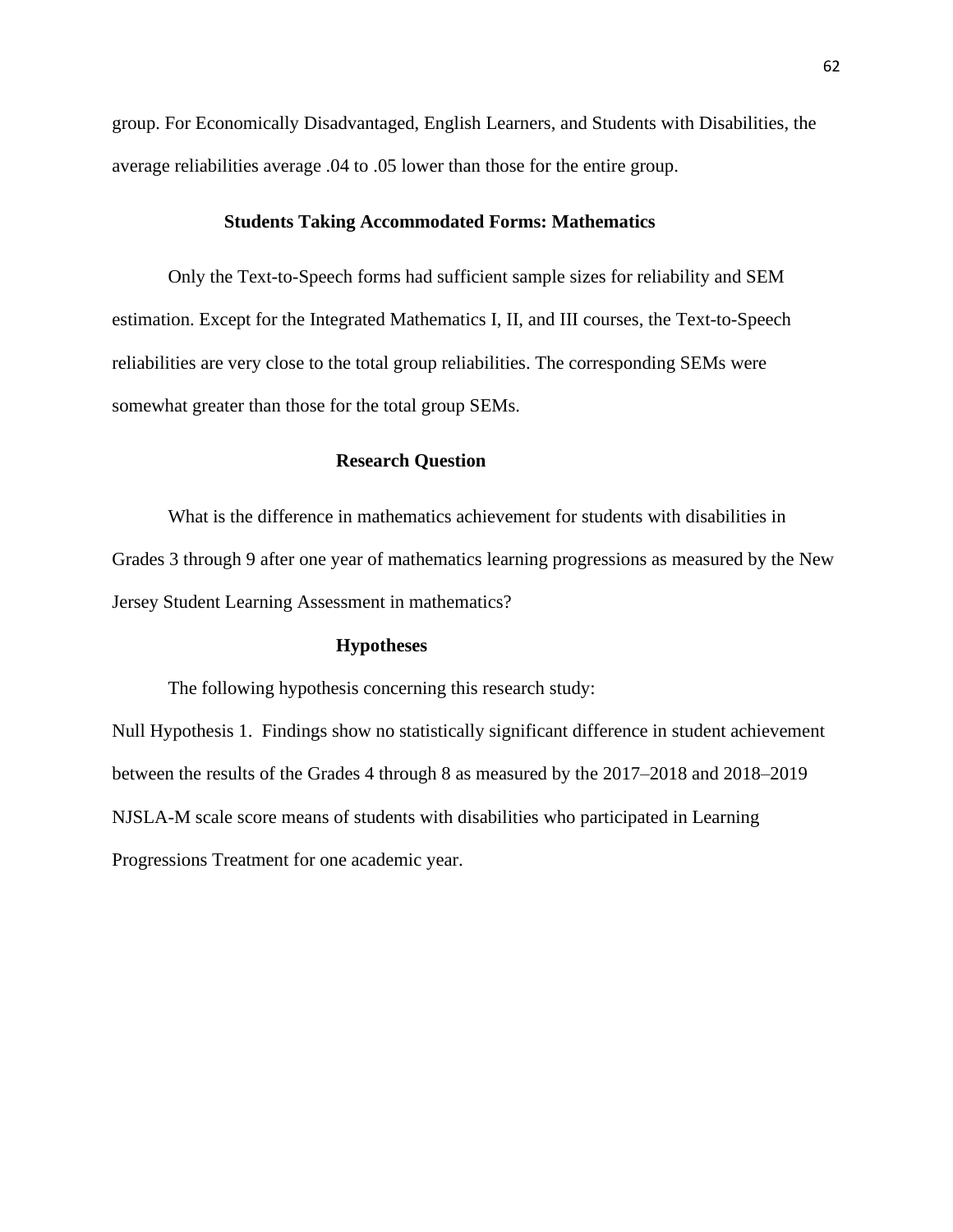group. For Economically Disadvantaged, English Learners, and Students with Disabilities, the average reliabilities average .04 to .05 lower than those for the entire group.

## Students Taking Accommodated Forms: Mathematics

Only the Text-to-Speech forms had sufficient sample sizes for reliability and SEM estimation. Except for the Integrated Mathematics I, II, and III courses, the Text-to-Speech reliabilities are very close to the total group reliabilities. The corresponding SEMs were somewhat greater than those for the total group SEMs.

## Research Question

What is the difference in mathematics achievement for students with disabilities in Grades 3 through 9 after one year of mathematics learning progressions as measured by the New Jersey Student Learning Assessment in mathematics?

## Hypotheses

The following hypothesis concerning this research study:

Null Hypothesis 1. Findings show no statistically significant difference in student achievement between the results of the Grades 4 through 8 as measured by the 2017–2018 and 2018–2019 NJSLA-M scale score means of students with disabilities who participated in Learning Progressions Treatment for one academic year.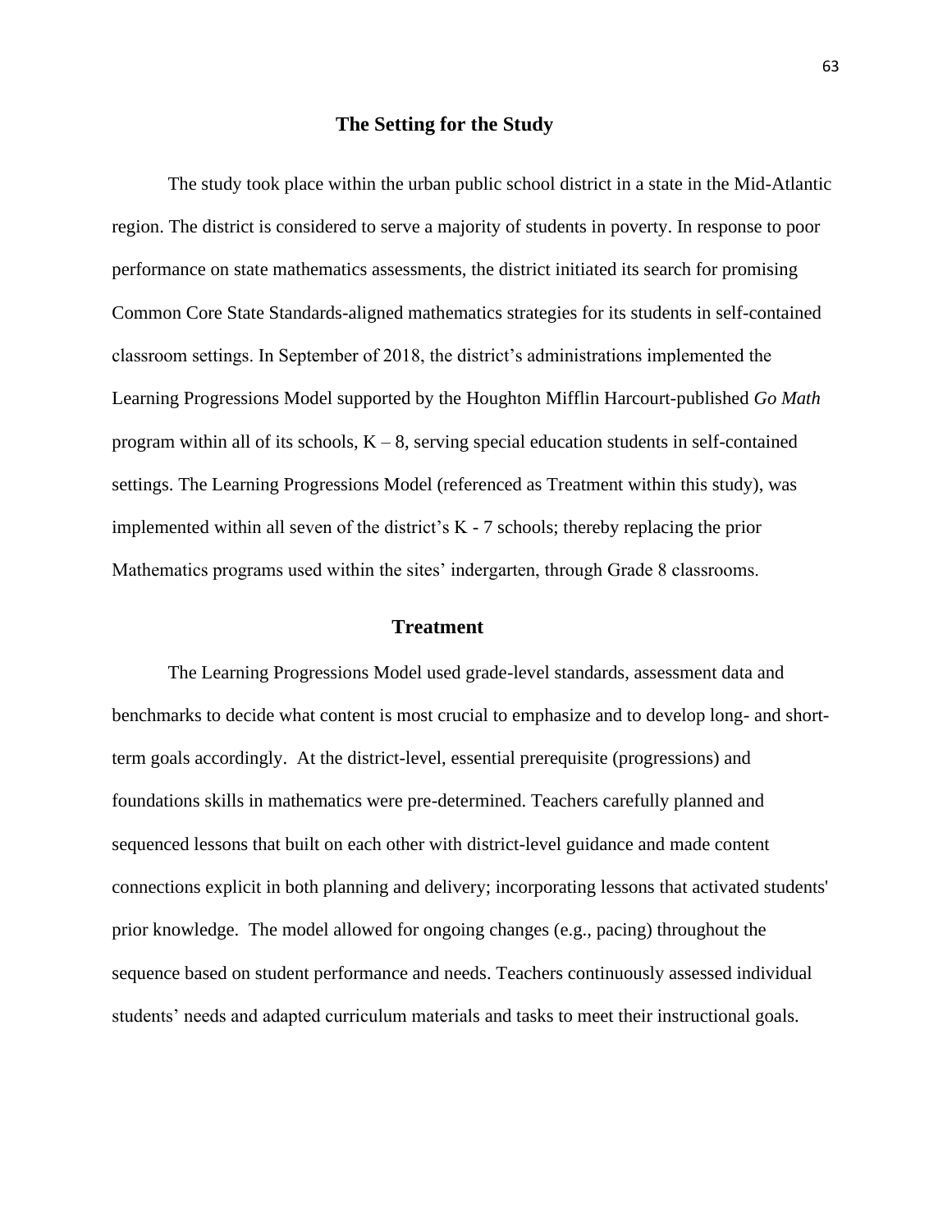## The Setting for the Study

The study took place within the urban public school district in a state in the Mid-Atlantic region. The district is considered to serve a majority of students in poverty. In response to poor performance on state mathematics assessments, the district initiated its search for promising Common Core State Standards-aligned mathematics strategies for its students in self-contained classroom settings. In September of 2018, the district's administrations implemented the Learning Progressions Model supported by the Houghton Mifflin Harcourt-published *Go Math* program within all of its schools, K – 8, serving special education students in self-contained settings. The Learning Progressions Model (referenced as Treatment within this study), was implemented within all seven of the district's K - 7 schools; thereby replacing the prior Mathematics programs used within the sites' indergarten, through Grade 8 classrooms.

## Treatment

The Learning Progressions Model used grade-level standards, assessment data and benchmarks to decide what content is most crucial to emphasize and to develop long- and short-term goals accordingly. At the district-level, essential prerequisite (progressions) and foundations skills in mathematics were pre-determined. Teachers carefully planned and sequenced lessons that built on each other with district-level guidance and made content connections explicit in both planning and delivery; incorporating lessons that activated students' prior knowledge. The model allowed for ongoing changes (e.g., pacing) throughout the sequence based on student performance and needs. Teachers continuously assessed individual students' needs and adapted curriculum materials and tasks to meet their instructional goals.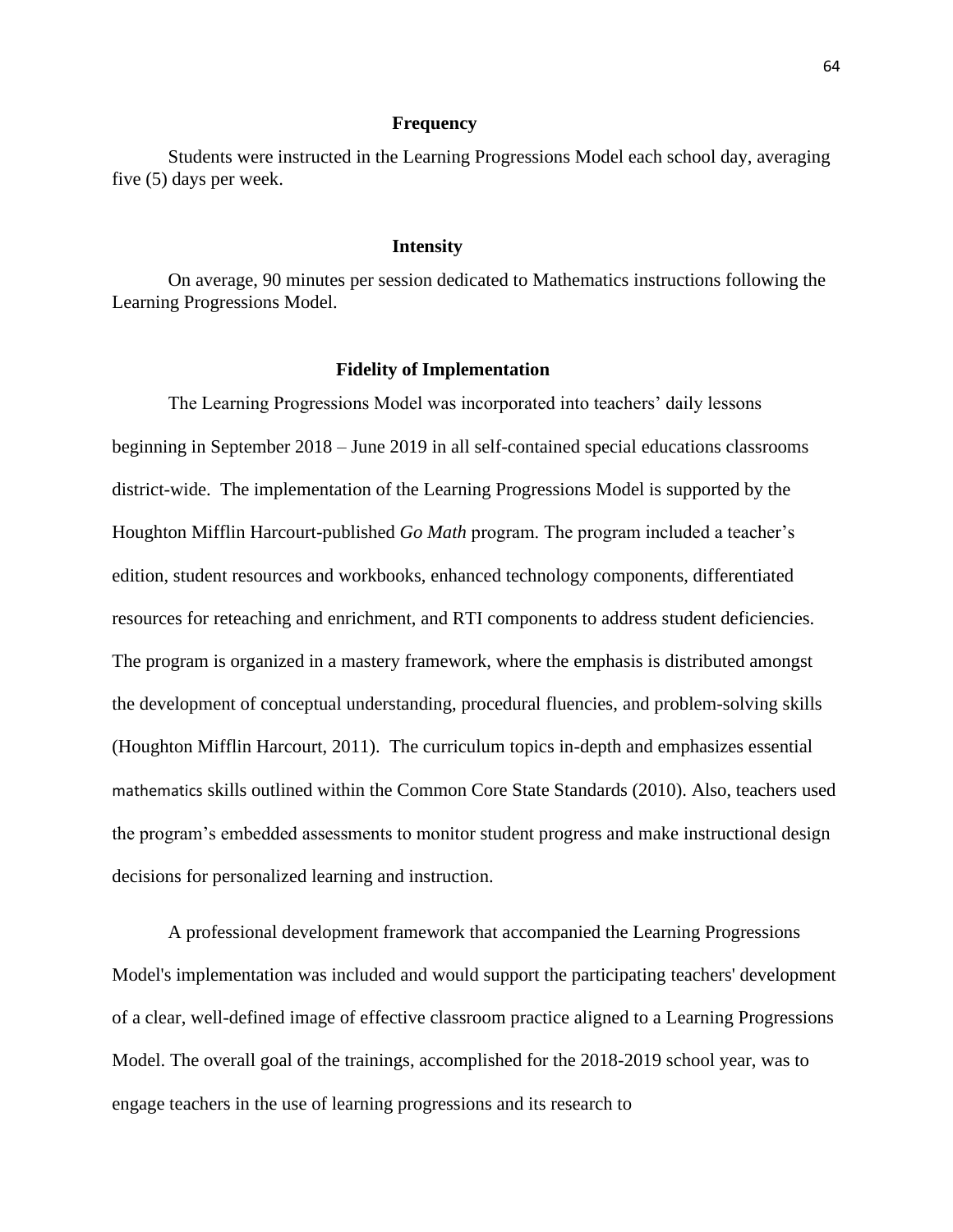## Frequency

Students were instructed in the Learning Progressions Model each school day, averaging five (5) days per week.

## Intensity

On average, 90 minutes per session dedicated to Mathematics instructions following the Learning Progressions Model.

## Fidelity of Implementation

The Learning Progressions Model was incorporated into teachers' daily lessons beginning in September 2018 – June 2019 in all self-contained special educations classrooms district-wide. The implementation of the Learning Progressions Model is supported by the Houghton Mifflin Harcourt-published *Go Math* program. The program included a teacher's edition, student resources and workbooks, enhanced technology components, differentiated resources for reteaching and enrichment, and RTI components to address student deficiencies. The program is organized in a mastery framework, where the emphasis is distributed amongst the development of conceptual understanding, procedural fluencies, and problem-solving skills (Houghton Mifflin Harcourt, 2011). The curriculum topics in-depth and emphasizes essential mathematics skills outlined within the Common Core State Standards (2010). Also, teachers used the program's embedded assessments to monitor student progress and make instructional design decisions for personalized learning and instruction.

A professional development framework that accompanied the Learning Progressions Model's implementation was included and would support the participating teachers' development of a clear, well-defined image of effective classroom practice aligned to a Learning Progressions Model. The overall goal of the trainings, accomplished for the 2018-2019 school year, was to engage teachers in the use of learning progressions and its research to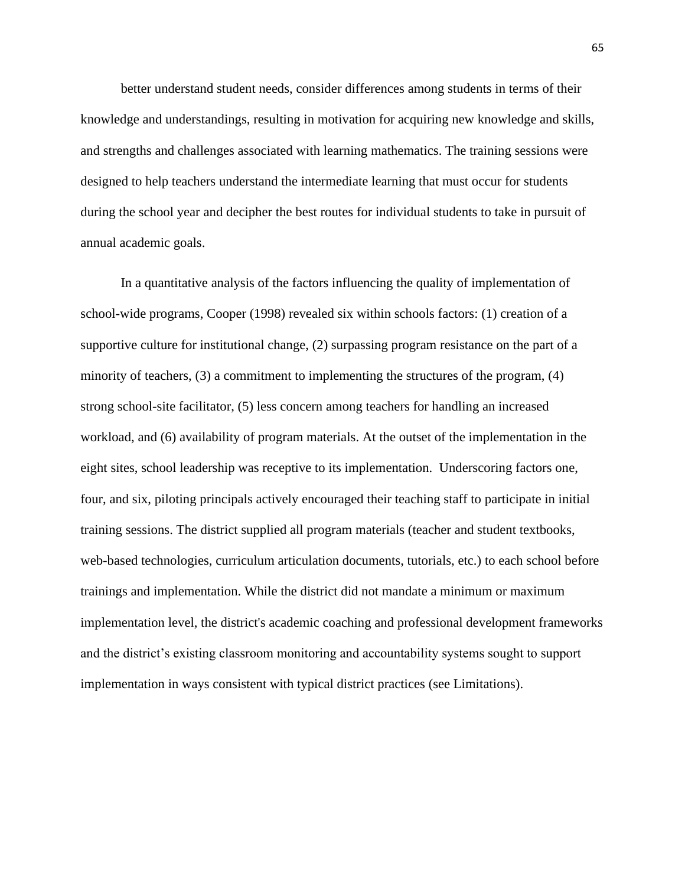better understand student needs, consider differences among students in terms of their knowledge and understandings, resulting in motivation for acquiring new knowledge and skills, and strengths and challenges associated with learning mathematics. The training sessions were designed to help teachers understand the intermediate learning that must occur for students during the school year and decipher the best routes for individual students to take in pursuit of annual academic goals.

In a quantitative analysis of the factors influencing the quality of implementation of school-wide programs, Cooper (1998) revealed six within schools factors: (1) creation of a supportive culture for institutional change, (2) surpassing program resistance on the part of a minority of teachers, (3) a commitment to implementing the structures of the program, (4) strong school-site facilitator, (5) less concern among teachers for handling an increased workload, and (6) availability of program materials. At the outset of the implementation in the eight sites, school leadership was receptive to its implementation. Underscoring factors one, four, and six, piloting principals actively encouraged their teaching staff to participate in initial training sessions. The district supplied all program materials (teacher and student textbooks, web-based technologies, curriculum articulation documents, tutorials, etc.) to each school before trainings and implementation. While the district did not mandate a minimum or maximum implementation level, the district's academic coaching and professional development frameworks and the district's existing classroom monitoring and accountability systems sought to support implementation in ways consistent with typical district practices (see Limitations).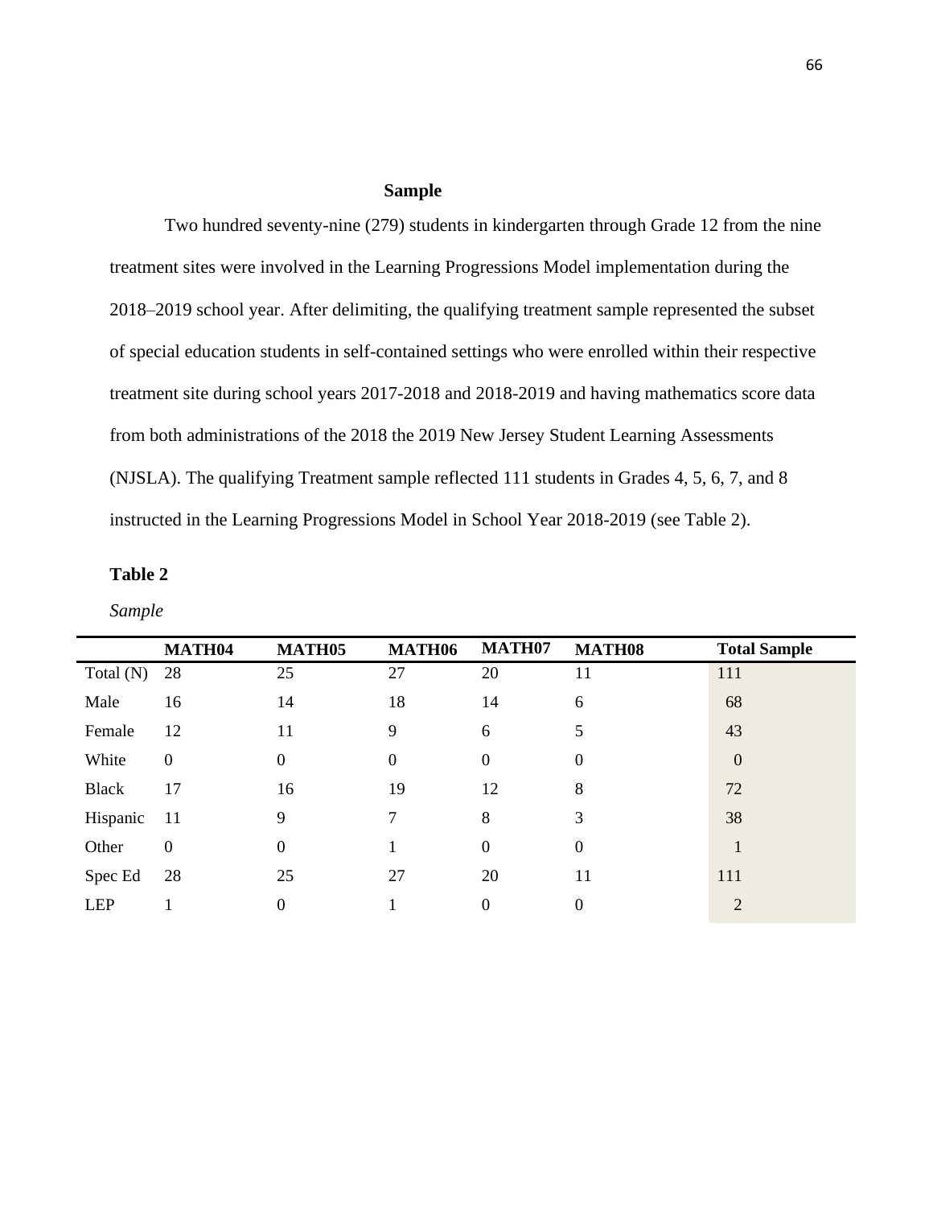## Sample

Two hundred seventy-nine (279) students in kindergarten through Grade 12 from the nine treatment sites were involved in the Learning Progressions Model implementation during the 2018–2019 school year. After delimiting, the qualifying treatment sample represented the subset of special education students in self-contained settings who were enrolled within their respective treatment site during school years 2017-2018 and 2018-2019 and having mathematics score data from both administrations of the 2018 the 2019 New Jersey Student Learning Assessments (NJSLA). The qualifying Treatment sample reflected 111 students in Grades 4, 5, 6, 7, and 8 instructed in the Learning Progressions Model in School Year 2018-2019 (see Table 2).

**Table 2**

*Sample*

| | MATH04 | MATH05 | MATH06 | MATH07 | MATH08 | Total Sample |
|---|---|---|---|---|---|---|
| Total (N) | 28 | 25 | 27 | 20 | 11 | 111 |
| Male | 16 | 14 | 18 | 14 | 6 | 68 |
| Female | 12 | 11 | 9 | 6 | 5 | 43 |
| White | 0 | 0 | 0 | 0 | 0 | 0 |
| Black | 17 | 16 | 19 | 12 | 8 | 72 |
| Hispanic | 11 | 9 | 7 | 8 | 3 | 38 |
| Other | 0 | 0 | 1 | 0 | 0 | 1 |
| Spec Ed | 28 | 25 | 27 | 20 | 11 | 111 |
| LEP | 1 | 0 | 1 | 0 | 0 | 2 |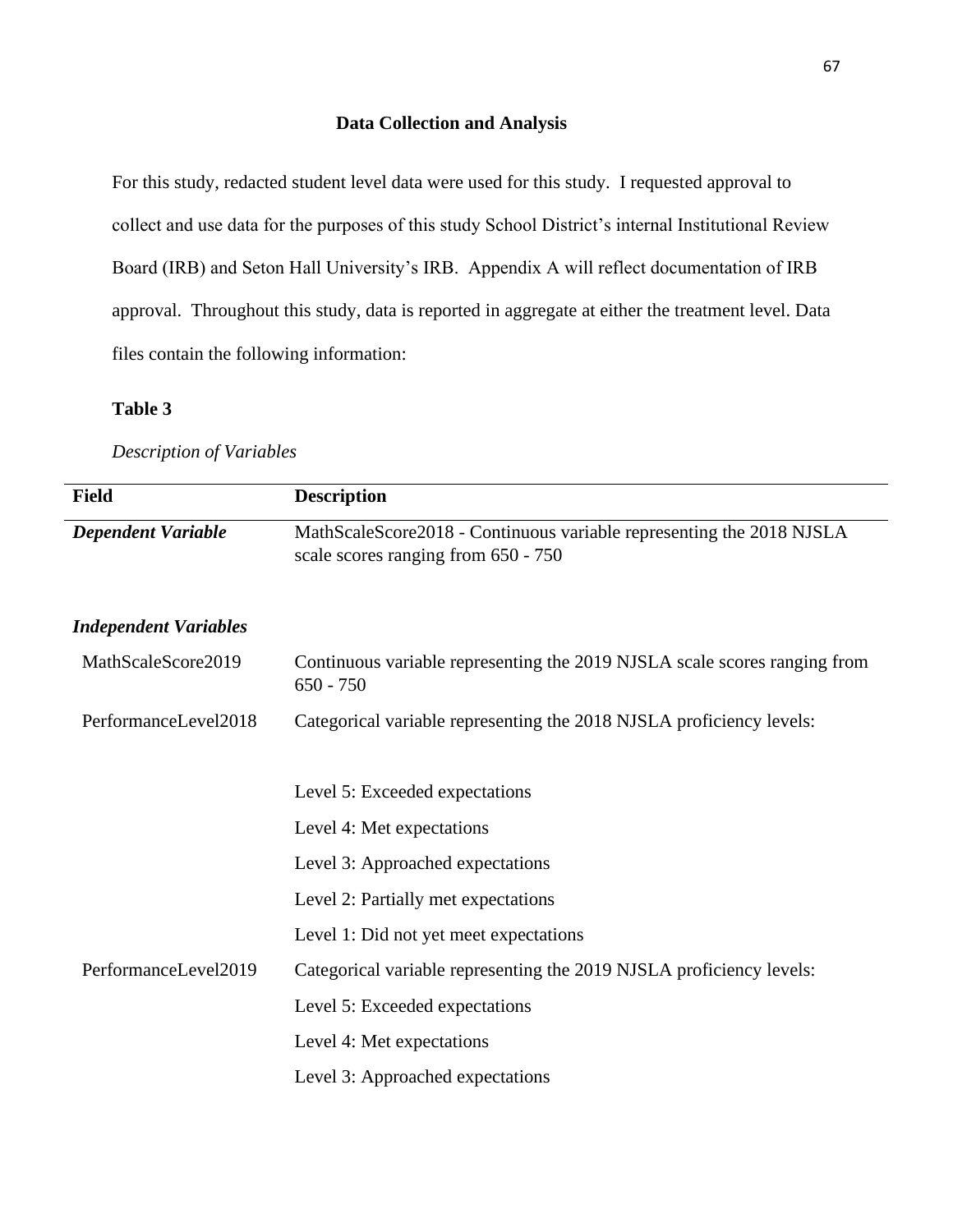## Data Collection and Analysis

For this study, redacted student level data were used for this study. I requested approval to collect and use data for the purposes of this study School District's internal Institutional Review Board (IRB) and Seton Hall University's IRB. Appendix A will reflect documentation of IRB approval. Throughout this study, data is reported in aggregate at either the treatment level. Data files contain the following information:

**Table 3**

*Description of Variables*

| Field | Description |
|---|---|
| ***Dependent Variable*** | MathScaleScore2018 - Continuous variable representing the 2018 NJSLA scale scores ranging from 650 - 750 |
| ***Independent Variables*** | |
| MathScaleScore2019 | Continuous variable representing the 2019 NJSLA scale scores ranging from 650 - 750 |
| PerformanceLevel2018 | Categorical variable representing the 2018 NJSLA proficiency levels: |
| | Level 5: Exceeded expectations |
| | Level 4: Met expectations |
| | Level 3: Approached expectations |
| | Level 2: Partially met expectations |
| | Level 1: Did not yet meet expectations |
| PerformanceLevel2019 | Categorical variable representing the 2019 NJSLA proficiency levels: |
| | Level 5: Exceeded expectations |
| | Level 4: Met expectations |
| | Level 3: Approached expectations |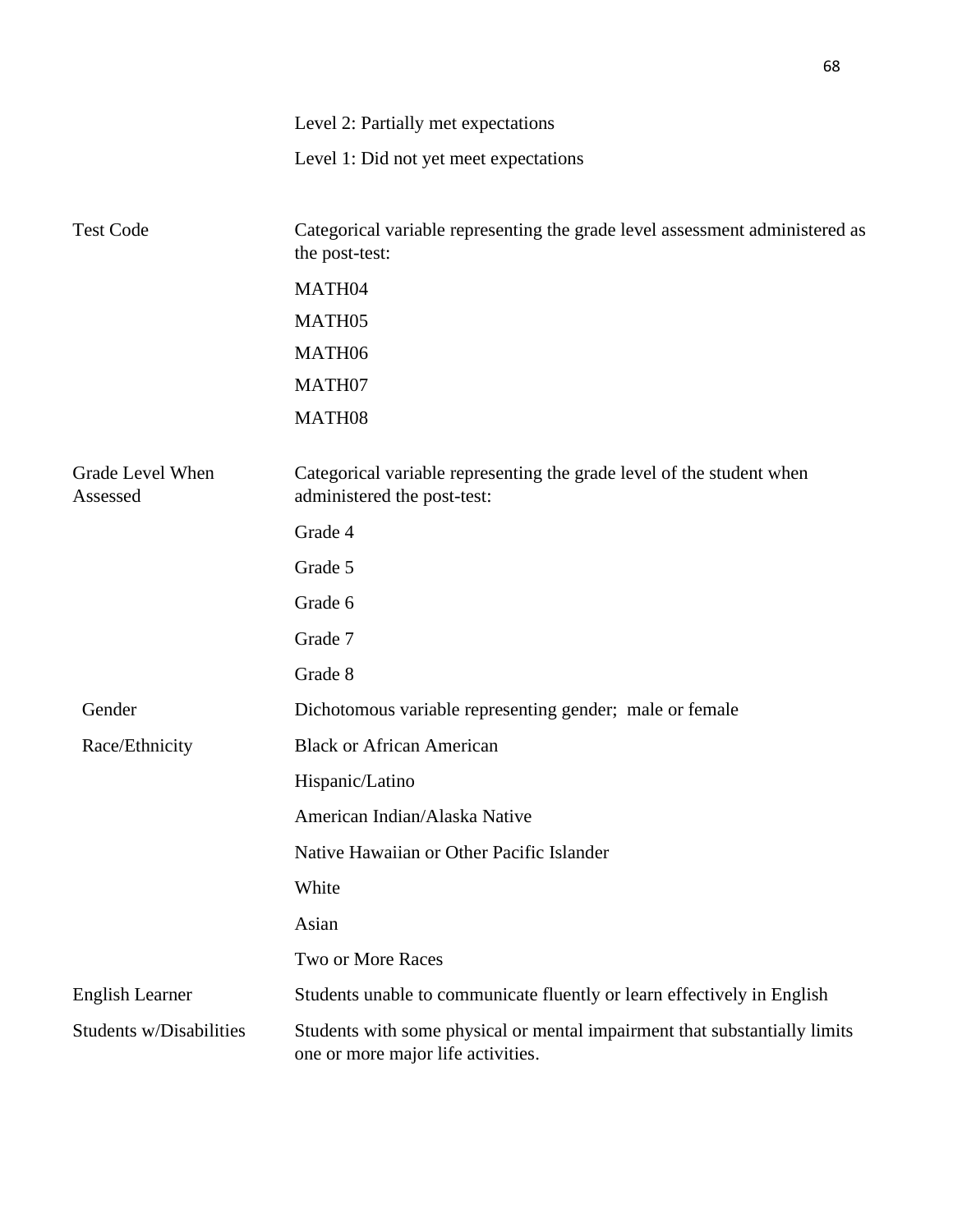| | |
|---|---|
| | Level 2: Partially met expectations |
| | Level 1: Did not yet meet expectations |
| Test Code | Categorical variable representing the grade level assessment administered as the post-test: |
| | MATH04 |
| | MATH05 |
| | MATH06 |
| | MATH07 |
| | MATH08 |
| Grade Level When Assessed | Categorical variable representing the grade level of the student when administered the post-test: |
| | Grade 4 |
| | Grade 5 |
| | Grade 6 |
| | Grade 7 |
| | Grade 8 |
| Gender | Dichotomous variable representing gender; male or female |
| Race/Ethnicity | Black or African American |
| | Hispanic/Latino |
| | American Indian/Alaska Native |
| | Native Hawaiian or Other Pacific Islander |
| | White |
| | Asian |
| | Two or More Races |
| English Learner | Students unable to communicate fluently or learn effectively in English |
| Students w/Disabilities | Students with some physical or mental impairment that substantially limits one or more major life activities. |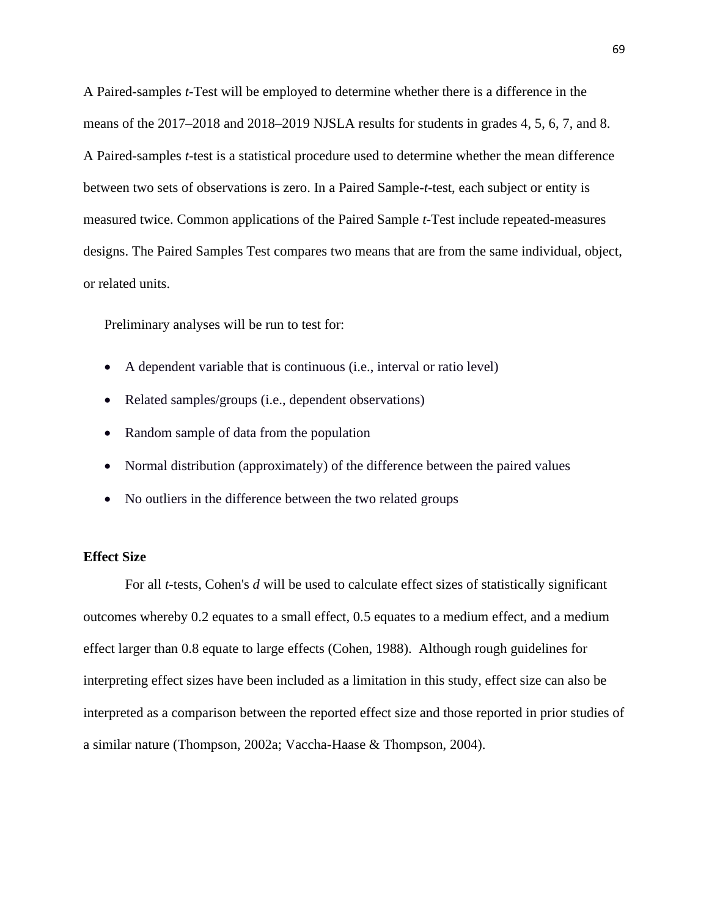A Paired-samples *t*-Test will be employed to determine whether there is a difference in the means of the 2017–2018 and 2018–2019 NJSLA results for students in grades 4, 5, 6, 7, and 8. A Paired-samples *t*-test is a statistical procedure used to determine whether the mean difference between two sets of observations is zero. In a Paired Sample-*t*-test, each subject or entity is measured twice. Common applications of the Paired Sample *t*-Test include repeated-measures designs. The Paired Samples Test compares two means that are from the same individual, object, or related units.

Preliminary analyses will be run to test for:

- A dependent variable that is continuous (i.e., interval or ratio level)
- Related samples/groups (i.e., dependent observations)
- Random sample of data from the population
- Normal distribution (approximately) of the difference between the paired values
- No outliers in the difference between the two related groups

**Effect Size**

For all *t*-tests, Cohen's *d* will be used to calculate effect sizes of statistically significant outcomes whereby 0.2 equates to a small effect, 0.5 equates to a medium effect, and a medium effect larger than 0.8 equate to large effects (Cohen, 1988). Although rough guidelines for interpreting effect sizes have been included as a limitation in this study, effect size can also be interpreted as a comparison between the reported effect size and those reported in prior studies of a similar nature (Thompson, 2002a; Vaccha-Haase & Thompson, 2004).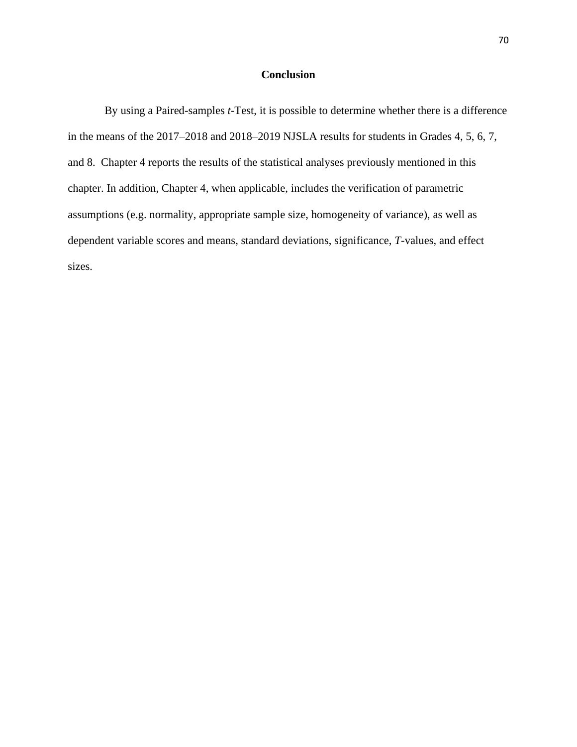## Conclusion

By using a Paired-samples *t*-Test, it is possible to determine whether there is a difference in the means of the 2017–2018 and 2018–2019 NJSLA results for students in Grades 4, 5, 6, 7, and 8. Chapter 4 reports the results of the statistical analyses previously mentioned in this chapter. In addition, Chapter 4, when applicable, includes the verification of parametric assumptions (e.g. normality, appropriate sample size, homogeneity of variance), as well as dependent variable scores and means, standard deviations, significance, *T*-values, and effect sizes.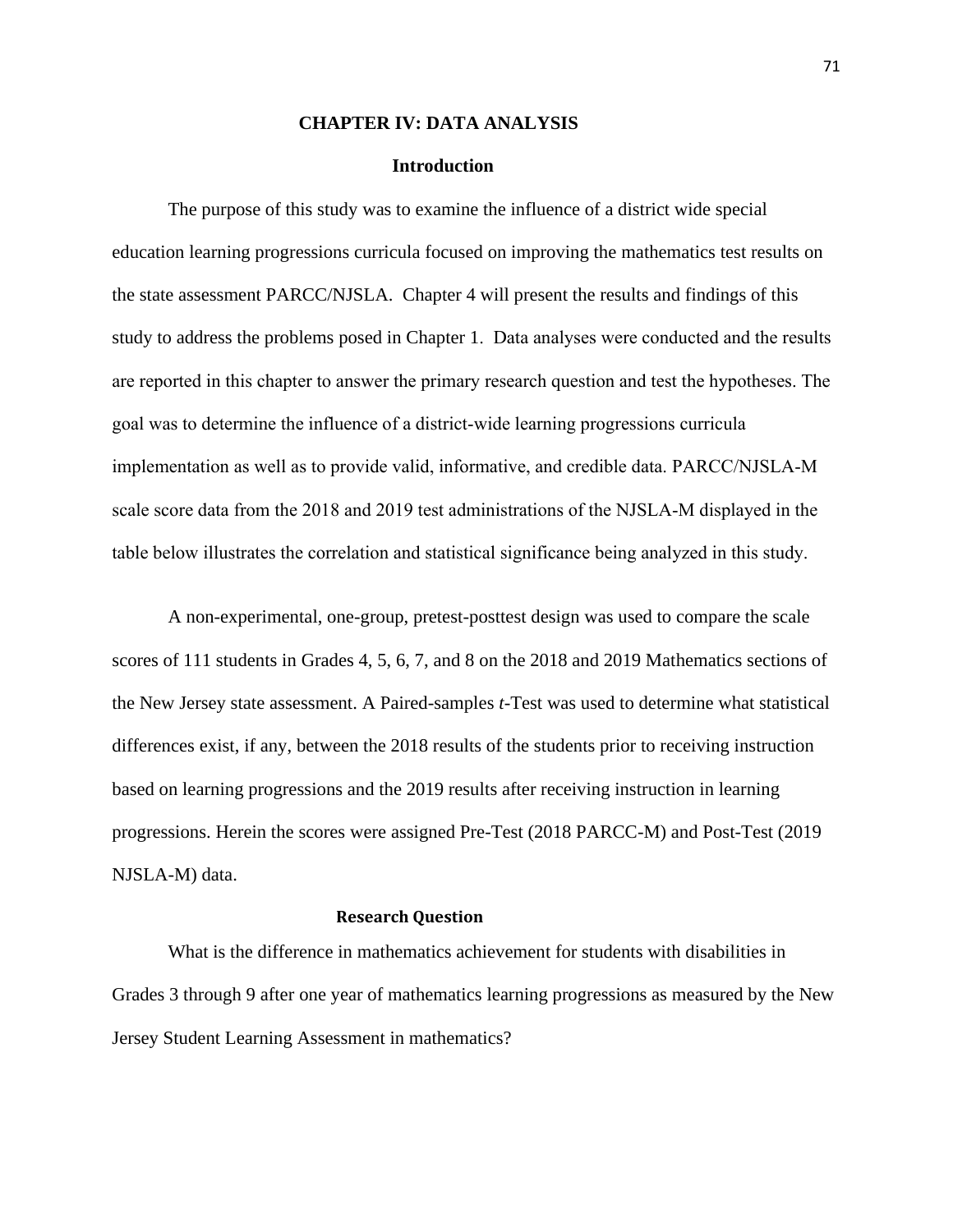# CHAPTER IV: DATA ANALYSIS

## Introduction

The purpose of this study was to examine the influence of a district wide special education learning progressions curricula focused on improving the mathematics test results on the state assessment PARCC/NJSLA. Chapter 4 will present the results and findings of this study to address the problems posed in Chapter 1. Data analyses were conducted and the results are reported in this chapter to answer the primary research question and test the hypotheses. The goal was to determine the influence of a district-wide learning progressions curricula implementation as well as to provide valid, informative, and credible data. PARCC/NJSLA-M scale score data from the 2018 and 2019 test administrations of the NJSLA-M displayed in the table below illustrates the correlation and statistical significance being analyzed in this study.

A non-experimental, one-group, pretest-posttest design was used to compare the scale scores of 111 students in Grades 4, 5, 6, 7, and 8 on the 2018 and 2019 Mathematics sections of the New Jersey state assessment. A Paired-samples *t*-Test was used to determine what statistical differences exist, if any, between the 2018 results of the students prior to receiving instruction based on learning progressions and the 2019 results after receiving instruction in learning progressions. Herein the scores were assigned Pre-Test (2018 PARCC-M) and Post-Test (2019 NJSLA-M) data.

## Research Question

What is the difference in mathematics achievement for students with disabilities in Grades 3 through 9 after one year of mathematics learning progressions as measured by the New Jersey Student Learning Assessment in mathematics?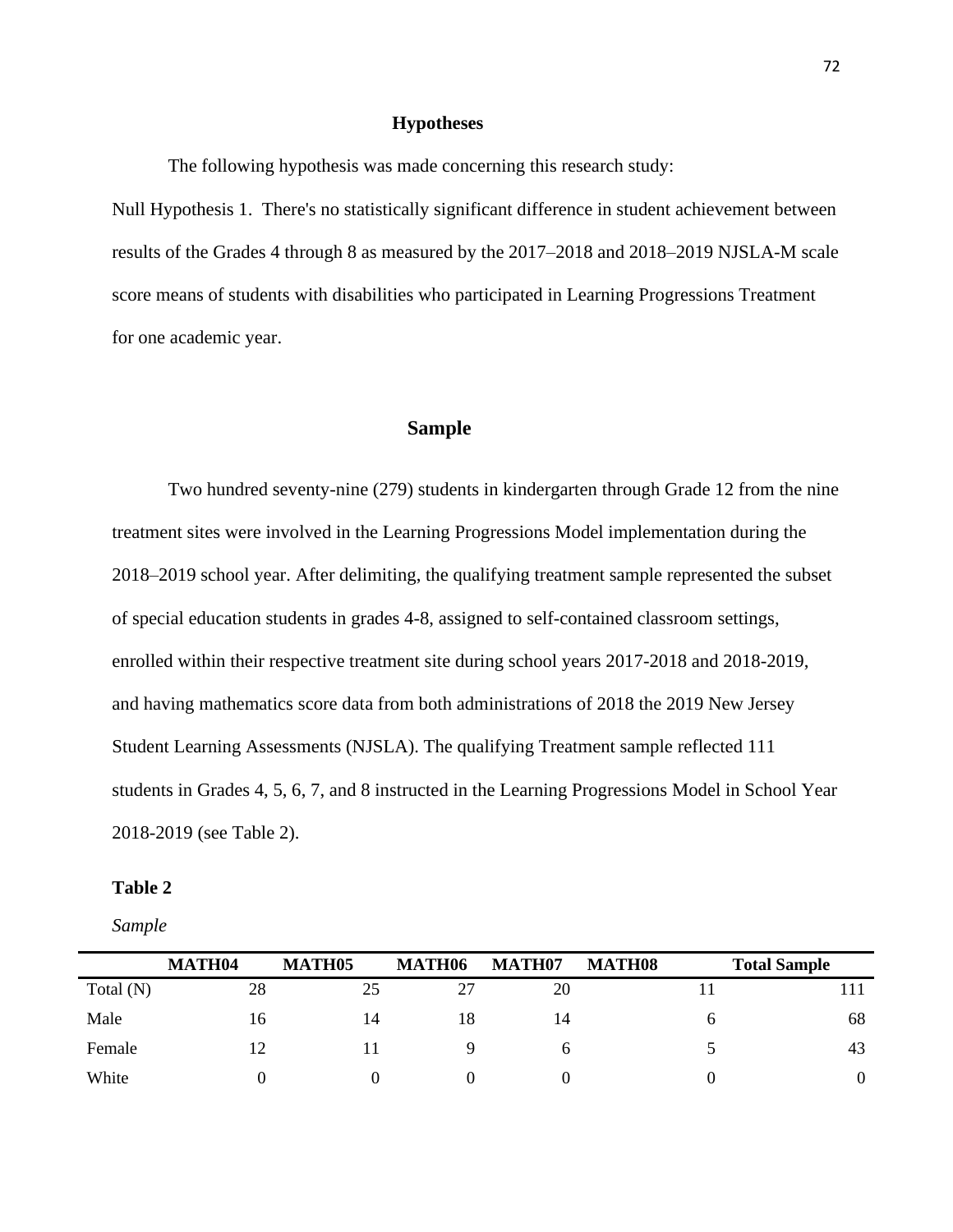## Hypotheses

The following hypothesis was made concerning this research study:

Null Hypothesis 1. There's no statistically significant difference in student achievement between results of the Grades 4 through 8 as measured by the 2017–2018 and 2018–2019 NJSLA-M scale score means of students with disabilities who participated in Learning Progressions Treatment for one academic year.

## Sample

Two hundred seventy-nine (279) students in kindergarten through Grade 12 from the nine treatment sites were involved in the Learning Progressions Model implementation during the 2018–2019 school year. After delimiting, the qualifying treatment sample represented the subset of special education students in grades 4-8, assigned to self-contained classroom settings, enrolled within their respective treatment site during school years 2017-2018 and 2018-2019, and having mathematics score data from both administrations of 2018 the 2019 New Jersey Student Learning Assessments (NJSLA). The qualifying Treatment sample reflected 111 students in Grades 4, 5, 6, 7, and 8 instructed in the Learning Progressions Model in School Year 2018-2019 (see Table 2).

**Table 2**

*Sample*

| | MATH04 | MATH05 | MATH06 | MATH07 | MATH08 | Total Sample |
|---|---|---|---|---|---|---|
| Total (N) | 28 | 25 | 27 | 20 | 11 | 111 |
| Male | 16 | 14 | 18 | 14 | 6 | 68 |
| Female | 12 | 11 | 9 | 6 | 5 | 43 |
| White | 0 | 0 | 0 | 0 | 0 | 0 |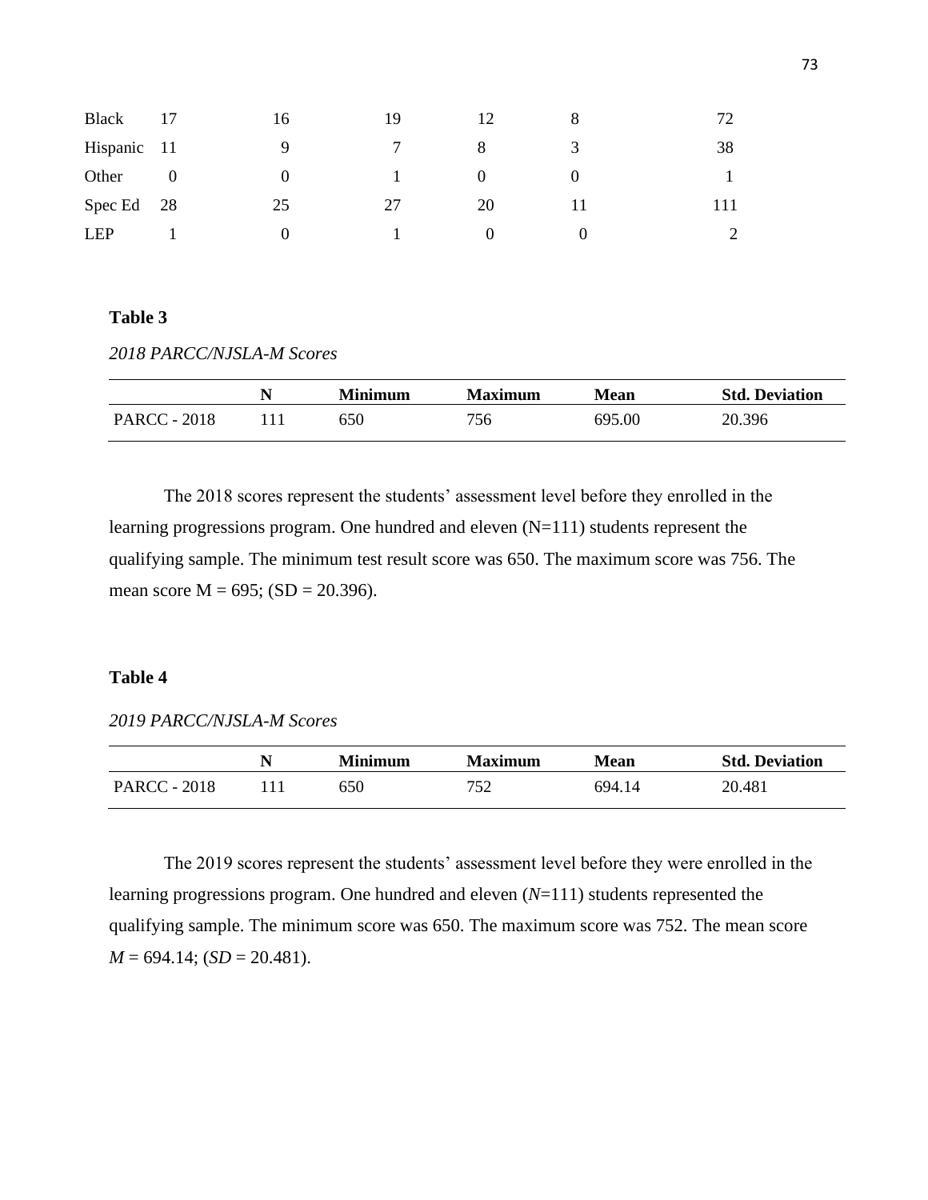| | | | | | | |
|---|---|---|---|---|---|---|
| Black | 17 | 16 | 19 | 12 | 8 | 72 |
| Hispanic | 11 | 9 | 7 | 8 | 3 | 38 |
| Other | 0 | 0 | 1 | 0 | 0 | 1 |
| Spec Ed | 28 | 25 | 27 | 20 | 11 | 111 |
| LEP | 1 | 0 | 1 | 0 | 0 | 2 |

**Table 3**

*2018 PARCC/NJSLA-M Scores*

| | N | Minimum | Maximum | Mean | Std. Deviation |
|---|---|---|---|---|---|
| PARCC - 2018 | 111 | 650 | 756 | 695.00 | 20.396 |

The 2018 scores represent the students' assessment level before they enrolled in the learning progressions program. One hundred and eleven (N=111) students represent the qualifying sample. The minimum test result score was 650. The maximum score was 756. The mean score M = 695; (SD = 20.396).

**Table 4**

*2019 PARCC/NJSLA-M Scores*

| | N | Minimum | Maximum | Mean | Std. Deviation |
|---|---|---|---|---|---|
| PARCC - 2018 | 111 | 650 | 752 | 694.14 | 20.481 |

The 2019 scores represent the students' assessment level before they were enrolled in the learning progressions program. One hundred and eleven (*N*=111) students represented the qualifying sample. The minimum score was 650. The maximum score was 752. The mean score *M* = 694.14; (*SD* = 20.481).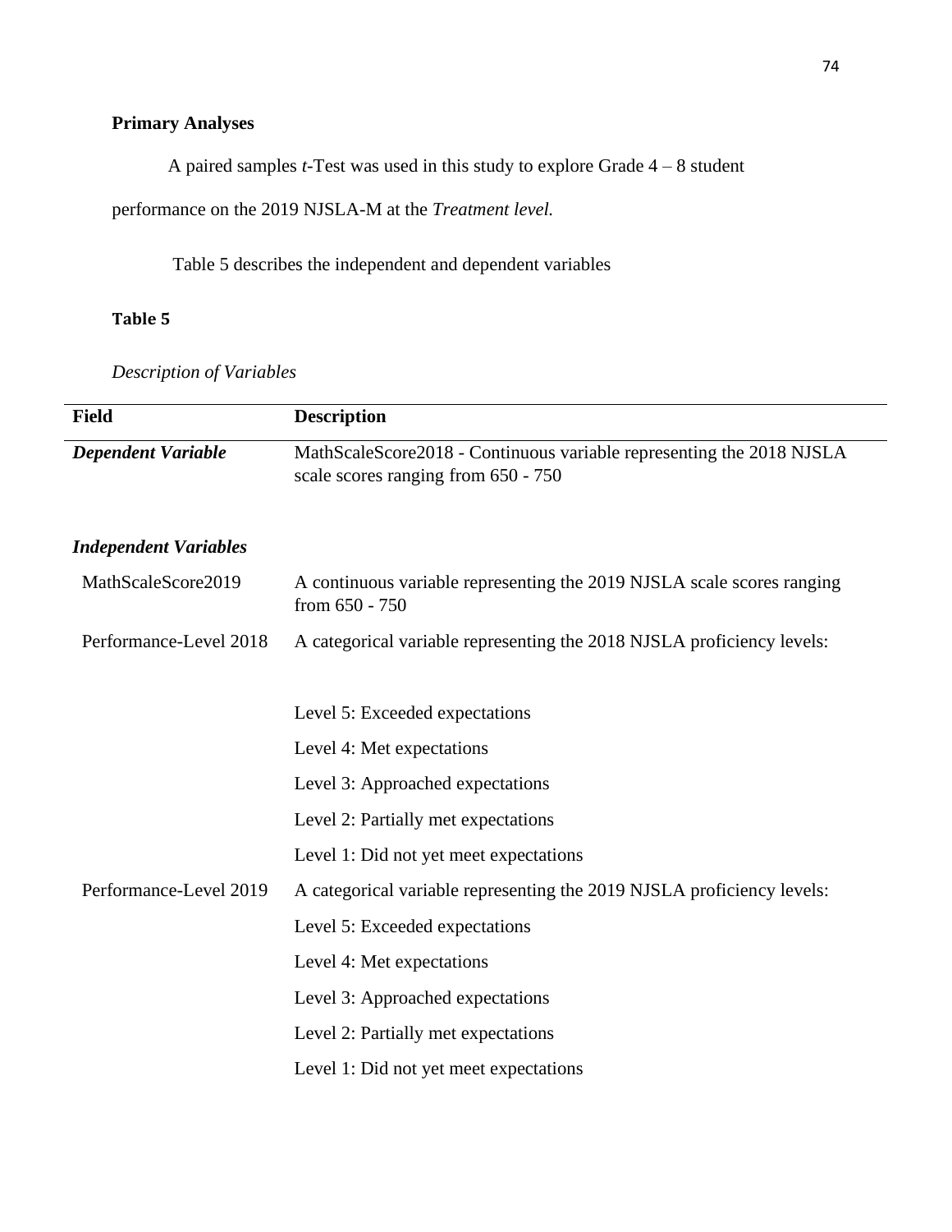**Primary Analyses**

A paired samples *t*-Test was used in this study to explore Grade 4 – 8 student performance on the 2019 NJSLA-M at the *Treatment level.*

Table 5 describes the independent and dependent variables

**Table 5**

*Description of Variables*

| Field | Description |
|---|---|
| ***Dependent Variable*** | MathScaleScore2018 - Continuous variable representing the 2018 NJSLA scale scores ranging from 650 - 750 |
| ***Independent Variables*** | |
| MathScaleScore2019 | A continuous variable representing the 2019 NJSLA scale scores ranging from 650 - 750 |
| Performance-Level 2018 | A categorical variable representing the 2018 NJSLA proficiency levels: |
| | Level 5: Exceeded expectations |
| | Level 4: Met expectations |
| | Level 3: Approached expectations |
| | Level 2: Partially met expectations |
| | Level 1: Did not yet meet expectations |
| Performance-Level 2019 | A categorical variable representing the 2019 NJSLA proficiency levels: |
| | Level 5: Exceeded expectations |
| | Level 4: Met expectations |
| | Level 3: Approached expectations |
| | Level 2: Partially met expectations |
| | Level 1: Did not yet meet expectations |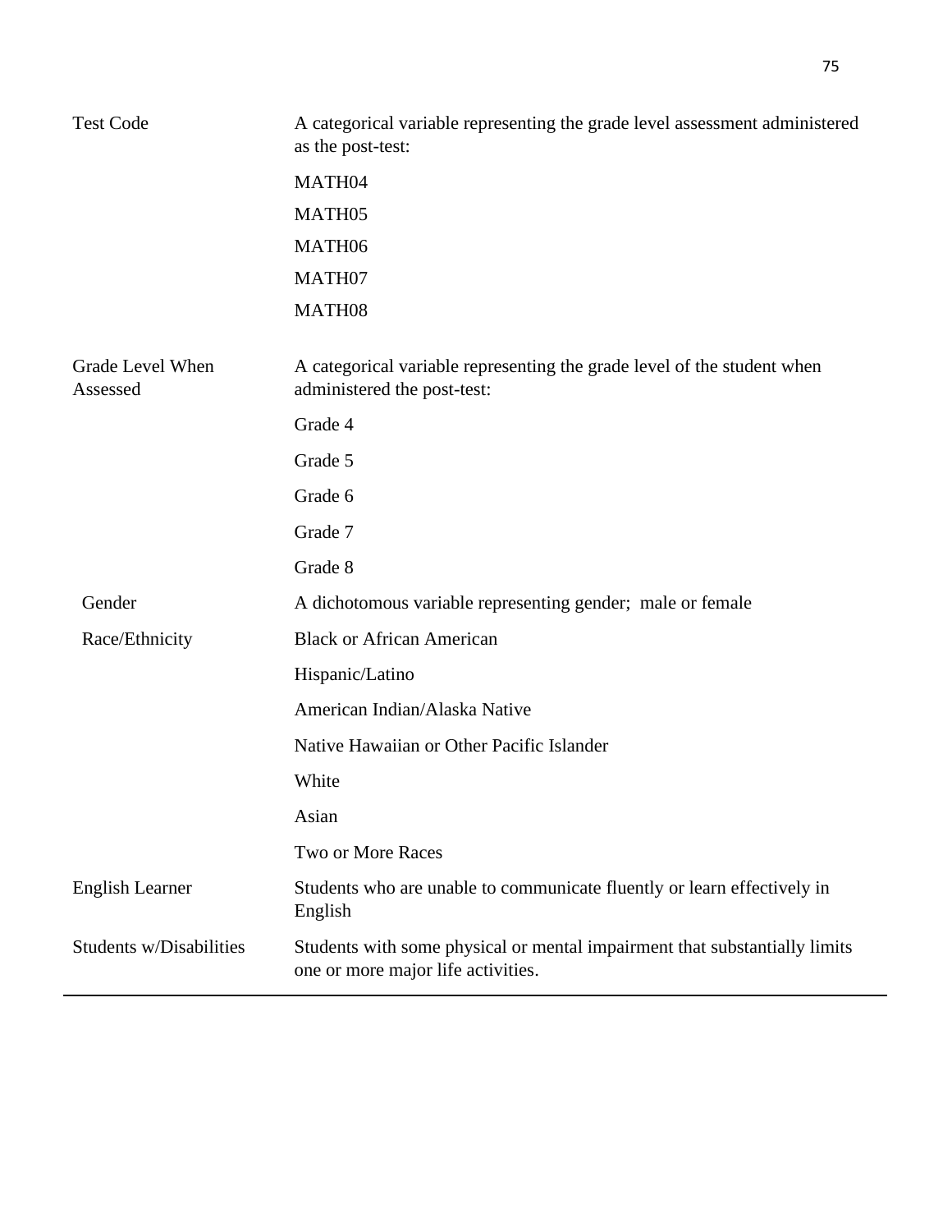| | |
|---|---|
| Test Code | A categorical variable representing the grade level assessment administered as the post-test: |
| | MATH04 |
| | MATH05 |
| | MATH06 |
| | MATH07 |
| | MATH08 |
| Grade Level When Assessed | A categorical variable representing the grade level of the student when administered the post-test: |
| | Grade 4 |
| | Grade 5 |
| | Grade 6 |
| | Grade 7 |
| | Grade 8 |
| Gender | A dichotomous variable representing gender; male or female |
| Race/Ethnicity | Black or African American |
| | Hispanic/Latino |
| | American Indian/Alaska Native |
| | Native Hawaiian or Other Pacific Islander |
| | White |
| | Asian |
| | Two or More Races |
| English Learner | Students who are unable to communicate fluently or learn effectively in English |
| Students w/Disabilities | Students with some physical or mental impairment that substantially limits one or more major life activities. |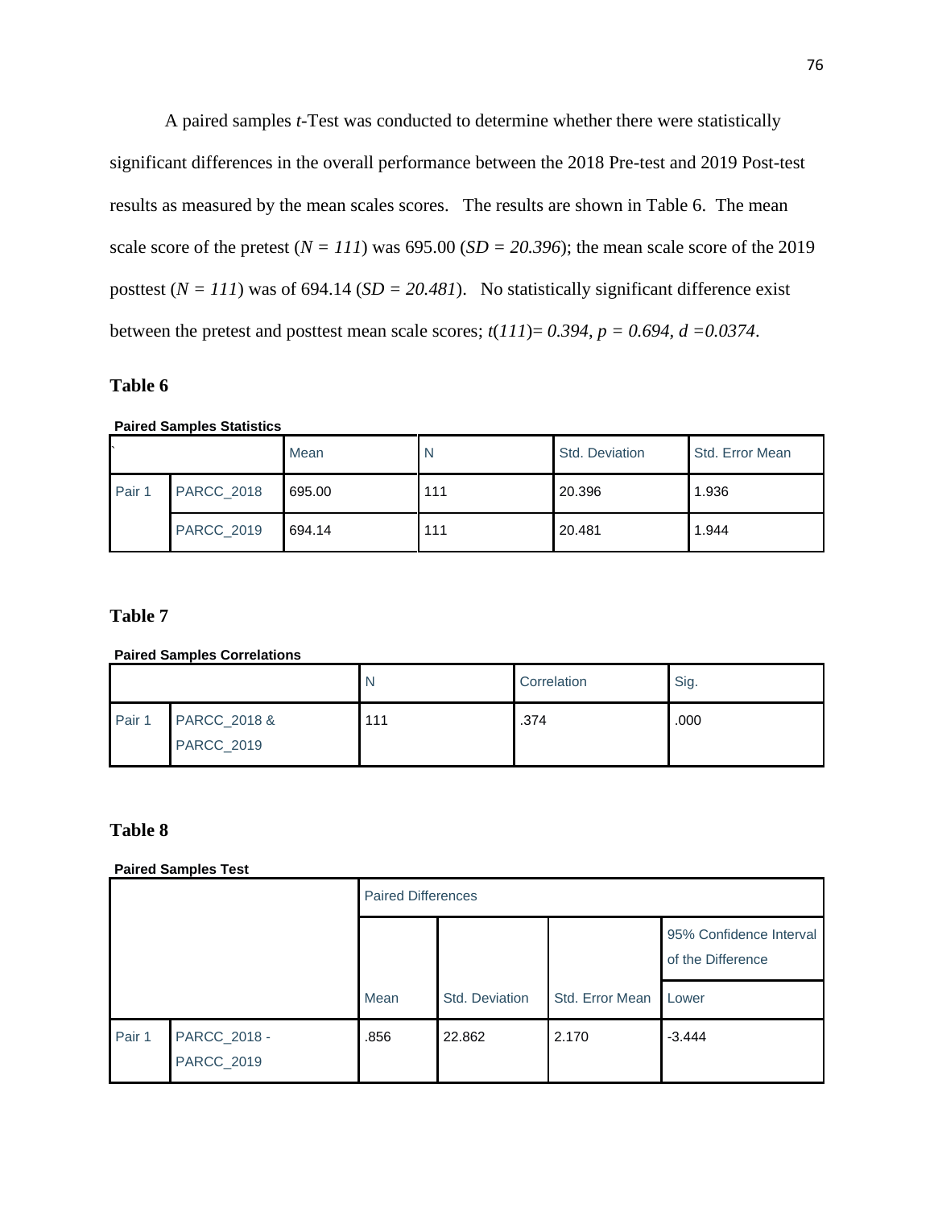A paired samples *t*-Test was conducted to determine whether there were statistically significant differences in the overall performance between the 2018 Pre-test and 2019 Post-test results as measured by the mean scales scores. The results are shown in Table 6. The mean scale score of the pretest ($N = 111$) was 695.00 ($SD = 20.396$); the mean scale score of the 2019 posttest ($N = 111$) was of 694.14 ($SD = 20.481$). No statistically significant difference exist between the pretest and posttest mean scale scores; $t(111)= 0.394, p = 0.694, d =0.0374$.

**Table 6**

**Paired Samples Statistics**

| ` | | Mean | N | Std. Deviation | Std. Error Mean |
|---|---|---|---|---|---|
| Pair 1 | PARCC_2018 | 695.00 | 111 | 20.396 | 1.936 |
| | PARCC_2019 | 694.14 | 111 | 20.481 | 1.944 |

**Table 7**

**Paired Samples Correlations**

| | | N | Correlation | Sig. |
|---|---|---|---|---|
| Pair 1 | PARCC_2018 & PARCC_2019 | 111 | .374 | .000 |

**Table 8**

**Paired Samples Test**

| | | Paired Differences | | | |
|---|---|---|---|---|---|
| | | | | | 95% Confidence Interval of the Difference |
| | | Mean | Std. Deviation | Std. Error Mean | Lower |
| Pair 1 | PARCC_2018 - PARCC_2019 | .856 | 22.862 | 2.170 | -3.444 |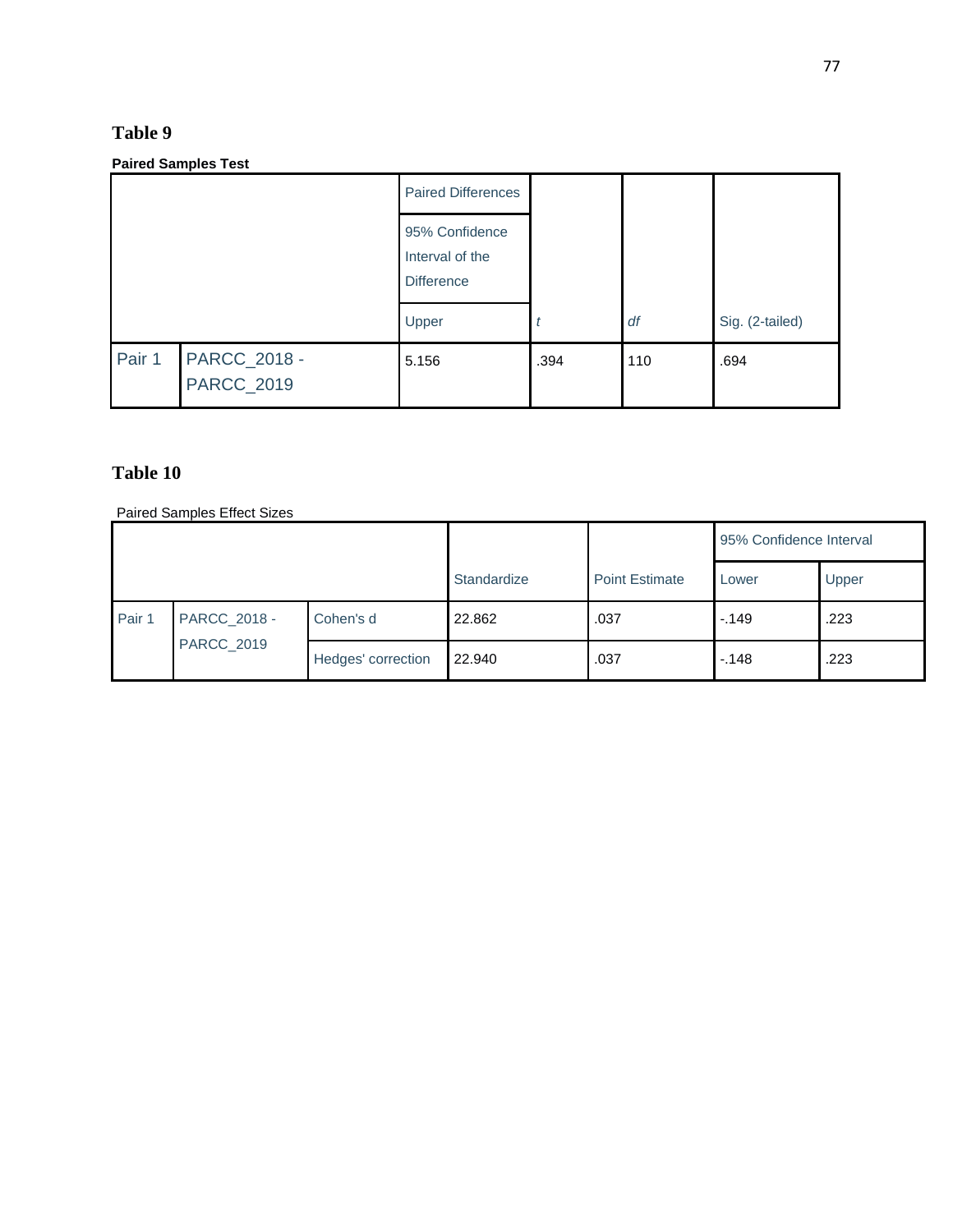**Table 9**

**Paired Samples Test**

| | | Paired Differences | | | |
|---|---|---|---|---|---|
| | | 95% Confidence Interval of the Difference | | | |
| | | Upper | *t* | *df* | Sig. (2-tailed) |
| Pair 1 | PARCC_2018 - PARCC_2019 | 5.156 | .394 | 110 | .694 |

**Table 10**

Paired Samples Effect Sizes

| | | | | | 95% Confidence Interval | |
|---|---|---|---|---|---|---|
| | | | Standardize | Point Estimate | Lower | Upper |
| Pair 1 | PARCC_2018 - PARCC_2019 | Cohen's d | 22.862 | .037 | -.149 | .223 |
| | | Hedges' correction | 22.940 | .037 | -.148 | .223 |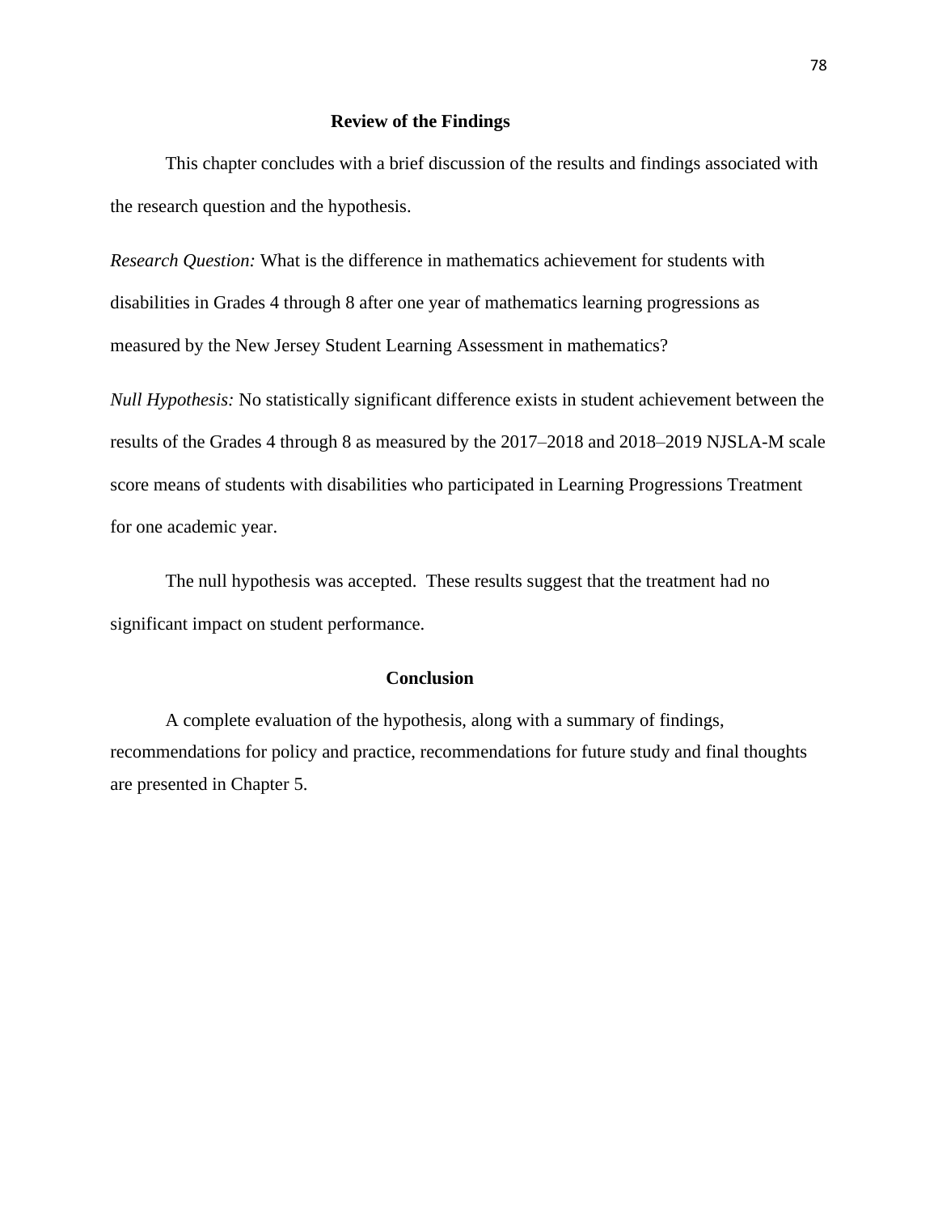## Review of the Findings

This chapter concludes with a brief discussion of the results and findings associated with the research question and the hypothesis.

*Research Question:* What is the difference in mathematics achievement for students with disabilities in Grades 4 through 8 after one year of mathematics learning progressions as measured by the New Jersey Student Learning Assessment in mathematics?

*Null Hypothesis:* No statistically significant difference exists in student achievement between the results of the Grades 4 through 8 as measured by the 2017–2018 and 2018–2019 NJSLA-M scale score means of students with disabilities who participated in Learning Progressions Treatment for one academic year.

The null hypothesis was accepted. These results suggest that the treatment had no significant impact on student performance.

## Conclusion

A complete evaluation of the hypothesis, along with a summary of findings, recommendations for policy and practice, recommendations for future study and final thoughts are presented in Chapter 5.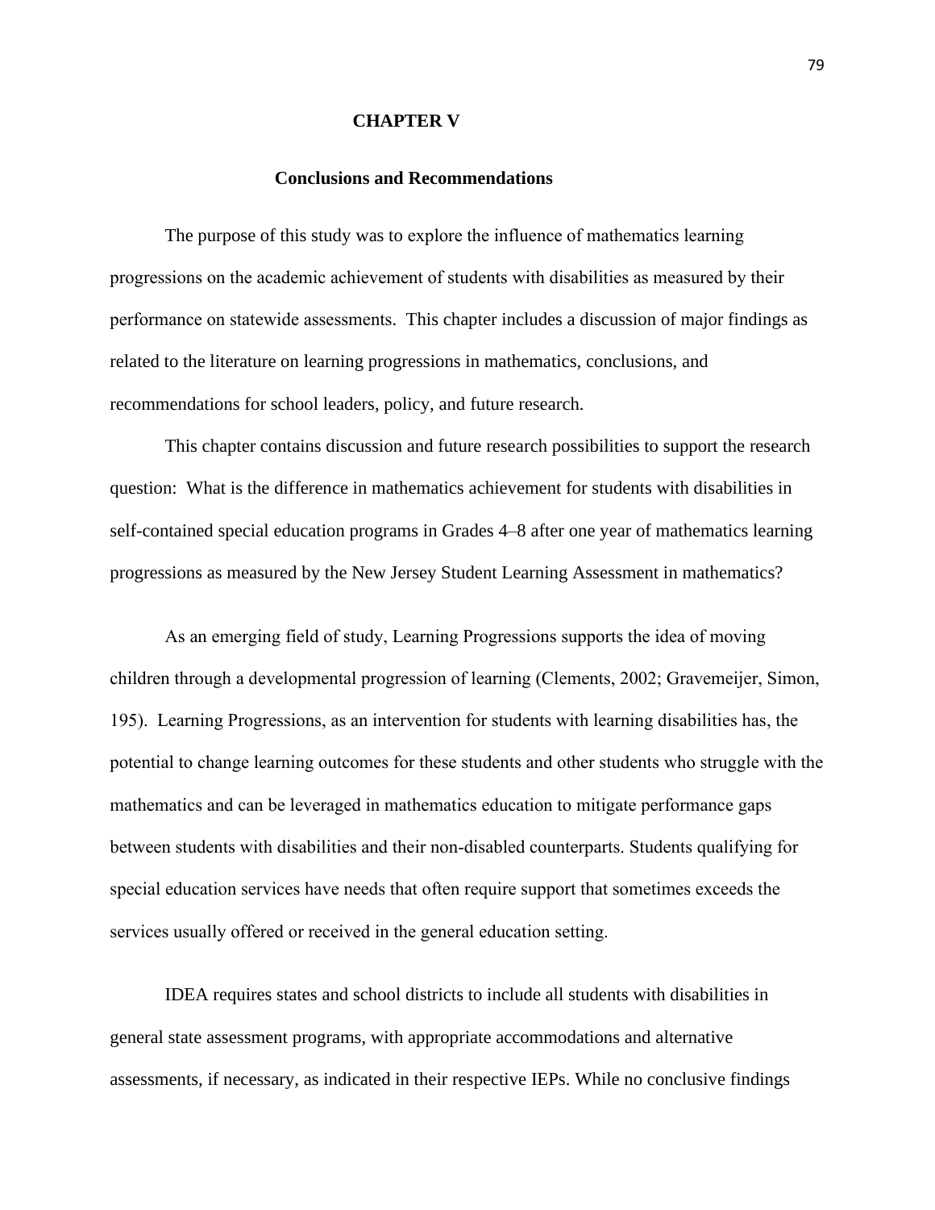# CHAPTER V

## Conclusions and Recommendations

The purpose of this study was to explore the influence of mathematics learning progressions on the academic achievement of students with disabilities as measured by their performance on statewide assessments. This chapter includes a discussion of major findings as related to the literature on learning progressions in mathematics, conclusions, and recommendations for school leaders, policy, and future research.

This chapter contains discussion and future research possibilities to support the research question: What is the difference in mathematics achievement for students with disabilities in self-contained special education programs in Grades 4–8 after one year of mathematics learning progressions as measured by the New Jersey Student Learning Assessment in mathematics?

As an emerging field of study, Learning Progressions supports the idea of moving children through a developmental progression of learning (Clements, 2002; Gravemeijer, Simon, 195). Learning Progressions, as an intervention for students with learning disabilities has, the potential to change learning outcomes for these students and other students who struggle with the mathematics and can be leveraged in mathematics education to mitigate performance gaps between students with disabilities and their non-disabled counterparts. Students qualifying for special education services have needs that often require support that sometimes exceeds the services usually offered or received in the general education setting.

IDEA requires states and school districts to include all students with disabilities in general state assessment programs, with appropriate accommodations and alternative assessments, if necessary, as indicated in their respective IEPs. While no conclusive findings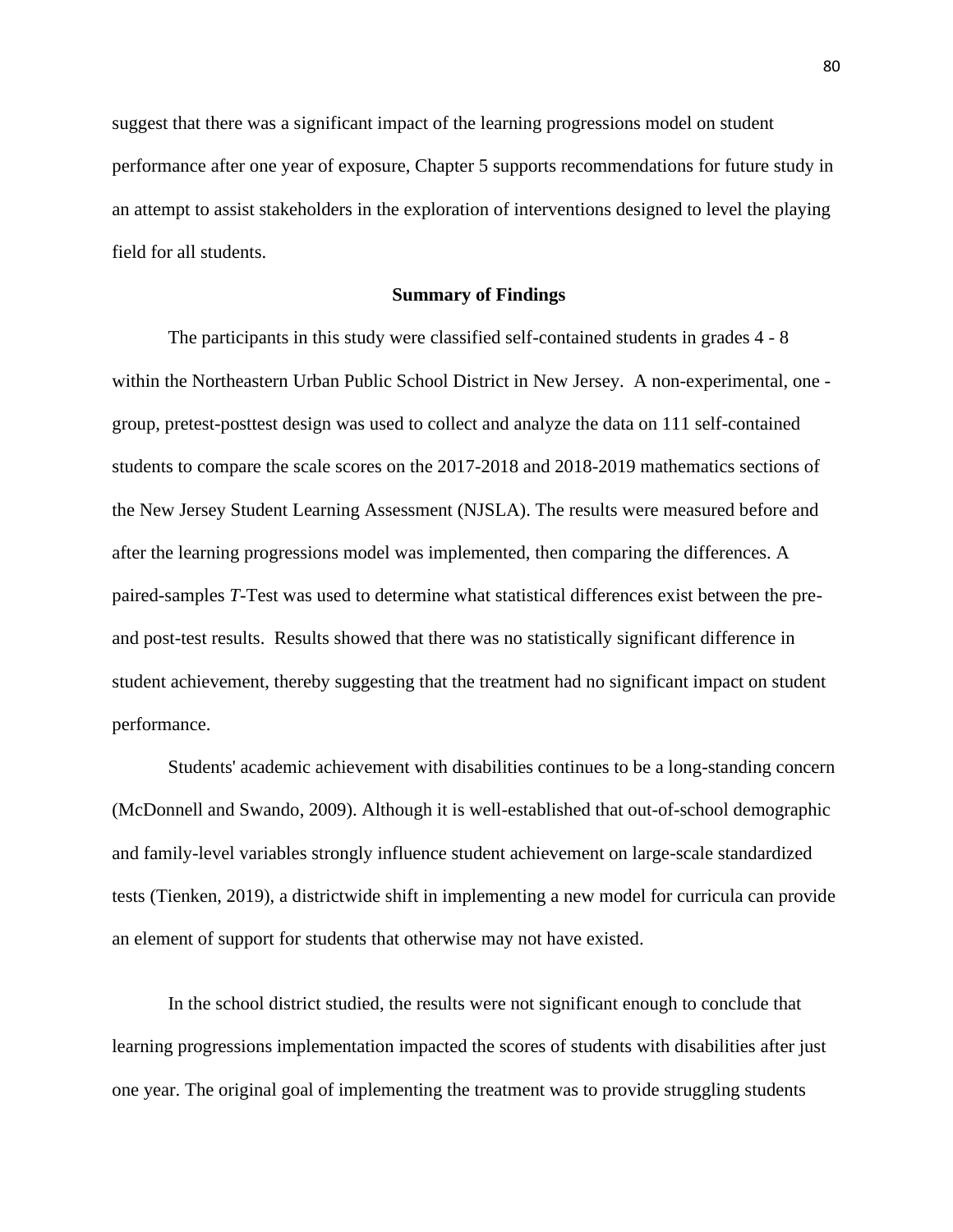suggest that there was a significant impact of the learning progressions model on student performance after one year of exposure, Chapter 5 supports recommendations for future study in an attempt to assist stakeholders in the exploration of interventions designed to level the playing field for all students.

## Summary of Findings

The participants in this study were classified self-contained students in grades 4 - 8 within the Northeastern Urban Public School District in New Jersey. A non-experimental, one - group, pretest-posttest design was used to collect and analyze the data on 111 self-contained students to compare the scale scores on the 2017-2018 and 2018-2019 mathematics sections of the New Jersey Student Learning Assessment (NJSLA). The results were measured before and after the learning progressions model was implemented, then comparing the differences. A paired-samples *T*-Test was used to determine what statistical differences exist between the pre- and post-test results. Results showed that there was no statistically significant difference in student achievement, thereby suggesting that the treatment had no significant impact on student performance.

Students' academic achievement with disabilities continues to be a long-standing concern (McDonnell and Swando, 2009). Although it is well-established that out-of-school demographic and family-level variables strongly influence student achievement on large-scale standardized tests (Tienken, 2019), a districtwide shift in implementing a new model for curricula can provide an element of support for students that otherwise may not have existed.

In the school district studied, the results were not significant enough to conclude that learning progressions implementation impacted the scores of students with disabilities after just one year. The original goal of implementing the treatment was to provide struggling students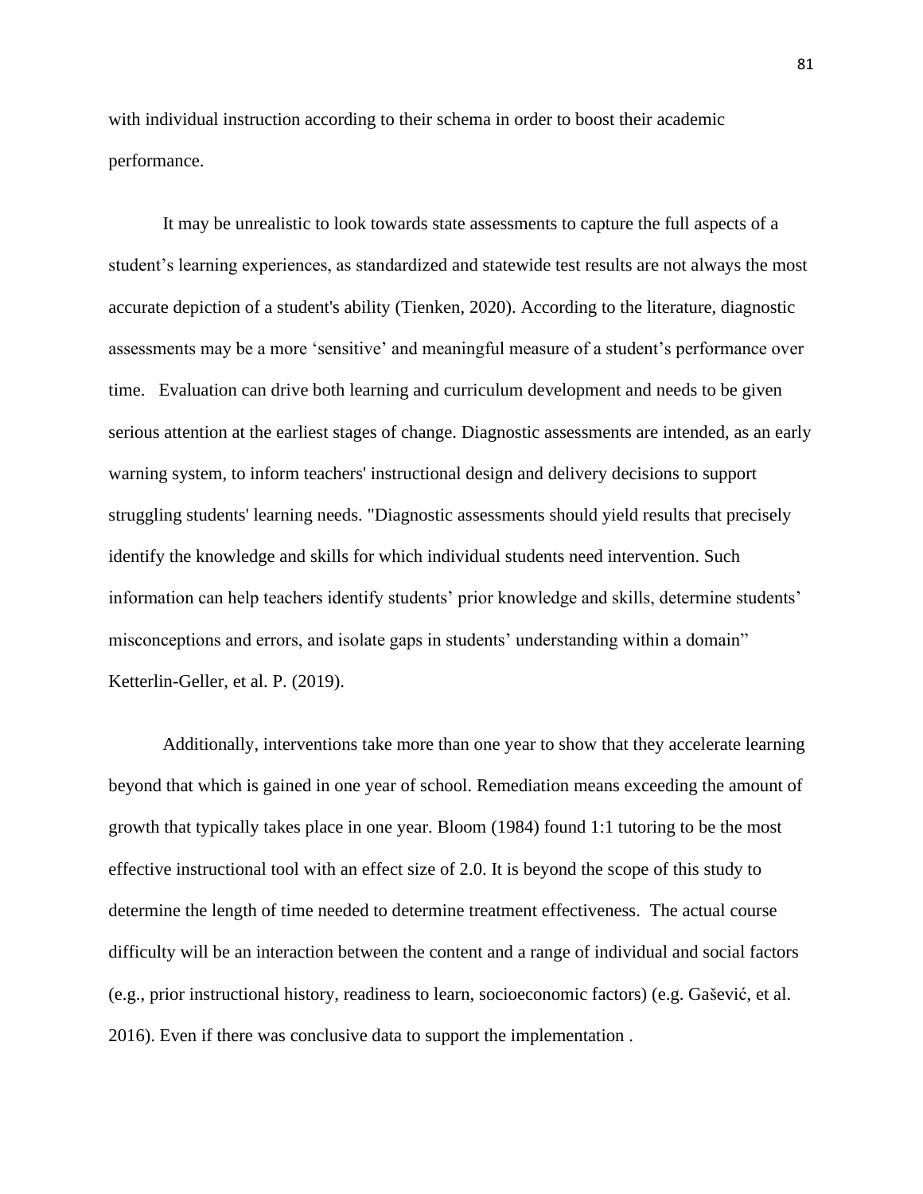with individual instruction according to their schema in order to boost their academic performance.

It may be unrealistic to look towards state assessments to capture the full aspects of a student's learning experiences, as standardized and statewide test results are not always the most accurate depiction of a student's ability (Tienken, 2020). According to the literature, diagnostic assessments may be a more 'sensitive' and meaningful measure of a student's performance over time. Evaluation can drive both learning and curriculum development and needs to be given serious attention at the earliest stages of change. Diagnostic assessments are intended, as an early warning system, to inform teachers' instructional design and delivery decisions to support struggling students' learning needs. "Diagnostic assessments should yield results that precisely identify the knowledge and skills for which individual students need intervention. Such information can help teachers identify students' prior knowledge and skills, determine students' misconceptions and errors, and isolate gaps in students' understanding within a domain" Ketterlin-Geller, et al. P. (2019).

Additionally, interventions take more than one year to show that they accelerate learning beyond that which is gained in one year of school. Remediation means exceeding the amount of growth that typically takes place in one year. Bloom (1984) found 1:1 tutoring to be the most effective instructional tool with an effect size of 2.0. It is beyond the scope of this study to determine the length of time needed to determine treatment effectiveness. The actual course difficulty will be an interaction between the content and a range of individual and social factors (e.g., prior instructional history, readiness to learn, socioeconomic factors) (e.g. Gašević, et al. 2016). Even if there was conclusive data to support the implementation .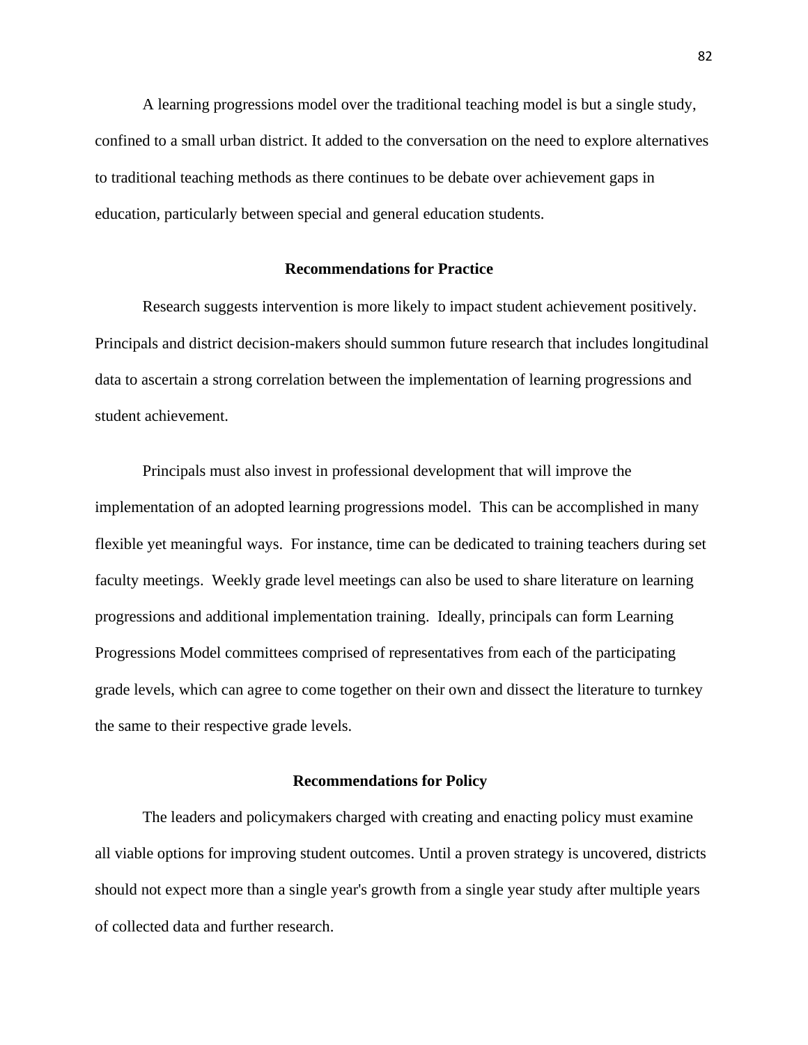A learning progressions model over the traditional teaching model is but a single study, confined to a small urban district. It added to the conversation on the need to explore alternatives to traditional teaching methods as there continues to be debate over achievement gaps in education, particularly between special and general education students.

## Recommendations for Practice

Research suggests intervention is more likely to impact student achievement positively. Principals and district decision-makers should summon future research that includes longitudinal data to ascertain a strong correlation between the implementation of learning progressions and student achievement.

Principals must also invest in professional development that will improve the implementation of an adopted learning progressions model. This can be accomplished in many flexible yet meaningful ways. For instance, time can be dedicated to training teachers during set faculty meetings. Weekly grade level meetings can also be used to share literature on learning progressions and additional implementation training. Ideally, principals can form Learning Progressions Model committees comprised of representatives from each of the participating grade levels, which can agree to come together on their own and dissect the literature to turnkey the same to their respective grade levels.

## Recommendations for Policy

The leaders and policymakers charged with creating and enacting policy must examine all viable options for improving student outcomes. Until a proven strategy is uncovered, districts should not expect more than a single year's growth from a single year study after multiple years of collected data and further research.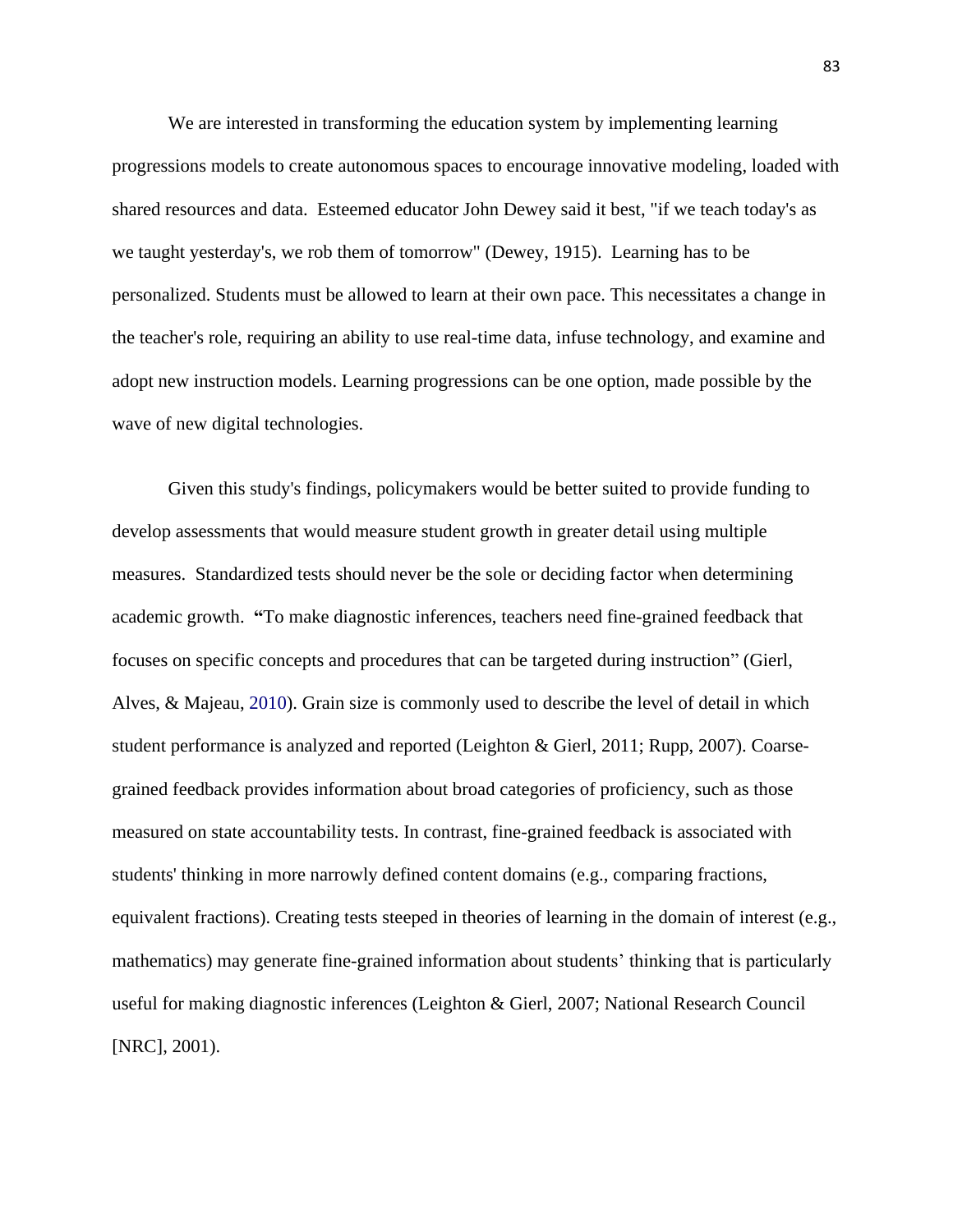We are interested in transforming the education system by implementing learning progressions models to create autonomous spaces to encourage innovative modeling, loaded with shared resources and data. Esteemed educator John Dewey said it best, "if we teach today's as we taught yesterday's, we rob them of tomorrow" (Dewey, 1915). Learning has to be personalized. Students must be allowed to learn at their own pace. This necessitates a change in the teacher's role, requiring an ability to use real-time data, infuse technology, and examine and adopt new instruction models. Learning progressions can be one option, made possible by the wave of new digital technologies.

Given this study's findings, policymakers would be better suited to provide funding to develop assessments that would measure student growth in greater detail using multiple measures. Standardized tests should never be the sole or deciding factor when determining academic growth. **"**To make diagnostic inferences, teachers need fine-grained feedback that focuses on specific concepts and procedures that can be targeted during instruction" (Gierl, Alves, & Majeau, 2010). Grain size is commonly used to describe the level of detail in which student performance is analyzed and reported (Leighton & Gierl, 2011; Rupp, 2007). Coarse-grained feedback provides information about broad categories of proficiency, such as those measured on state accountability tests. In contrast, fine-grained feedback is associated with students' thinking in more narrowly defined content domains (e.g., comparing fractions, equivalent fractions). Creating tests steeped in theories of learning in the domain of interest (e.g., mathematics) may generate fine-grained information about students' thinking that is particularly useful for making diagnostic inferences (Leighton & Gierl, 2007; National Research Council [NRC], 2001).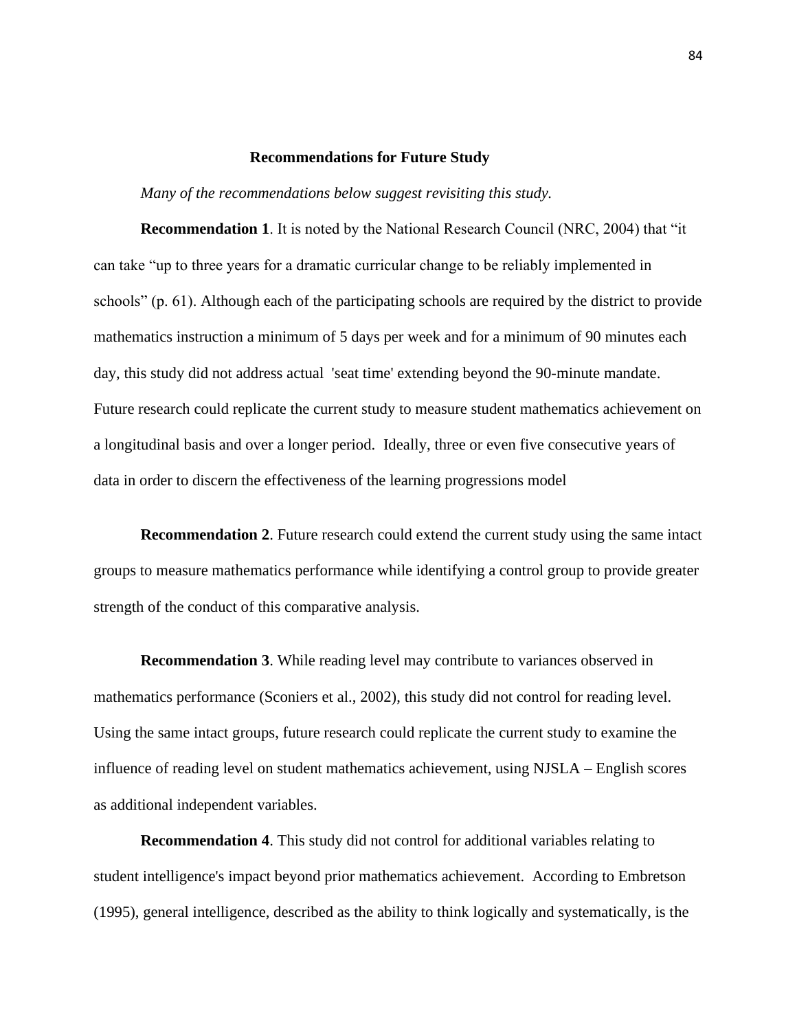## Recommendations for Future Study

*Many of the recommendations below suggest revisiting this study.*

**Recommendation 1**. It is noted by the National Research Council (NRC, 2004) that "it can take "up to three years for a dramatic curricular change to be reliably implemented in schools" (p. 61). Although each of the participating schools are required by the district to provide mathematics instruction a minimum of 5 days per week and for a minimum of 90 minutes each day, this study did not address actual 'seat time' extending beyond the 90-minute mandate. Future research could replicate the current study to measure student mathematics achievement on a longitudinal basis and over a longer period. Ideally, three or even five consecutive years of data in order to discern the effectiveness of the learning progressions model

**Recommendation 2**. Future research could extend the current study using the same intact groups to measure mathematics performance while identifying a control group to provide greater strength of the conduct of this comparative analysis.

**Recommendation 3**. While reading level may contribute to variances observed in mathematics performance (Sconiers et al., 2002), this study did not control for reading level. Using the same intact groups, future research could replicate the current study to examine the influence of reading level on student mathematics achievement, using NJSLA – English scores as additional independent variables.

**Recommendation 4**. This study did not control for additional variables relating to student intelligence's impact beyond prior mathematics achievement. According to Embretson (1995), general intelligence, described as the ability to think logically and systematically, is the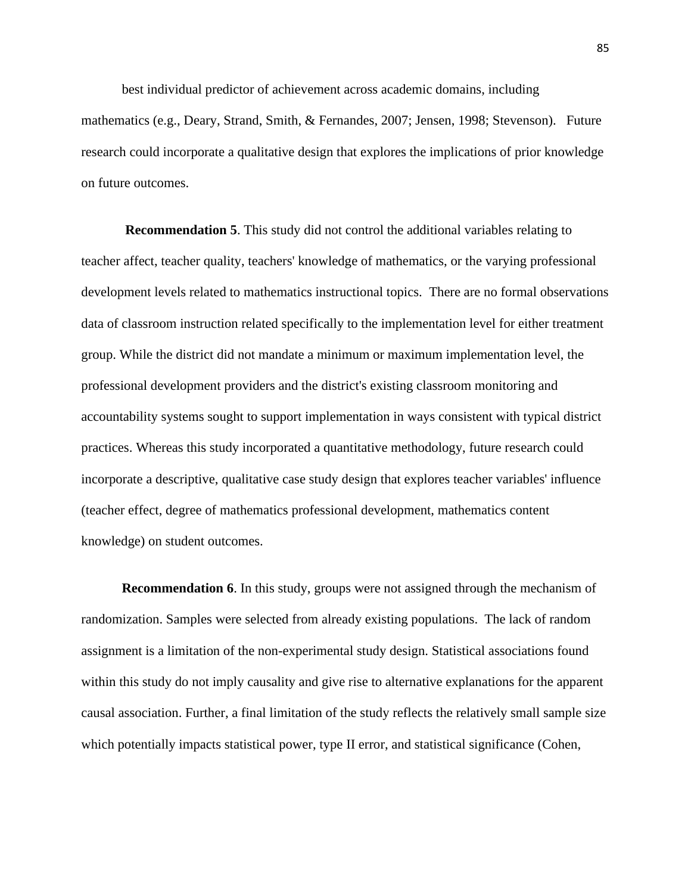best individual predictor of achievement across academic domains, including mathematics (e.g., Deary, Strand, Smith, & Fernandes, 2007; Jensen, 1998; Stevenson). Future research could incorporate a qualitative design that explores the implications of prior knowledge on future outcomes.

**Recommendation 5**. This study did not control the additional variables relating to teacher affect, teacher quality, teachers' knowledge of mathematics, or the varying professional development levels related to mathematics instructional topics. There are no formal observations data of classroom instruction related specifically to the implementation level for either treatment group. While the district did not mandate a minimum or maximum implementation level, the professional development providers and the district's existing classroom monitoring and accountability systems sought to support implementation in ways consistent with typical district practices. Whereas this study incorporated a quantitative methodology, future research could incorporate a descriptive, qualitative case study design that explores teacher variables' influence (teacher effect, degree of mathematics professional development, mathematics content knowledge) on student outcomes.

**Recommendation 6**. In this study, groups were not assigned through the mechanism of randomization. Samples were selected from already existing populations. The lack of random assignment is a limitation of the non-experimental study design. Statistical associations found within this study do not imply causality and give rise to alternative explanations for the apparent causal association. Further, a final limitation of the study reflects the relatively small sample size which potentially impacts statistical power, type II error, and statistical significance (Cohen,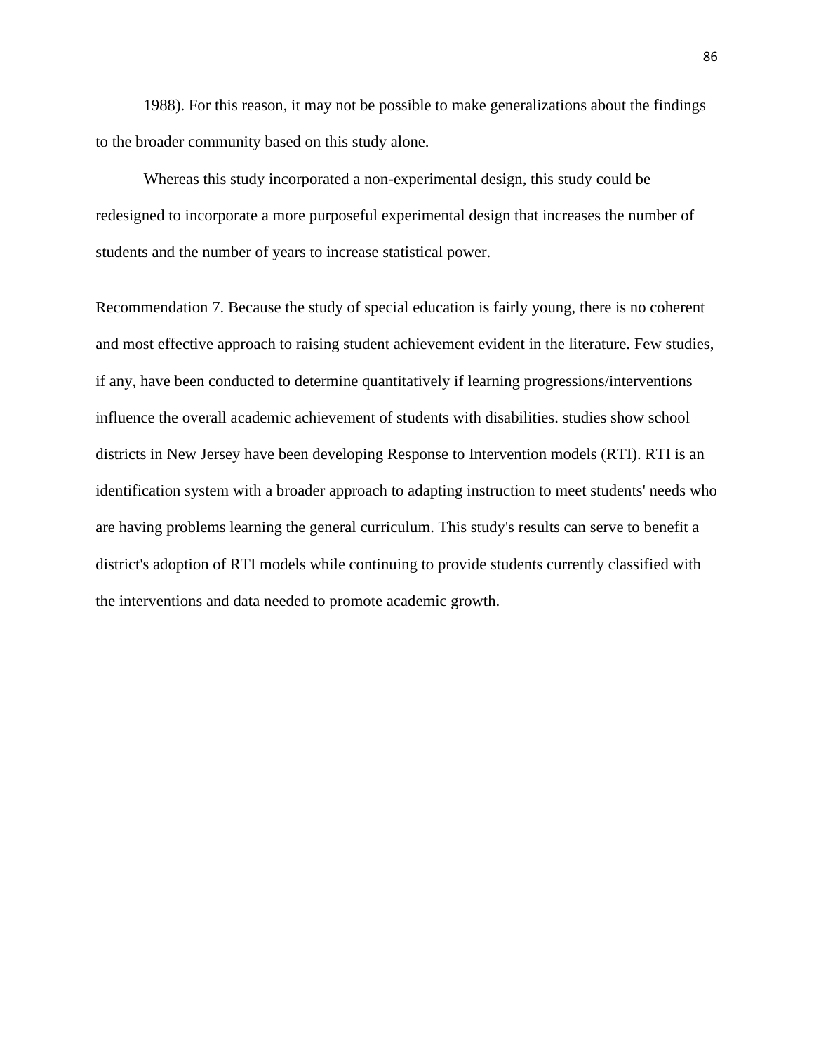1988). For this reason, it may not be possible to make generalizations about the findings to the broader community based on this study alone.

Whereas this study incorporated a non-experimental design, this study could be redesigned to incorporate a more purposeful experimental design that increases the number of students and the number of years to increase statistical power.

Recommendation 7. Because the study of special education is fairly young, there is no coherent and most effective approach to raising student achievement evident in the literature. Few studies, if any, have been conducted to determine quantitatively if learning progressions/interventions influence the overall academic achievement of students with disabilities. studies show school districts in New Jersey have been developing Response to Intervention models (RTI). RTI is an identification system with a broader approach to adapting instruction to meet students' needs who are having problems learning the general curriculum. This study's results can serve to benefit a district's adoption of RTI models while continuing to provide students currently classified with the interventions and data needed to promote academic growth.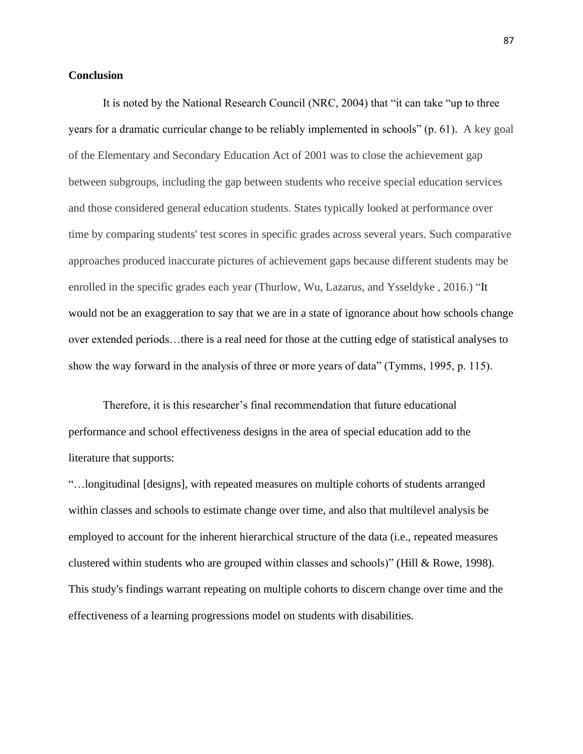**Conclusion**

It is noted by the National Research Council (NRC, 2004) that "it can take "up to three years for a dramatic curricular change to be reliably implemented in schools" (p. 61). A key goal of the Elementary and Secondary Education Act of 2001 was to close the achievement gap between subgroups, including the gap between students who receive special education services and those considered general education students. States typically looked at performance over time by comparing students' test scores in specific grades across several years. Such comparative approaches produced inaccurate pictures of achievement gaps because different students may be enrolled in the specific grades each year (Thurlow, Wu, Lazarus, and Ysseldyke , 2016.) "It would not be an exaggeration to say that we are in a state of ignorance about how schools change over extended periods…there is a real need for those at the cutting edge of statistical analyses to show the way forward in the analysis of three or more years of data" (Tymms, 1995, p. 115).

Therefore, it is this researcher's final recommendation that future educational performance and school effectiveness designs in the area of special education add to the literature that supports:

"…longitudinal [designs], with repeated measures on multiple cohorts of students arranged within classes and schools to estimate change over time, and also that multilevel analysis be employed to account for the inherent hierarchical structure of the data (i.e., repeated measures clustered within students who are grouped within classes and schools)" (Hill & Rowe, 1998). This study's findings warrant repeating on multiple cohorts to discern change over time and the effectiveness of a learning progressions model on students with disabilities.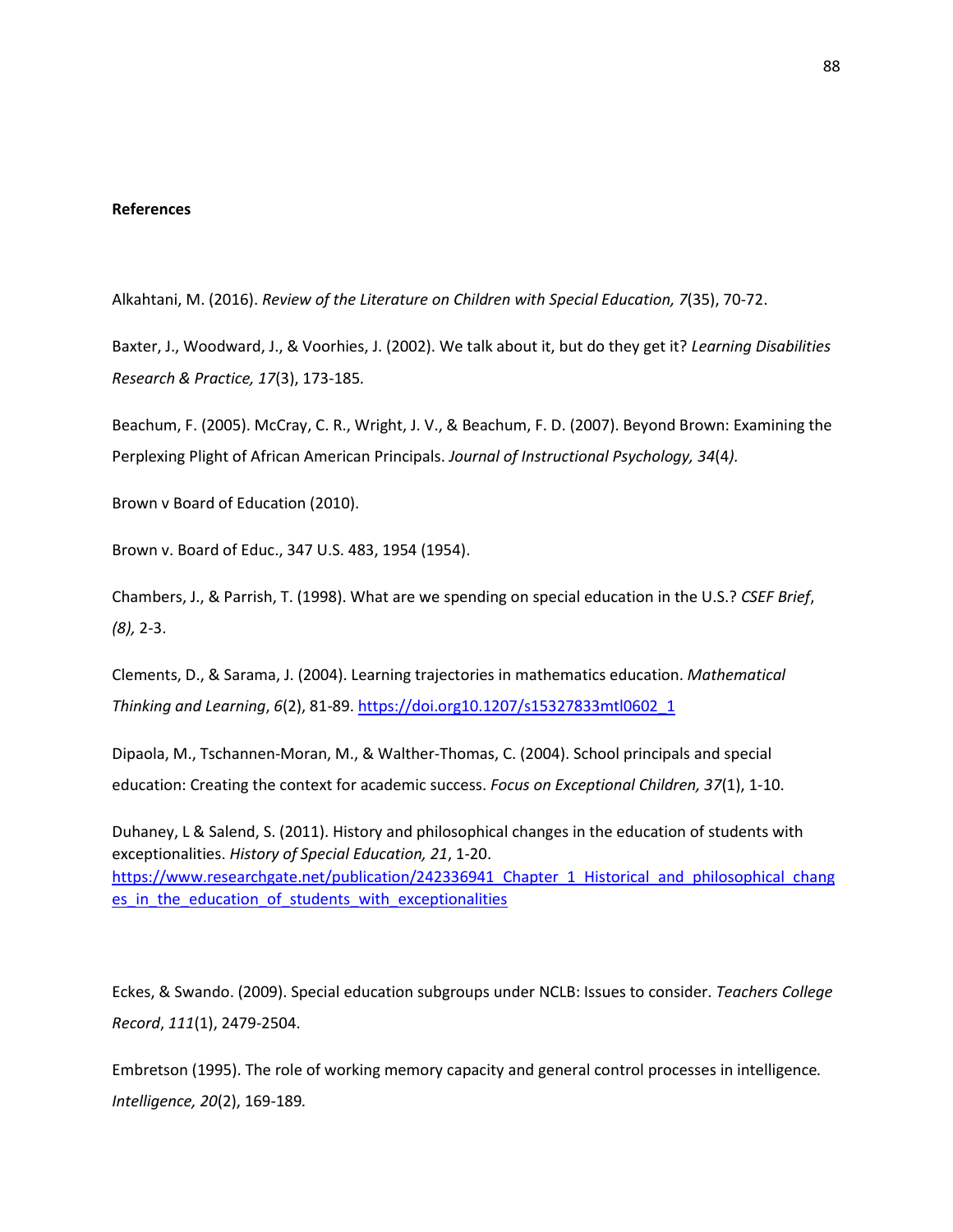**References**

Alkahtani, M. (2016). *Review of the Literature on Children with Special Education, 7*(35), 70-72.

Baxter, J., Woodward, J., & Voorhies, J. (2002). We talk about it, but do they get it? *Learning Disabilities Research & Practice, 17*(3), 173-185.

Beachum, F. (2005). McCray, C. R., Wright, J. V., & Beachum, F. D. (2007). Beyond Brown: Examining the Perplexing Plight of African American Principals. *Journal of Instructional Psychology, 34*(4*).*

Brown v Board of Education (2010).

Brown v. Board of Educ., 347 U.S. 483, 1954 (1954).

Chambers, J., & Parrish, T. (1998). What are we spending on special education in the U.S.? *CSEF Brief*, *(8),* 2-3.

Clements, D., & Sarama, J. (2004). Learning trajectories in mathematics education. *Mathematical Thinking and Learning*, *6*(2), 81-89. https://doi.org10.1207/s15327833mtl0602_1

Dipaola, M., Tschannen-Moran, M., & Walther-Thomas, C. (2004). School principals and special education: Creating the context for academic success. *Focus on Exceptional Children, 37*(1), 1-10.

Duhaney, L & Salend, S. (2011). History and philosophical changes in the education of students with exceptionalities. *History of Special Education, 21*, 1-20. https://www.researchgate.net/publication/242336941_Chapter_1_Historical_and_philosophical_changes_in_the_education_of_students_with_exceptionalities

Eckes, & Swando. (2009). Special education subgroups under NCLB: Issues to consider. *Teachers College Record*, *111*(1), 2479-2504.

Embretson (1995). The role of working memory capacity and general control processes in intelligence*. Intelligence, 20*(2), 169-189*.*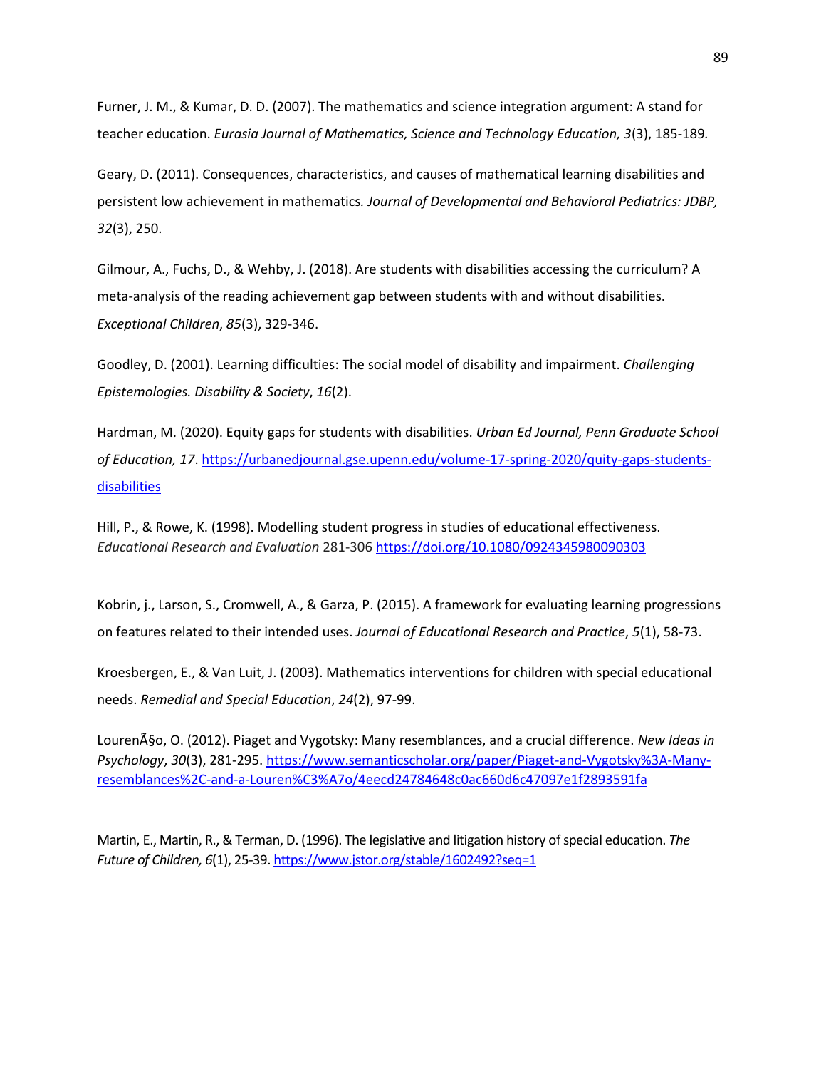Furner, J. M., & Kumar, D. D. (2007). The mathematics and science integration argument: A stand for teacher education. *Eurasia Journal of Mathematics, Science and Technology Education, 3*(3), 185-189*.*

Geary, D. (2011). Consequences, characteristics, and causes of mathematical learning disabilities and persistent low achievement in mathematics*. Journal of Developmental and Behavioral Pediatrics: JDBP, 32*(3), 250.

Gilmour, A., Fuchs, D., & Wehby, J. (2018). Are students with disabilities accessing the curriculum? A meta-analysis of the reading achievement gap between students with and without disabilities. *Exceptional Children*, *85*(3), 329-346.

Goodley, D. (2001). Learning difficulties: The social model of disability and impairment. *Challenging Epistemologies. Disability & Society*, *16*(2).

Hardman, M. (2020). Equity gaps for students with disabilities. *Urban Ed Journal, Penn Graduate School of Education, 17*. https://urbanedjournal.gse.upenn.edu/volume-17-spring-2020/quity-gaps-students-disabilities

Hill, P., & Rowe, K. (1998). Modelling student progress in studies of educational effectiveness. *Educational Research and Evaluation* 281-306 https://doi.org/10.1080/0924345980090303

Kobrin, j., Larson, S., Cromwell, A., & Garza, P. (2015). A framework for evaluating learning progressions on features related to their intended uses. *Journal of Educational Research and Practice*, *5*(1), 58-73.

Kroesbergen, E., & Van Luit, J. (2003). Mathematics interventions for children with special educational needs. *Remedial and Special Education*, *24*(2), 97-99.

LourenÃ§o, O. (2012). Piaget and Vygotsky: Many resemblances, and a crucial difference. *New Ideas in Psychology*, *30*(3), 281-295. https://www.semanticscholar.org/paper/Piaget-and-Vygotsky%3A-Many-resemblances%2C-and-a-Louren%C3%A7o/4eecd24784648c0ac660d6c47097e1f2893591fa

Martin, E., Martin, R., & Terman, D. (1996). The legislative and litigation history of special education. *The Future of Children, 6*(1), 25-39. https://www.jstor.org/stable/1602492?seq=1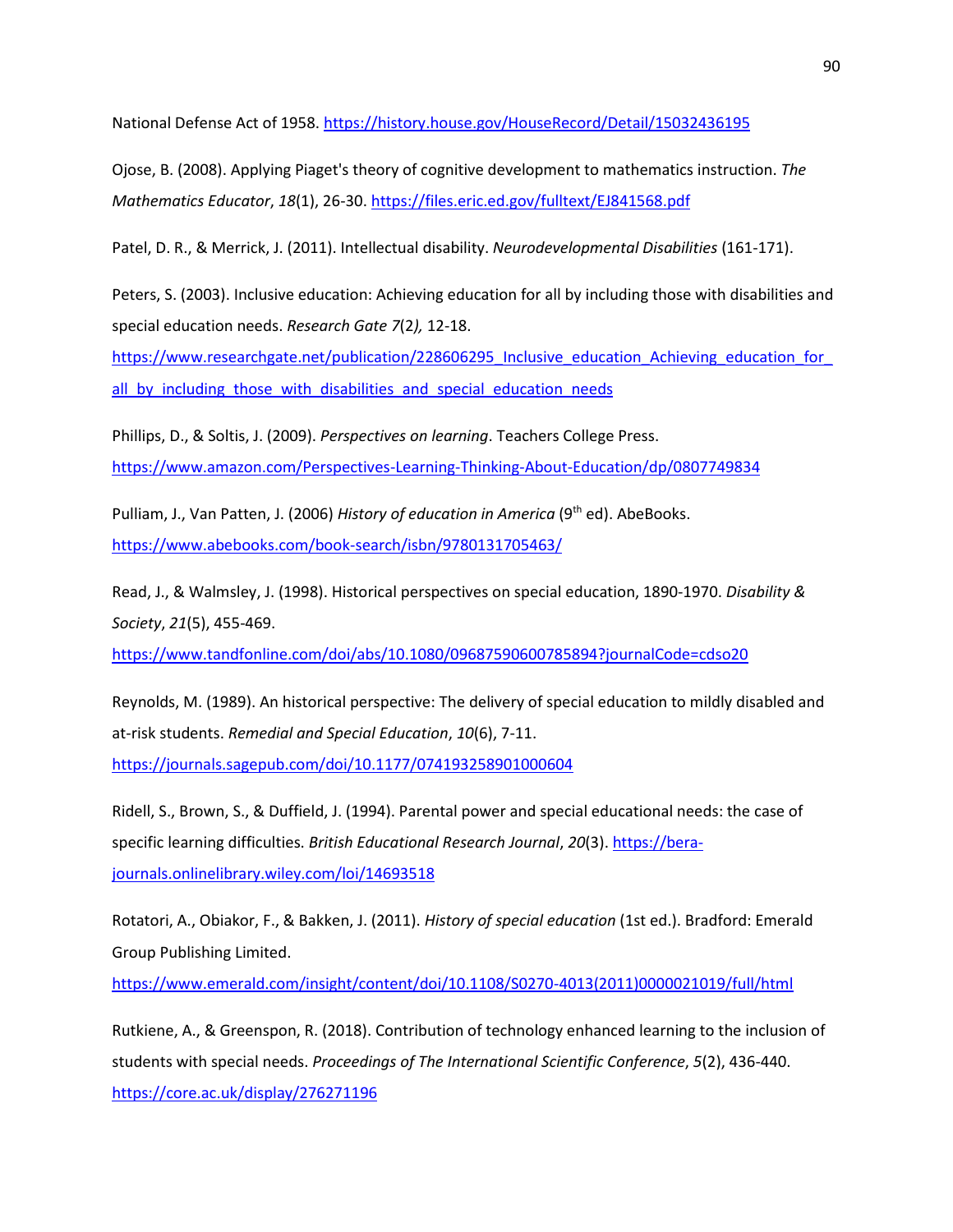National Defense Act of 1958. https://history.house.gov/HouseRecord/Detail/15032436195

Ojose, B. (2008). Applying Piaget's theory of cognitive development to mathematics instruction. *The Mathematics Educator*, *18*(1), 26-30. https://files.eric.ed.gov/fulltext/EJ841568.pdf

Patel, D. R., & Merrick, J. (2011). Intellectual disability. *Neurodevelopmental Disabilities* (161-171).

Peters, S. (2003). Inclusive education: Achieving education for all by including those with disabilities and special education needs. *Research Gate 7*(2*),* 12-18. https://www.researchgate.net/publication/228606295_Inclusive_education_Achieving_education_for_all_by_including_those_with_disabilities_and_special_education_needs

Phillips, D., & Soltis, J. (2009). *Perspectives on learning*. Teachers College Press. https://www.amazon.com/Perspectives-Learning-Thinking-About-Education/dp/0807749834

Pulliam, J., Van Patten, J. (2006) *History of education in America* (9th ed). AbeBooks. https://www.abebooks.com/book-search/isbn/9780131705463/

Read, J., & Walmsley, J. (1998). Historical perspectives on special education, 1890-1970. *Disability & Society*, *21*(5), 455-469. https://www.tandfonline.com/doi/abs/10.1080/09687590600785894?journalCode=cdso20

Reynolds, M. (1989). An historical perspective: The delivery of special education to mildly disabled and at-risk students. *Remedial and Special Education*, *10*(6), 7-11. https://journals.sagepub.com/doi/10.1177/074193258901000604

Ridell, S., Brown, S., & Duffield, J. (1994). Parental power and special educational needs: the case of specific learning difficulties. *British Educational Research Journal*, *20*(3). https://bera-journals.onlinelibrary.wiley.com/loi/14693518

Rotatori, A., Obiakor, F., & Bakken, J. (2011). *History of special education* (1st ed.). Bradford: Emerald Group Publishing Limited. https://www.emerald.com/insight/content/doi/10.1108/S0270-4013(2011)0000021019/full/html

Rutkiene, A., & Greenspon, R. (2018). Contribution of technology enhanced learning to the inclusion of students with special needs. *Proceedings of The International Scientific Conference*, *5*(2), 436-440. https://core.ac.uk/display/276271196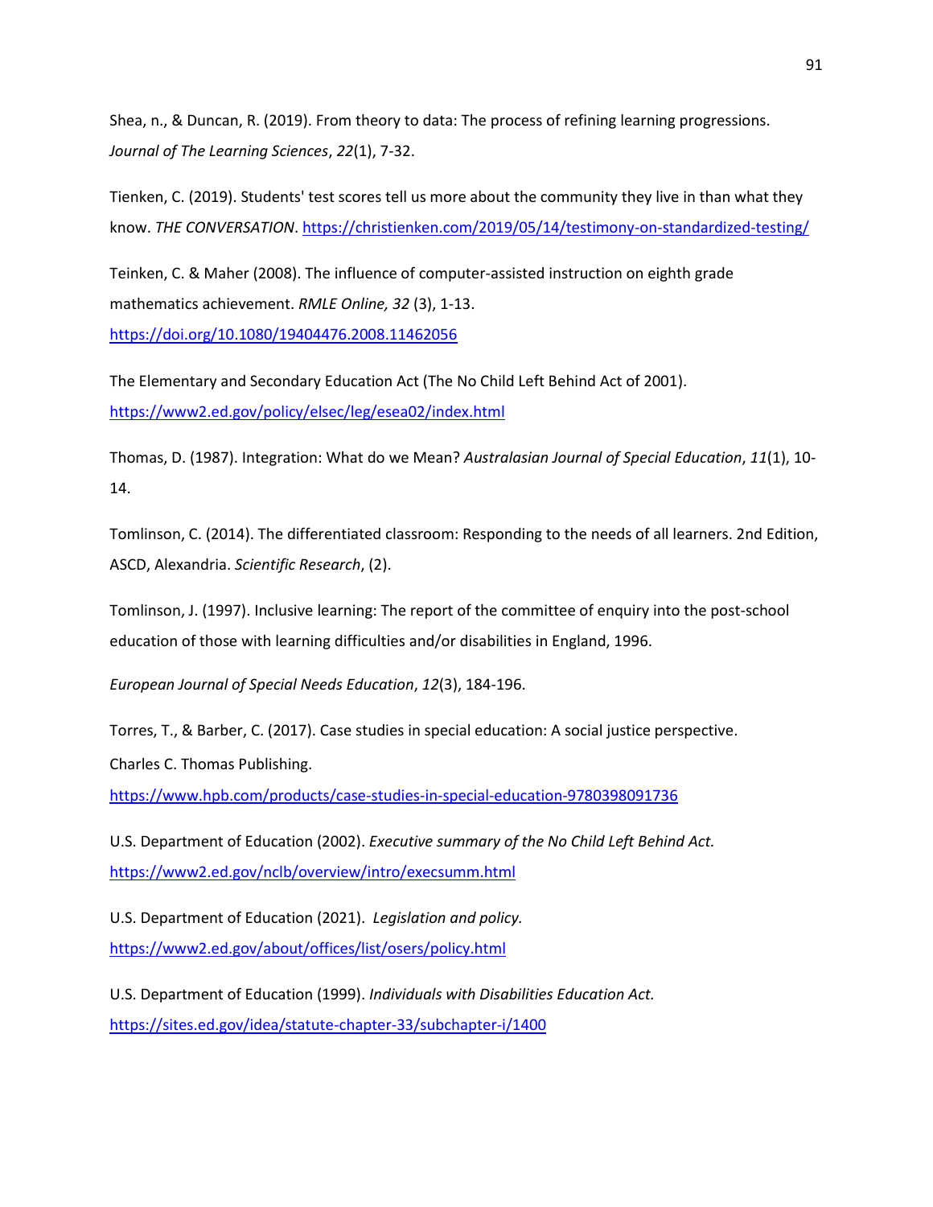Shea, n., & Duncan, R. (2019). From theory to data: The process of refining learning progressions. *Journal of The Learning Sciences*, *22*(1), 7-32.

Tienken, C. (2019). Students' test scores tell us more about the community they live in than what they know. *THE CONVERSATION*. https://christienken.com/2019/05/14/testimony-on-standardized-testing/

Teinken, C. & Maher (2008). The influence of computer-assisted instruction on eighth grade mathematics achievement. *RMLE Online, 32* (3), 1-13. https://doi.org/10.1080/19404476.2008.11462056

The Elementary and Secondary Education Act (The No Child Left Behind Act of 2001). https://www2.ed.gov/policy/elsec/leg/esea02/index.html

Thomas, D. (1987). Integration: What do we Mean? *Australasian Journal of Special Education*, *11*(1), 10-14.

Tomlinson, C. (2014). The differentiated classroom: Responding to the needs of all learners. 2nd Edition, ASCD, Alexandria. *Scientific Research*, (2).

Tomlinson, J. (1997). Inclusive learning: The report of the committee of enquiry into the post-school education of those with learning difficulties and/or disabilities in England, 1996.

*European Journal of Special Needs Education*, *12*(3), 184-196.

Torres, T., & Barber, C. (2017). Case studies in special education: A social justice perspective.

Charles C. Thomas Publishing.

https://www.hpb.com/products/case-studies-in-special-education-9780398091736

U.S. Department of Education (2002). *Executive summary of the No Child Left Behind Act.* https://www2.ed.gov/nclb/overview/intro/execsumm.html

U.S. Department of Education (2021). *Legislation and policy.* https://www2.ed.gov/about/offices/list/osers/policy.html

U.S. Department of Education (1999). *Individuals with Disabilities Education Act.* https://sites.ed.gov/idea/statute-chapter-33/subchapter-i/1400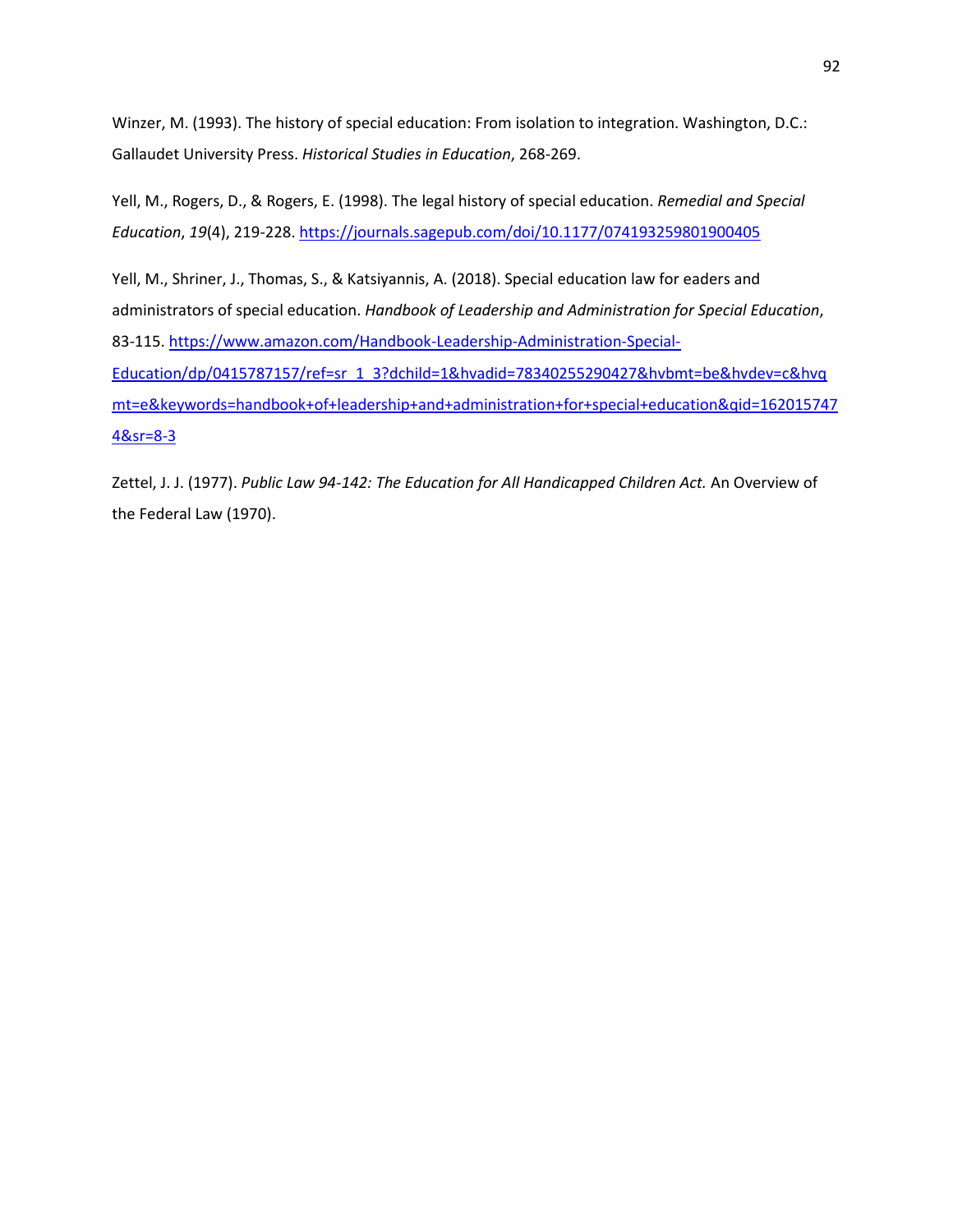Winzer, M. (1993). The history of special education: From isolation to integration. Washington, D.C.: Gallaudet University Press. *Historical Studies in Education*, 268-269.

Yell, M., Rogers, D., & Rogers, E. (1998). The legal history of special education. *Remedial and Special Education*, *19*(4), 219-228. https://journals.sagepub.com/doi/10.1177/074193259801900405

Yell, M., Shriner, J., Thomas, S., & Katsiyannis, A. (2018). Special education law for eaders and administrators of special education. *Handbook of Leadership and Administration for Special Education*, 83-115. https://www.amazon.com/Handbook-Leadership-Administration-Special-Education/dp/0415787157/ref=sr_1_3?dchild=1&hvadid=78340255290427&hvbmt=be&hvdev=c&hvqmt=e&keywords=handbook+of+leadership+and+administration+for+special+education&qid=1620157474&sr=8-3

Zettel, J. J. (1977). *Public Law 94-142: The Education for All Handicapped Children Act.* An Overview of the Federal Law (1970).